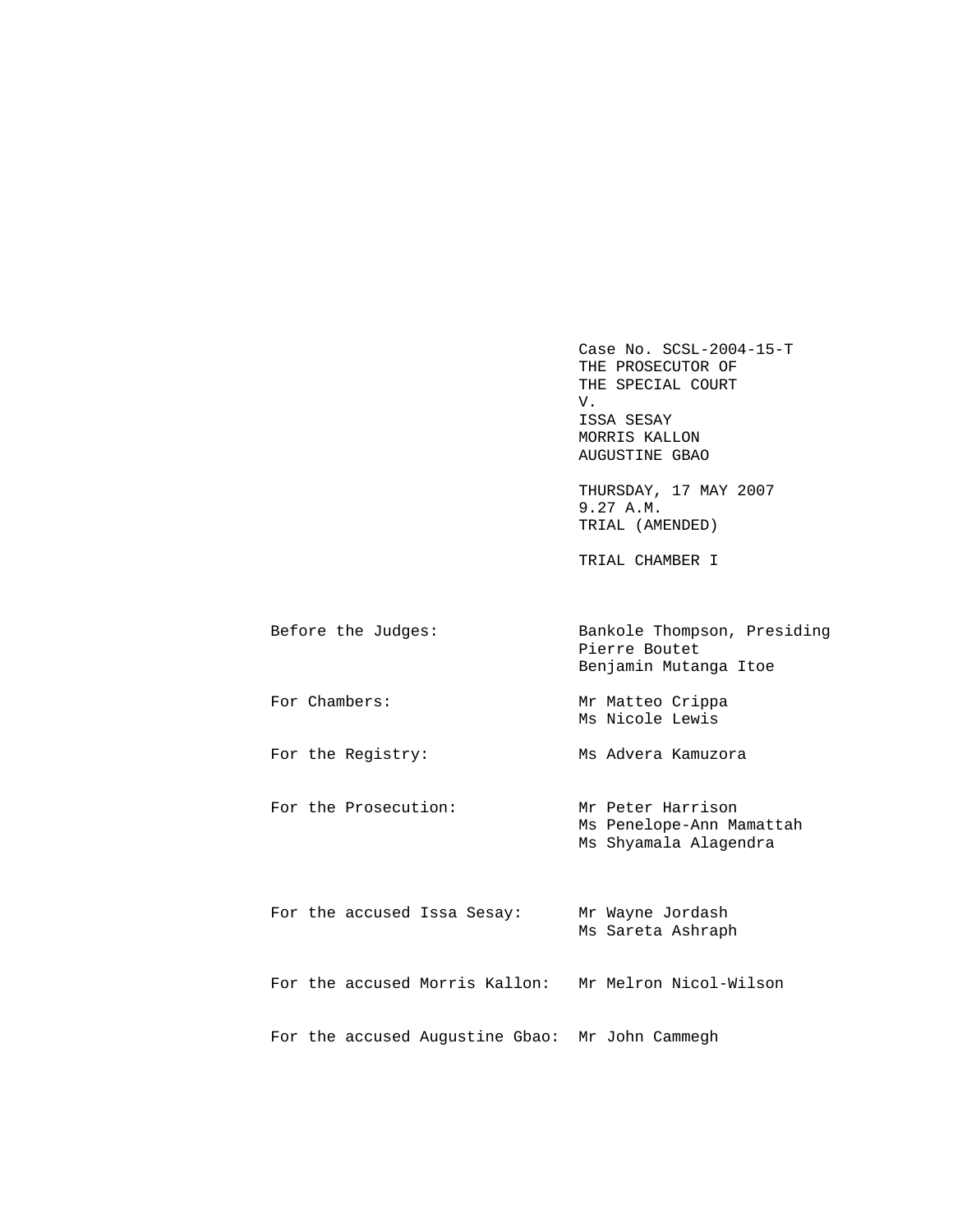Case No. SCSL-2004-15-T
THE PROSECUTOR OF
THE SPECIAL COURT
V.
ISSA SESAY
MORRIS KALLON
AUGUSTINE GBAO

THURSDAY, 17 MAY 2007
9.27 A.M.
TRIAL (AMENDED)

TRIAL CHAMBER I

| | |
|---|---|
| Before the Judges: | Bankole Thompson, Presiding<br>Pierre Boutet<br>Benjamin Mutanga Itoe |
| For Chambers: | Mr Matteo Crippa<br>Ms Nicole Lewis |
| For the Registry: | Ms Advera Kamuzora |
| For the Prosecution: | Mr Peter Harrison<br>Ms Penelope-Ann Mamattah<br>Ms Shyamala Alagendra |
| For the accused Issa Sesay: | Mr Wayne Jordash<br>Ms Sareta Ashraph |
| For the accused Morris Kallon: | Mr Melron Nicol-Wilson |
| For the accused Augustine Gbao: | Mr John Cammegh |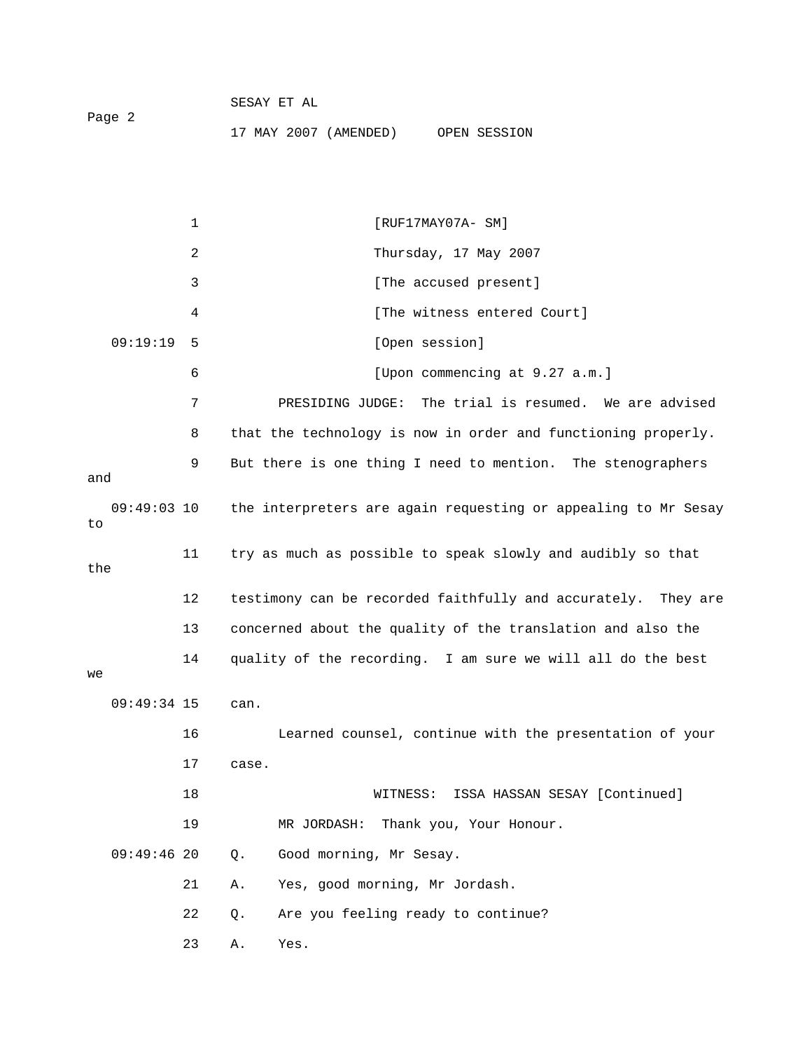[RUF17MAY07A- SM]

Thursday, 17 May 2007

[The accused present]

[The witness entered Court]

[Open session]

[Upon commencing at 9.27 a.m.]

PRESIDING JUDGE: The trial is resumed. We are advised that the technology is now in order and functioning properly. But there is one thing I need to mention. The stenographers and the interpreters are again requesting or appealing to Mr Sesay to try as much as possible to speak slowly and audibly so that the testimony can be recorded faithfully and accurately. They are concerned about the quality of the translation and also the quality of the recording. I am sure we will all do the best we can.

Learned counsel, continue with the presentation of your case.

WITNESS: ISSA HASSAN SESAY [Continued]

MR JORDASH: Thank you, Your Honour.

Q. Good morning, Mr Sesay.

A. Yes, good morning, Mr Jordash.

Q. Are you feeling ready to continue?

A. Yes.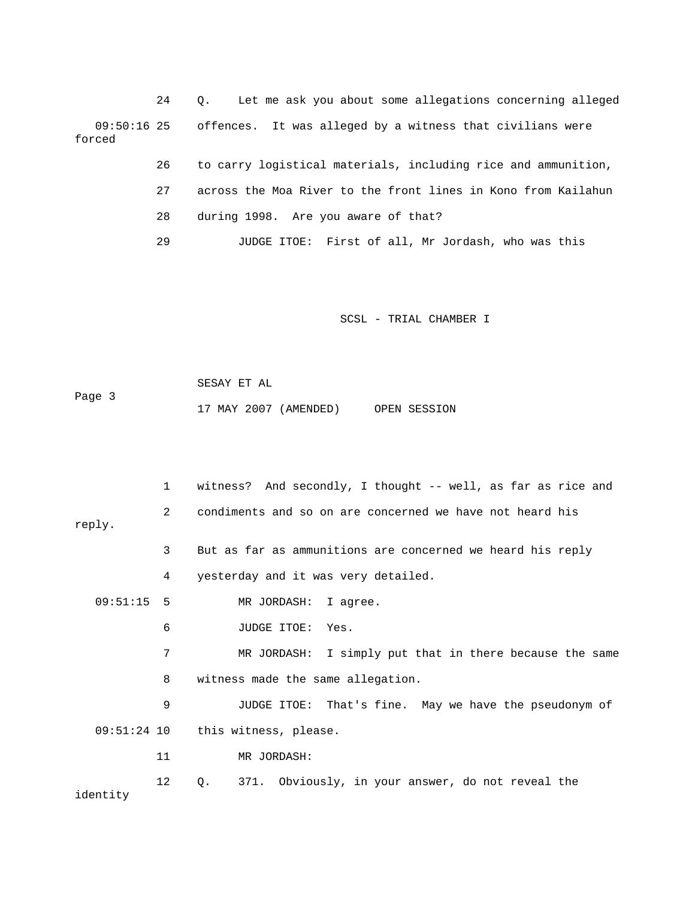24 Q. Let me ask you about some allegations concerning alleged

09:50:16 25 offences. It was alleged by a witness that civilians were forced

26 to carry logistical materials, including rice and ammunition,

27 across the Moa River to the front lines in Kono from Kailahun

28 during 1998. Are you aware of that?

29 JUDGE ITOE: First of all, Mr Jordash, who was this

SCSL - TRIAL CHAMBER I

SESAY ET AL

17 MAY 2007 (AMENDED) OPEN SESSION

1 witness? And secondly, I thought -- well, as far as rice and

2 condiments and so on are concerned we have not heard his reply.

3 But as far as ammunitions are concerned we heard his reply

4 yesterday and it was very detailed.

09:51:15 5 MR JORDASH: I agree.

6 JUDGE ITOE: Yes.

7 MR JORDASH: I simply put that in there because the same

8 witness made the same allegation.

9 JUDGE ITOE: That's fine. May we have the pseudonym of

09:51:24 10 this witness, please.

11 MR JORDASH:

12 Q. 371. Obviously, in your answer, do not reveal the identity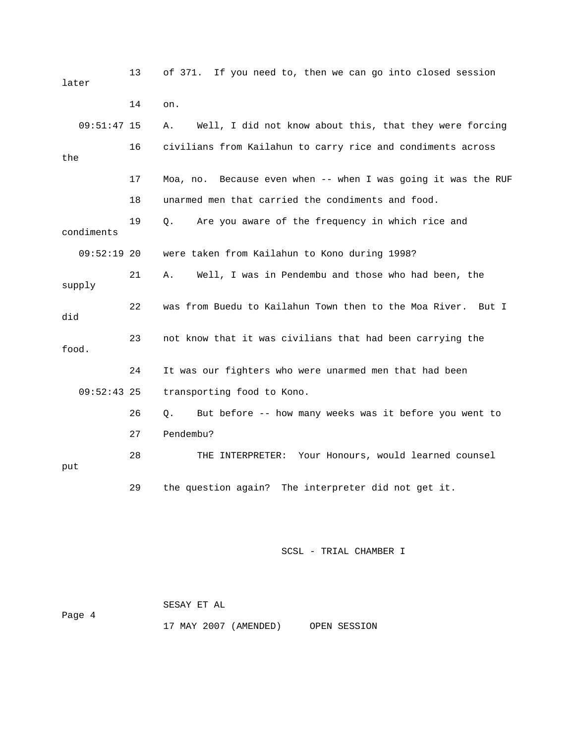13 of 371. If you need to, then we can go into closed session later

14 on.

09:51:47 15 A. Well, I did not know about this, that they were forcing

16 civilians from Kailahun to carry rice and condiments across the

17 Moa, no. Because even when -- when I was going it was the RUF

18 unarmed men that carried the condiments and food.

19 Q. Are you aware of the frequency in which rice and condiments

09:52:19 20 were taken from Kailahun to Kono during 1998?

21 A. Well, I was in Pendembu and those who had been, the supply

22 was from Buedu to Kailahun Town then to the Moa River. But I did

23 not know that it was civilians that had been carrying the food.

24 It was our fighters who were unarmed men that had been

09:52:43 25 transporting food to Kono.

26 Q. But before -- how many weeks was it before you went to

27 Pendembu?

28 THE INTERPRETER: Your Honours, would learned counsel put

29 the question again? The interpreter did not get it.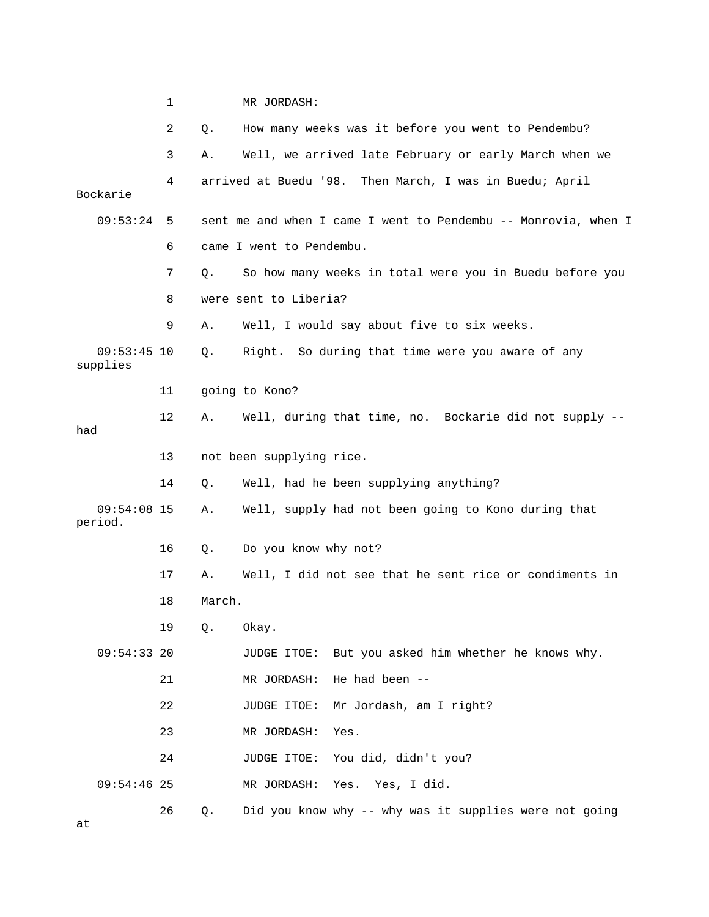1 MR JORDASH:

2 Q. How many weeks was it before you went to Pendembu?

3 A. Well, we arrived late February or early March when we

4 arrived at Buedu '98. Then March, I was in Buedu; April Bockarie

09:53:24 5 sent me and when I came I went to Pendembu -- Monrovia, when I

6 came I went to Pendembu.

7 Q. So how many weeks in total were you in Buedu before you

8 were sent to Liberia?

9 A. Well, I would say about five to six weeks.

09:53:45 10 Q. Right. So during that time were you aware of any supplies

11 going to Kono?

12 A. Well, during that time, no. Bockarie did not supply -- had

13 not been supplying rice.

14 Q. Well, had he been supplying anything?

09:54:08 15 A. Well, supply had not been going to Kono during that period.

16 Q. Do you know why not?

17 A. Well, I did not see that he sent rice or condiments in

18 March.

19 Q. Okay.

09:54:33 20 JUDGE ITOE: But you asked him whether he knows why.

21 MR JORDASH: He had been --

22 JUDGE ITOE: Mr Jordash, am I right?

23 MR JORDASH: Yes.

24 JUDGE ITOE: You did, didn't you?

09:54:46 25 MR JORDASH: Yes. Yes, I did.

26 Q. Did you know why -- why was it supplies were not going at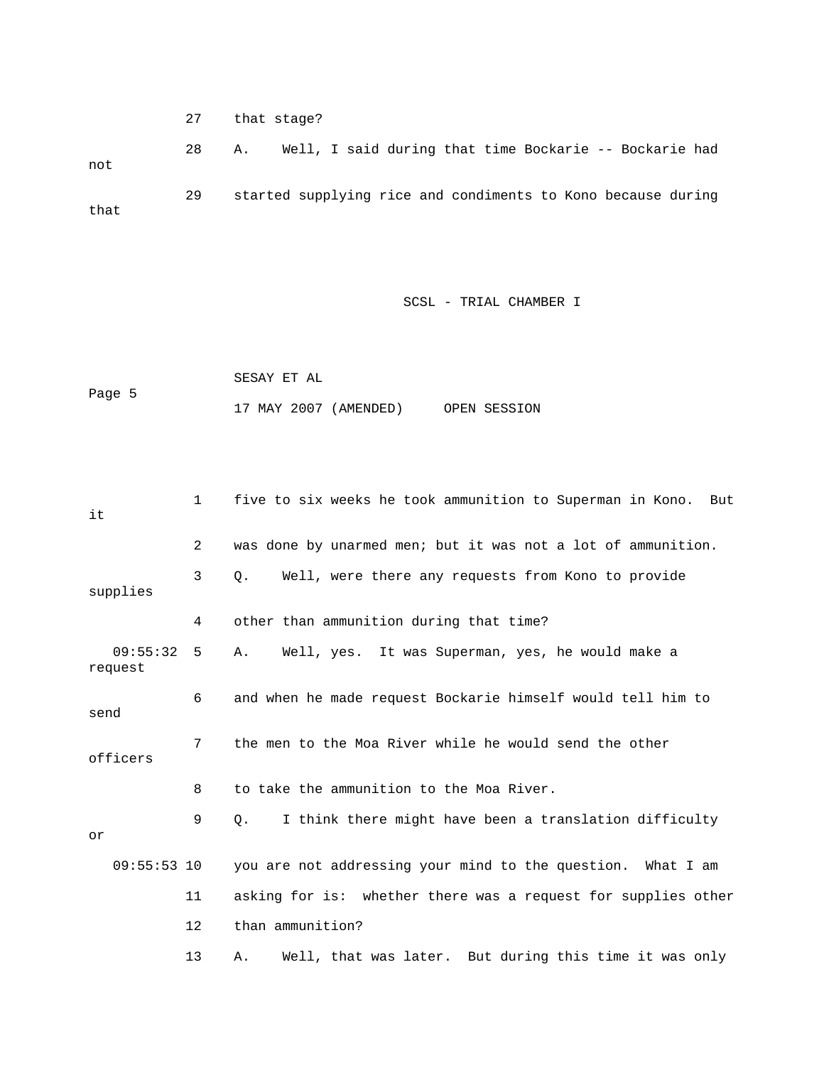27 that stage?

28 A. Well, I said during that time Bockarie -- Bockarie had not

29 started supplying rice and condiments to Kono because during that

1 five to six weeks he took ammunition to Superman in Kono. But it

2 was done by unarmed men; but it was not a lot of ammunition.

3 Q. Well, were there any requests from Kono to provide supplies

4 other than ammunition during that time?

09:55:32 5 A. Well, yes. It was Superman, yes, he would make a request

6 and when he made request Bockarie himself would tell him to send

7 the men to the Moa River while he would send the other officers

8 to take the ammunition to the Moa River.

9 Q. I think there might have been a translation difficulty or

09:55:53 10 you are not addressing your mind to the question. What I am

11 asking for is: whether there was a request for supplies other

12 than ammunition?

13 A. Well, that was later. But during this time it was only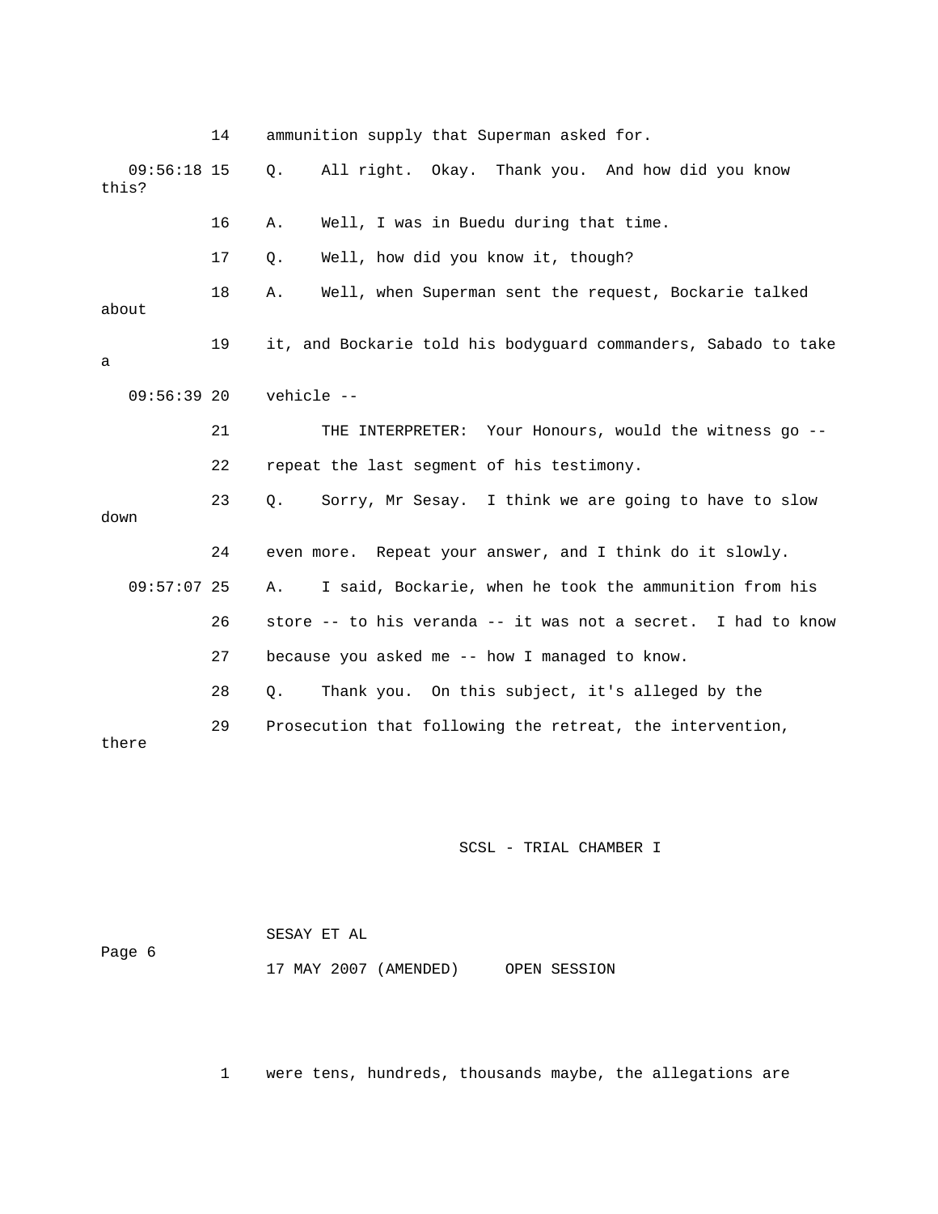14 ammunition supply that Superman asked for.

09:56:18 15 Q. All right. Okay. Thank you. And how did you know this?

16 A. Well, I was in Buedu during that time.

17 Q. Well, how did you know it, though?

18 A. Well, when Superman sent the request, Bockarie talked about

19 it, and Bockarie told his bodyguard commanders, Sabado to take a

09:56:39 20 vehicle --

21 THE INTERPRETER: Your Honours, would the witness go --

22 repeat the last segment of his testimony.

23 Q. Sorry, Mr Sesay. I think we are going to have to slow down

24 even more. Repeat your answer, and I think do it slowly.

09:57:07 25 A. I said, Bockarie, when he took the ammunition from his

26 store -- to his veranda -- it was not a secret. I had to know

27 because you asked me -- how I managed to know.

28 Q. Thank you. On this subject, it's alleged by the

29 Prosecution that following the retreat, the intervention, there

1 were tens, hundreds, thousands maybe, the allegations are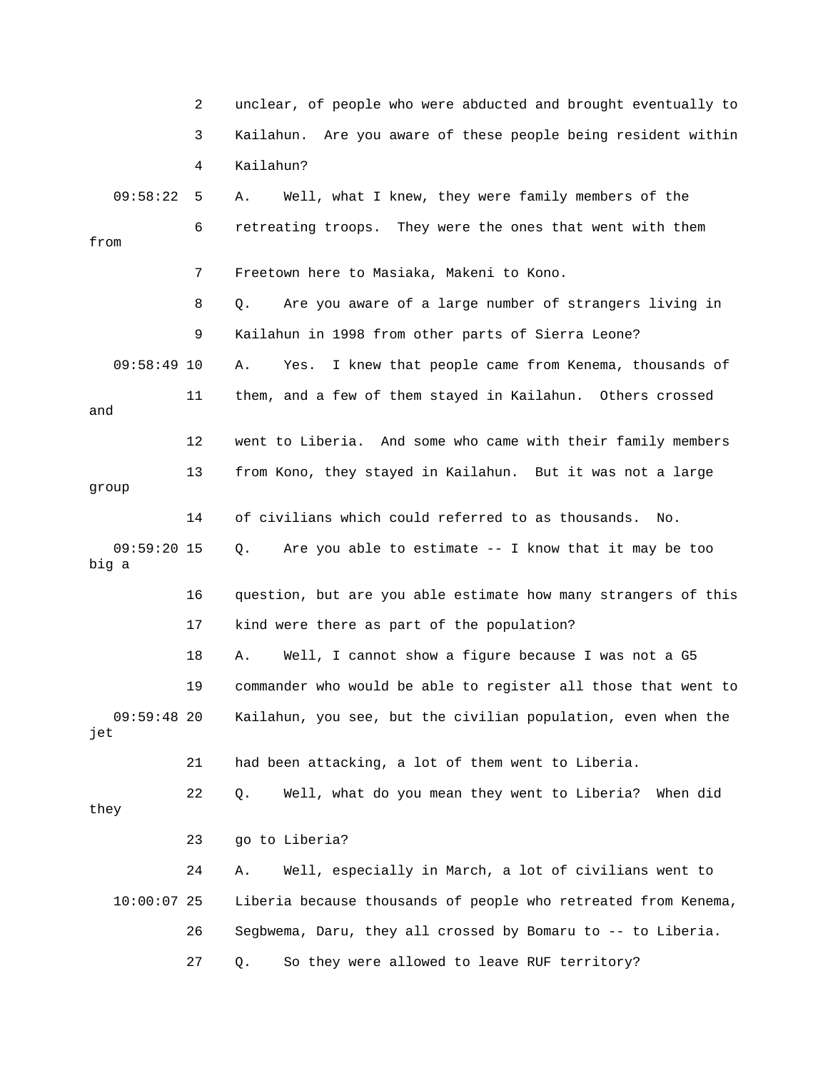2 unclear, of people who were abducted and brought eventually to

3 Kailahun. Are you aware of these people being resident within

4 Kailahun?

09:58:22 5 A. Well, what I knew, they were family members of the

6 retreating troops. They were the ones that went with them from

7 Freetown here to Masiaka, Makeni to Kono.

8 Q. Are you aware of a large number of strangers living in

9 Kailahun in 1998 from other parts of Sierra Leone?

09:58:49 10 A. Yes. I knew that people came from Kenema, thousands of

11 them, and a few of them stayed in Kailahun. Others crossed and

12 went to Liberia. And some who came with their family members

13 from Kono, they stayed in Kailahun. But it was not a large group

14 of civilians which could referred to as thousands. No.

09:59:20 15 Q. Are you able to estimate -- I know that it may be too big a

16 question, but are you able estimate how many strangers of this

17 kind were there as part of the population?

18 A. Well, I cannot show a figure because I was not a G5

19 commander who would be able to register all those that went to

09:59:48 20 Kailahun, you see, but the civilian population, even when the jet

21 had been attacking, a lot of them went to Liberia.

22 Q. Well, what do you mean they went to Liberia? When did they

23 go to Liberia?

24 A. Well, especially in March, a lot of civilians went to

10:00:07 25 Liberia because thousands of people who retreated from Kenema,

26 Segbwema, Daru, they all crossed by Bomaru to -- to Liberia.

27 Q. So they were allowed to leave RUF territory?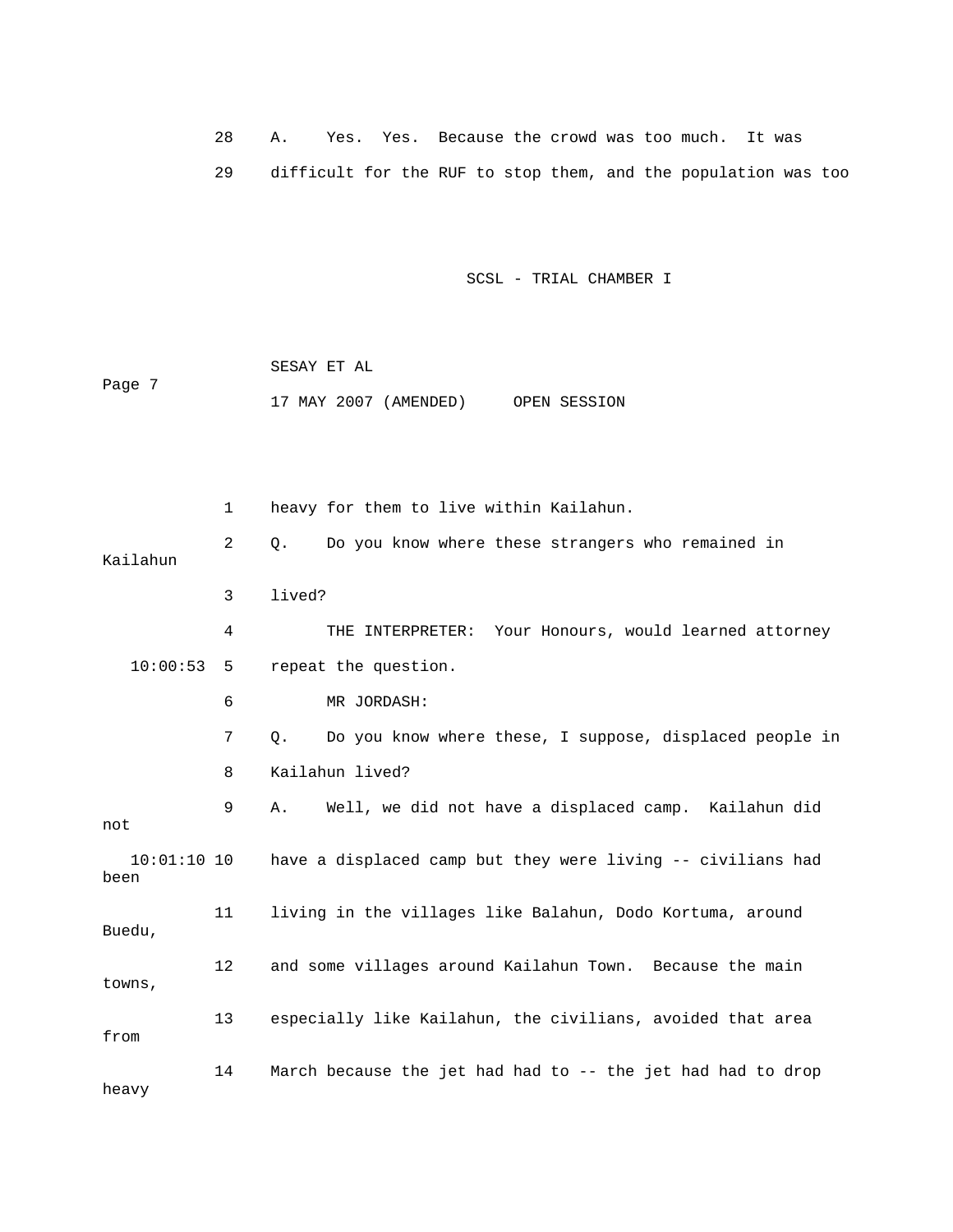28 A. Yes. Yes. Because the crowd was too much. It was

29 difficult for the RUF to stop them, and the population was too

1 heavy for them to live within Kailahun.

2 Q. Do you know where these strangers who remained in Kailahun

3 lived?

4 THE INTERPRETER: Your Honours, would learned attorney

10:00:53 5 repeat the question.

6 MR JORDASH:

7 Q. Do you know where these, I suppose, displaced people in

8 Kailahun lived?

9 A. Well, we did not have a displaced camp. Kailahun did not

10:01:10 10 have a displaced camp but they were living -- civilians had been

11 living in the villages like Balahun, Dodo Kortuma, around Buedu,

12 and some villages around Kailahun Town. Because the main towns,

13 especially like Kailahun, the civilians, avoided that area from

14 March because the jet had had to -- the jet had had to drop heavy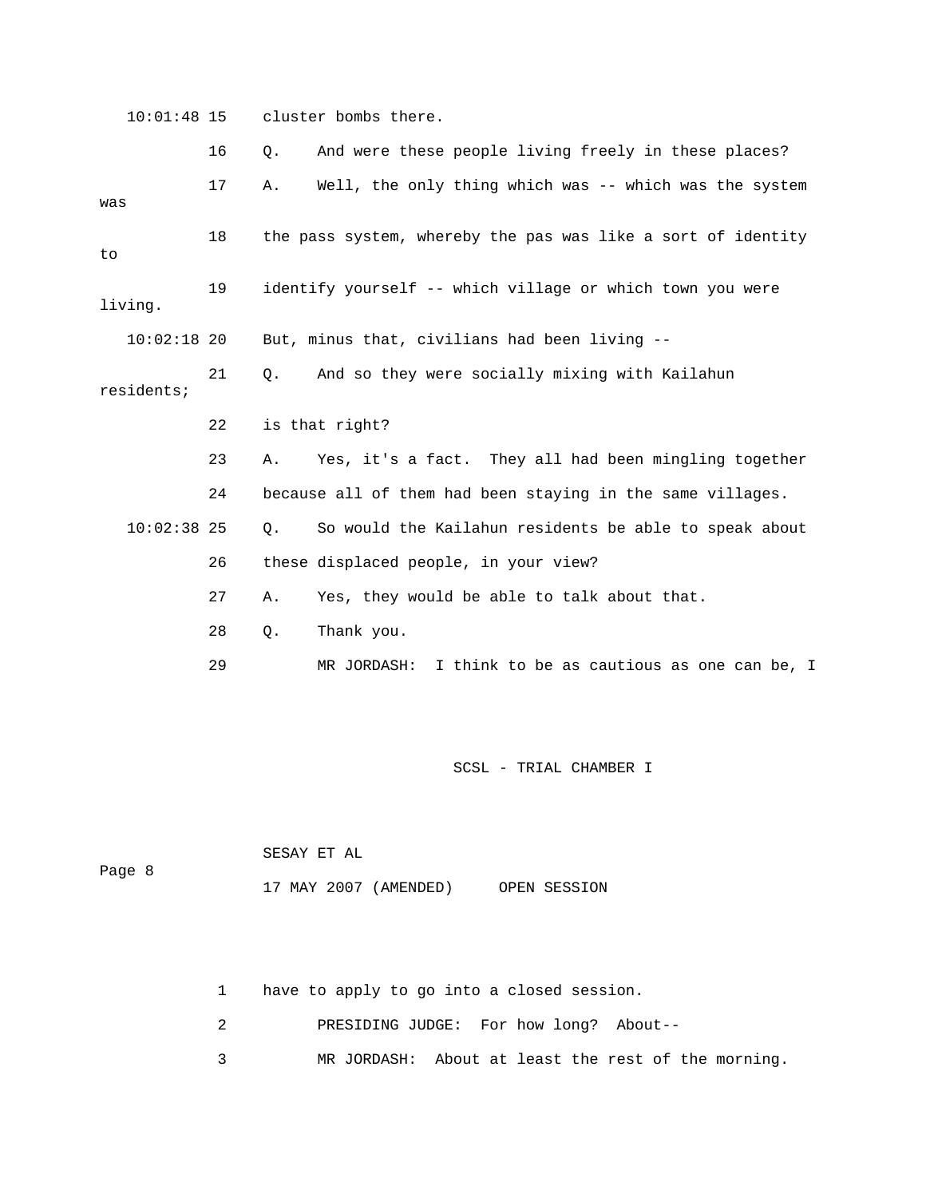10:01:48 15 cluster bombs there.

16 Q. And were these people living freely in these places?

17 A. Well, the only thing which was -- which was the system was

18 the pass system, whereby the pas was like a sort of identity to

19 identify yourself -- which village or which town you were living.

10:02:18 20 But, minus that, civilians had been living --

21 Q. And so they were socially mixing with Kailahun residents;

22 is that right?

23 A. Yes, it's a fact. They all had been mingling together

24 because all of them had been staying in the same villages.

10:02:38 25 Q. So would the Kailahun residents be able to speak about

26 these displaced people, in your view?

27 A. Yes, they would be able to talk about that.

28 Q. Thank you.

29 MR JORDASH: I think to be as cautious as one can be, I

SESAY ET AL

17 MAY 2007 (AMENDED) OPEN SESSION

1 have to apply to go into a closed session.

2 PRESIDING JUDGE: For how long? About--

3 MR JORDASH: About at least the rest of the morning.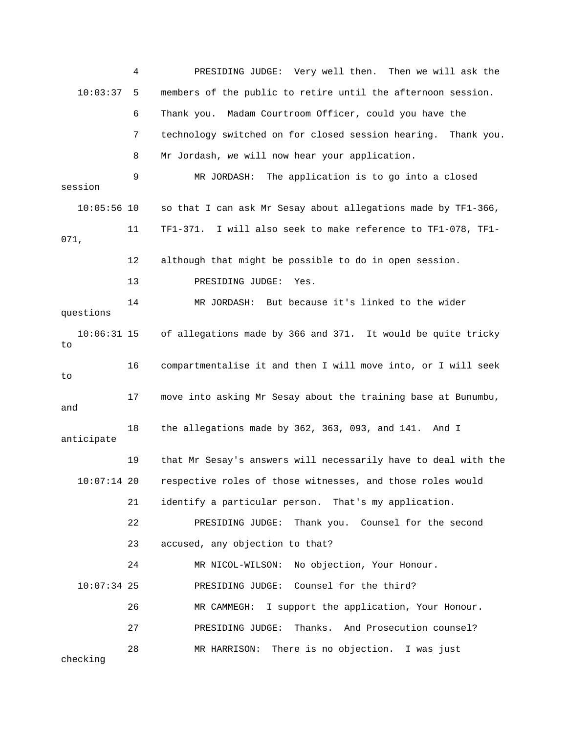4 PRESIDING JUDGE: Very well then. Then we will ask the

10:03:37 5 members of the public to retire until the afternoon session.

6 Thank you. Madam Courtroom Officer, could you have the

7 technology switched on for closed session hearing. Thank you.

8 Mr Jordash, we will now hear your application.

9 MR JORDASH: The application is to go into a closed session

10:05:56 10 so that I can ask Mr Sesay about allegations made by TF1-366,

11 TF1-371. I will also seek to make reference to TF1-078, TF1-071,

12 although that might be possible to do in open session.

13 PRESIDING JUDGE: Yes.

14 MR JORDASH: But because it's linked to the wider questions

10:06:31 15 of allegations made by 366 and 371. It would be quite tricky to

16 compartmentalise it and then I will move into, or I will seek to

17 move into asking Mr Sesay about the training base at Bunumbu, and

18 the allegations made by 362, 363, 093, and 141. And I anticipate

19 that Mr Sesay's answers will necessarily have to deal with the

10:07:14 20 respective roles of those witnesses, and those roles would

21 identify a particular person. That's my application.

22 PRESIDING JUDGE: Thank you. Counsel for the second

23 accused, any objection to that?

24 MR NICOL-WILSON: No objection, Your Honour.

10:07:34 25 PRESIDING JUDGE: Counsel for the third?

26 MR CAMMEGH: I support the application, Your Honour.

27 PRESIDING JUDGE: Thanks. And Prosecution counsel?

28 MR HARRISON: There is no objection. I was just checking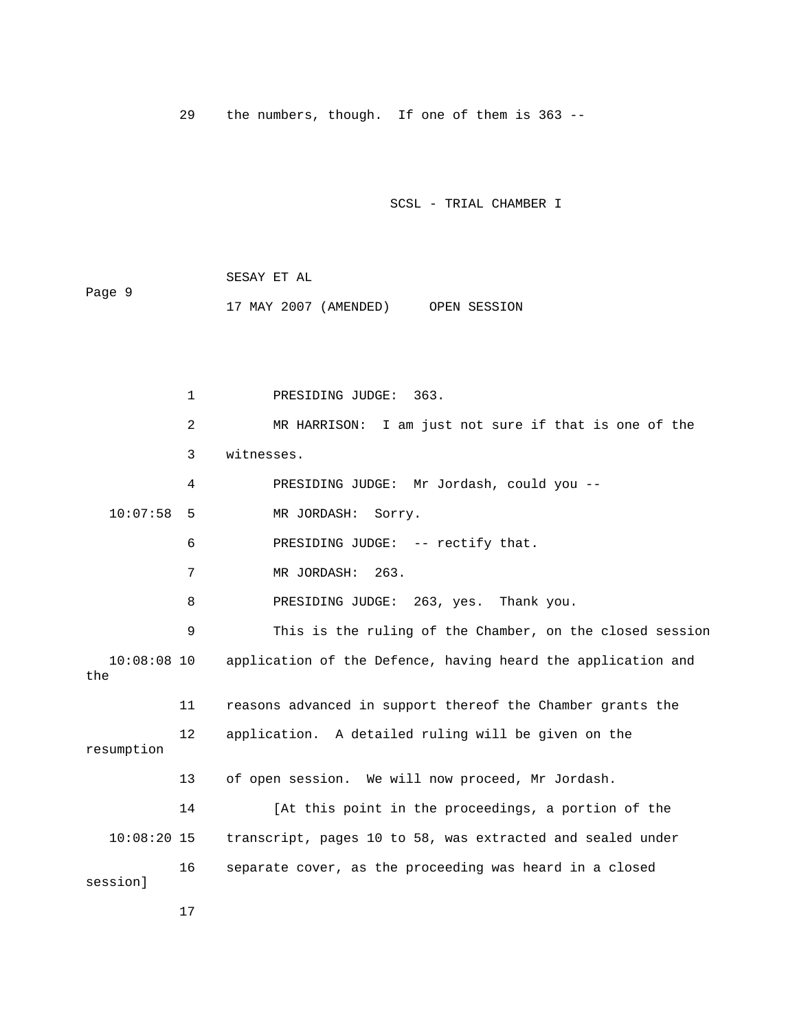29 the numbers, though. If one of them is 363 --

SCSL - TRIAL CHAMBER I

SESAY ET AL

Page 9

17 MAY 2007 (AMENDED) OPEN SESSION

1 PRESIDING JUDGE: 363.

2 MR HARRISON: I am just not sure if that is one of the

3 witnesses.

4 PRESIDING JUDGE: Mr Jordash, could you --

10:07:58 5 MR JORDASH: Sorry.

6 PRESIDING JUDGE: -- rectify that.

7 MR JORDASH: 263.

8 PRESIDING JUDGE: 263, yes. Thank you.

9 This is the ruling of the Chamber, on the closed session

10:08:08 10 application of the Defence, having heard the application and the

11 reasons advanced in support thereof the Chamber grants the

12 application. A detailed ruling will be given on the resumption

13 of open session. We will now proceed, Mr Jordash.

14 [At this point in the proceedings, a portion of the

10:08:20 15 transcript, pages 10 to 58, was extracted and sealed under

16 separate cover, as the proceeding was heard in a closed session]

17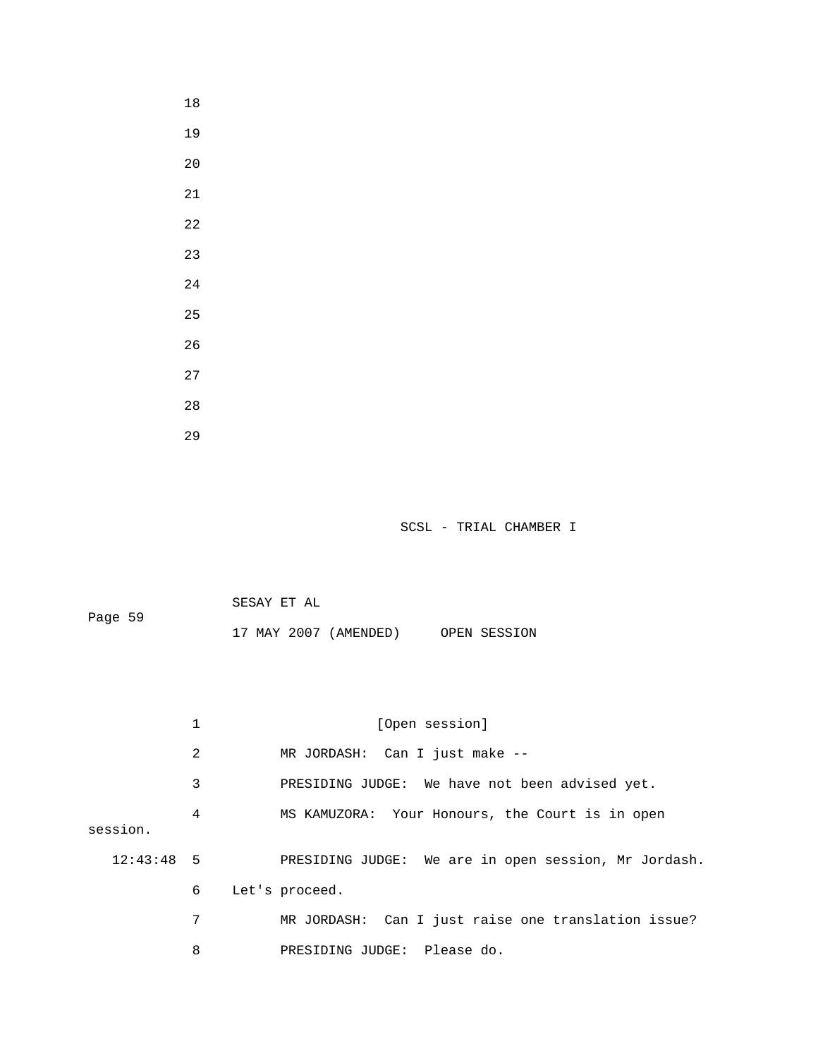[Open session]

MR JORDASH: Can I just make --

PRESIDING JUDGE: We have not been advised yet.

MS KAMUZORA: Your Honours, the Court is in open session.

12:43:48 PRESIDING JUDGE: We are in open session, Mr Jordash. Let's proceed.

MR JORDASH: Can I just raise one translation issue?

PRESIDING JUDGE: Please do.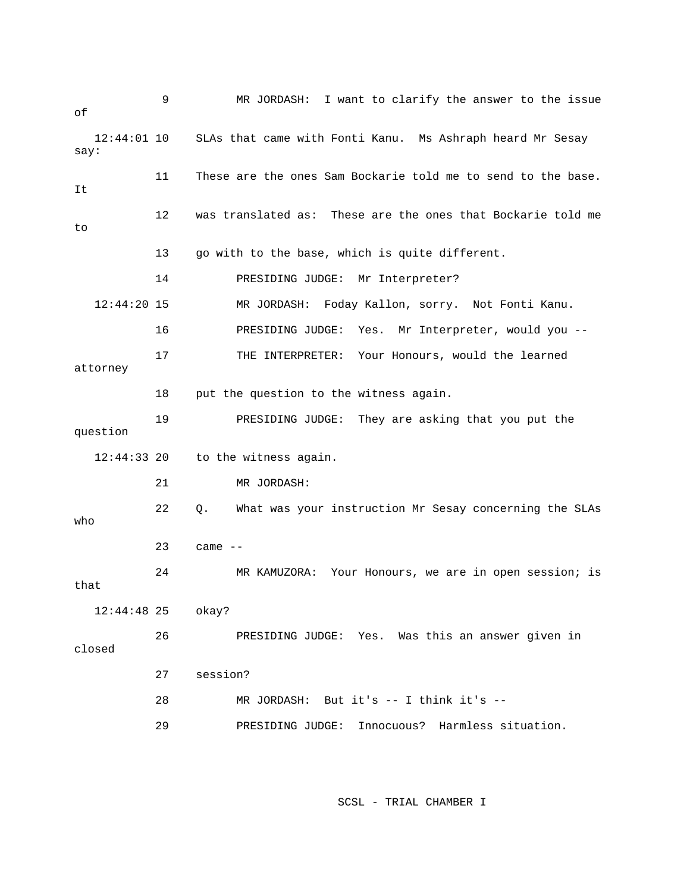9 MR JORDASH: I want to clarify the answer to the issue of

12:44:01 10 SLAs that came with Fonti Kanu. Ms Ashraph heard Mr Sesay say:

11 These are the ones Sam Bockarie told me to send to the base. It

12 was translated as: These are the ones that Bockarie told me to

13 go with to the base, which is quite different.

14 PRESIDING JUDGE: Mr Interpreter?

12:44:20 15 MR JORDASH: Foday Kallon, sorry. Not Fonti Kanu.

16 PRESIDING JUDGE: Yes. Mr Interpreter, would you --

17 THE INTERPRETER: Your Honours, would the learned attorney

18 put the question to the witness again.

19 PRESIDING JUDGE: They are asking that you put the question

12:44:33 20 to the witness again.

21 MR JORDASH:

22 Q. What was your instruction Mr Sesay concerning the SLAs who

23 came --

24 MR KAMUZORA: Your Honours, we are in open session; is that

12:44:48 25 okay?

26 PRESIDING JUDGE: Yes. Was this an answer given in closed

27 session?

28 MR JORDASH: But it's -- I think it's --

29 PRESIDING JUDGE: Innocuous? Harmless situation.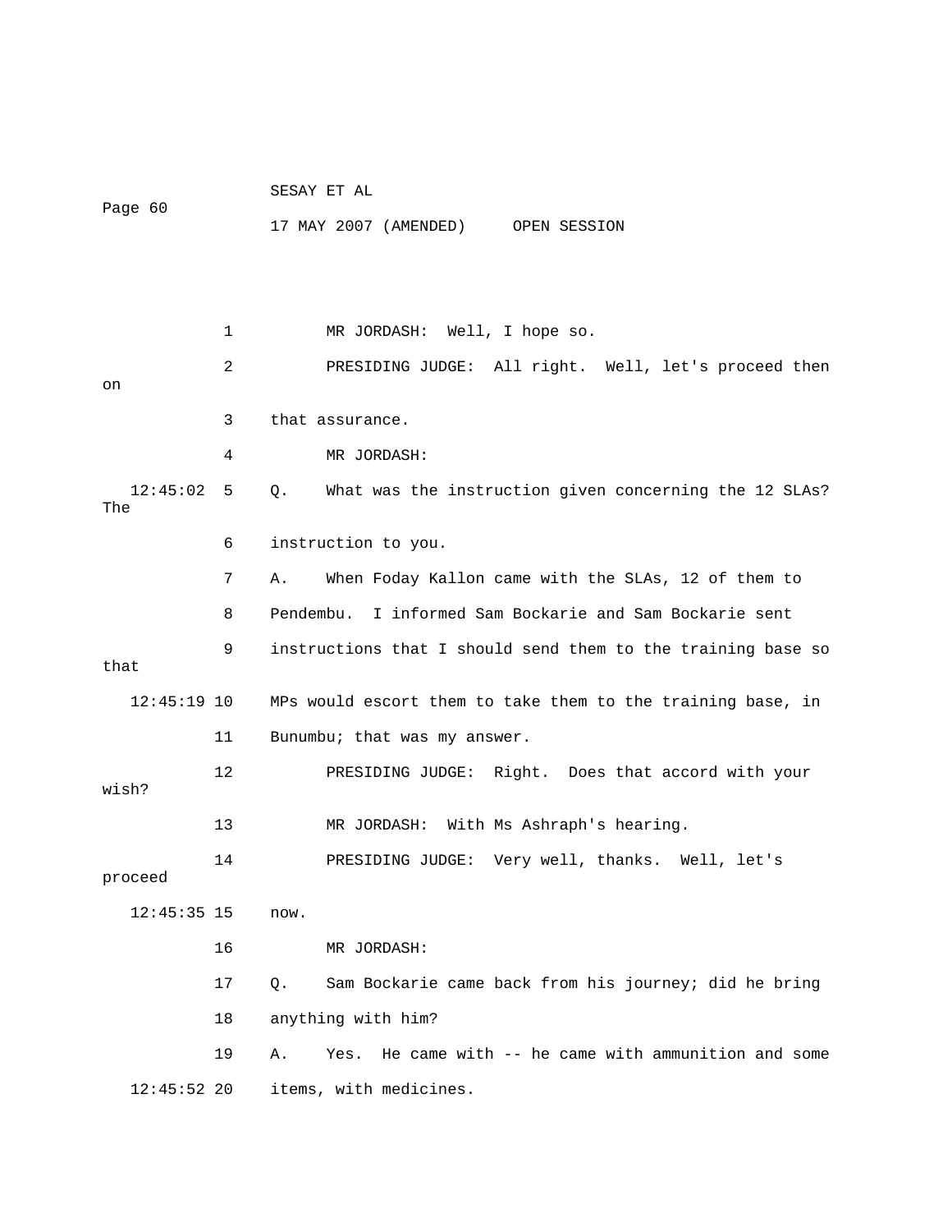MR JORDASH: Well, I hope so.

PRESIDING JUDGE: All right. Well, let's proceed then on that assurance.

MR JORDASH:

Q. What was the instruction given concerning the 12 SLAs? The instruction to you.

A. When Foday Kallon came with the SLAs, 12 of them to Pendembu. I informed Sam Bockarie and Sam Bockarie sent instructions that I should send them to the training base so that MPs would escort them to take them to the training base, in Bunumbu; that was my answer.

PRESIDING JUDGE: Right. Does that accord with your wish?

MR JORDASH: With Ms Ashraph's hearing.

PRESIDING JUDGE: Very well, thanks. Well, let's proceed now.

MR JORDASH:

Q. Sam Bockarie came back from his journey; did he bring anything with him?

A. Yes. He came with -- he came with ammunition and some items, with medicines.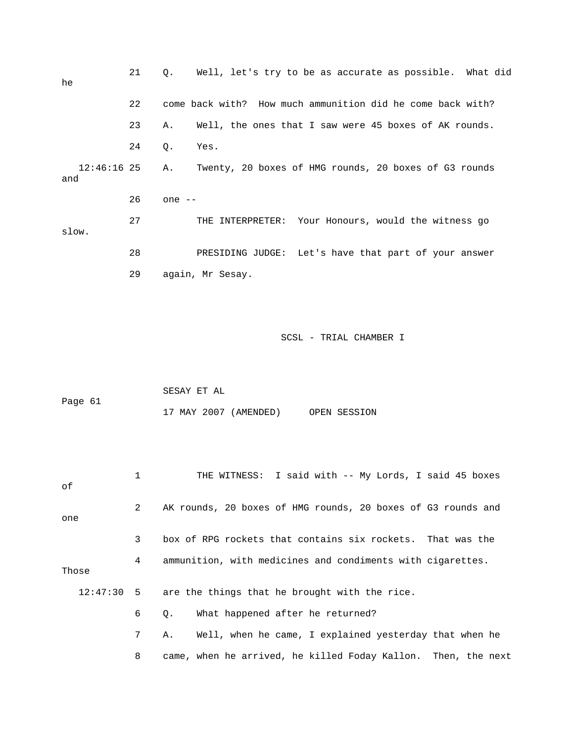21 Q. Well, let's try to be as accurate as possible. What did he

22 come back with? How much ammunition did he come back with?

23 A. Well, the ones that I saw were 45 boxes of AK rounds.

24 Q. Yes.

12:46:16 25 A. Twenty, 20 boxes of HMG rounds, 20 boxes of G3 rounds and

26 one --

27 THE INTERPRETER: Your Honours, would the witness go slow.

28 PRESIDING JUDGE: Let's have that part of your answer

29 again, Mr Sesay.

1 THE WITNESS: I said with -- My Lords, I said 45 boxes of

2 AK rounds, 20 boxes of HMG rounds, 20 boxes of G3 rounds and one

3 box of RPG rockets that contains six rockets. That was the

4 ammunition, with medicines and condiments with cigarettes. Those

12:47:30 5 are the things that he brought with the rice.

6 Q. What happened after he returned?

7 A. Well, when he came, I explained yesterday that when he

8 came, when he arrived, he killed Foday Kallon. Then, the next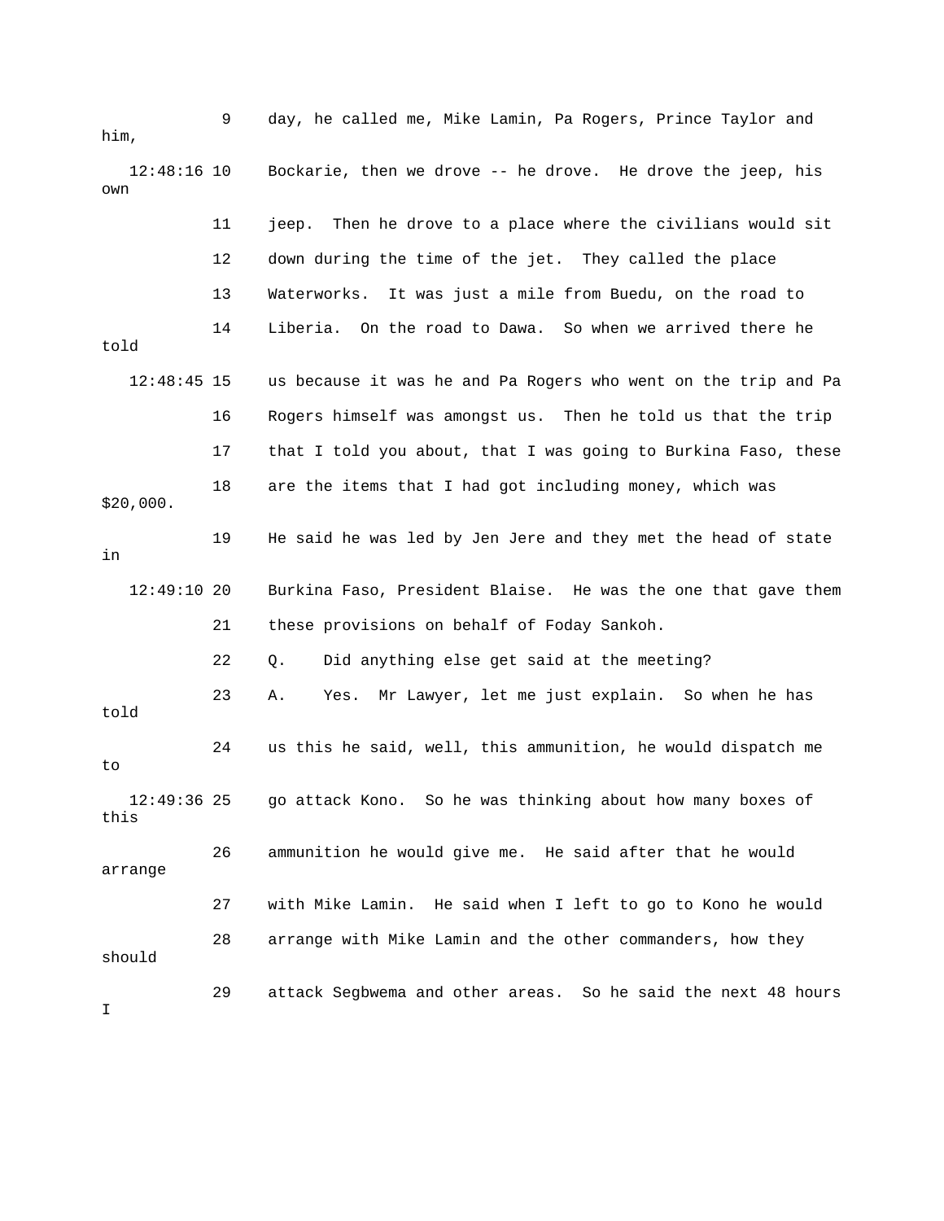9 day, he called me, Mike Lamin, Pa Rogers, Prince Taylor and him,

12:48:16 10 Bockarie, then we drove -- he drove. He drove the jeep, his own

11 jeep. Then he drove to a place where the civilians would sit

12 down during the time of the jet. They called the place

13 Waterworks. It was just a mile from Buedu, on the road to

14 Liberia. On the road to Dawa. So when we arrived there he told

12:48:45 15 us because it was he and Pa Rogers who went on the trip and Pa

16 Rogers himself was amongst us. Then he told us that the trip

17 that I told you about, that I was going to Burkina Faso, these

18 are the items that I had got including money, which was $20,000.

19 He said he was led by Jen Jere and they met the head of state in

12:49:10 20 Burkina Faso, President Blaise. He was the one that gave them

21 these provisions on behalf of Foday Sankoh.

22 Q. Did anything else get said at the meeting?

23 A. Yes. Mr Lawyer, let me just explain. So when he has told

24 us this he said, well, this ammunition, he would dispatch me to

12:49:36 25 go attack Kono. So he was thinking about how many boxes of this

26 ammunition he would give me. He said after that he would arrange

27 with Mike Lamin. He said when I left to go to Kono he would

28 arrange with Mike Lamin and the other commanders, how they should

29 attack Segbwema and other areas. So he said the next 48 hours I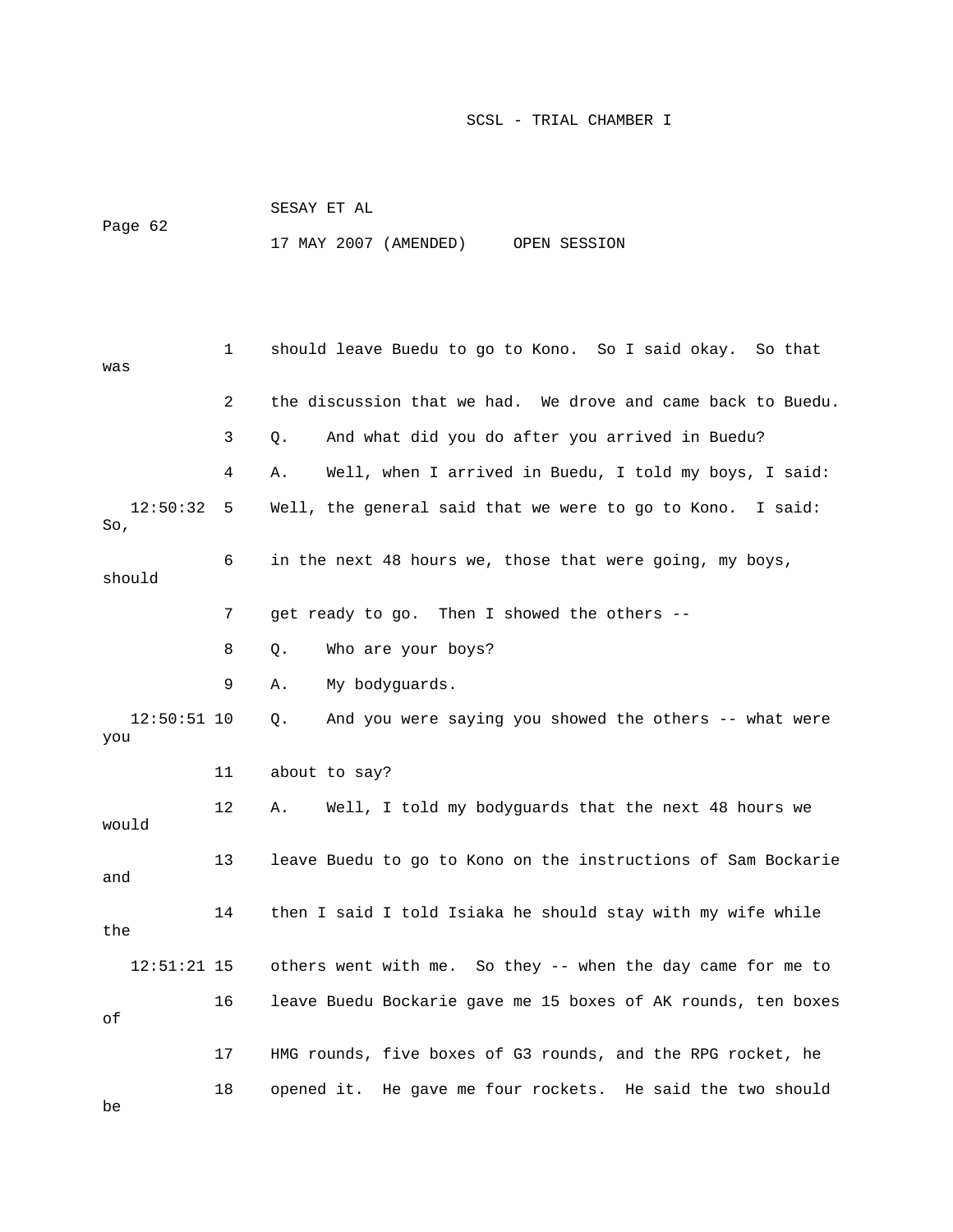1 should leave Buedu to go to Kono. So I said okay. So that was

2 the discussion that we had. We drove and came back to Buedu.

3 Q. And what did you do after you arrived in Buedu?

4 A. Well, when I arrived in Buedu, I told my boys, I said:

12:50:32 5 Well, the general said that we were to go to Kono. I said: So,

6 in the next 48 hours we, those that were going, my boys, should

7 get ready to go. Then I showed the others --

8 Q. Who are your boys?

9 A. My bodyguards.

12:50:51 10 Q. And you were saying you showed the others -- what were you

11 about to say?

12 A. Well, I told my bodyguards that the next 48 hours we would

13 leave Buedu to go to Kono on the instructions of Sam Bockarie and

14 then I said I told Isiaka he should stay with my wife while the

12:51:21 15 others went with me. So they -- when the day came for me to

16 leave Buedu Bockarie gave me 15 boxes of AK rounds, ten boxes of

17 HMG rounds, five boxes of G3 rounds, and the RPG rocket, he

18 opened it. He gave me four rockets. He said the two should be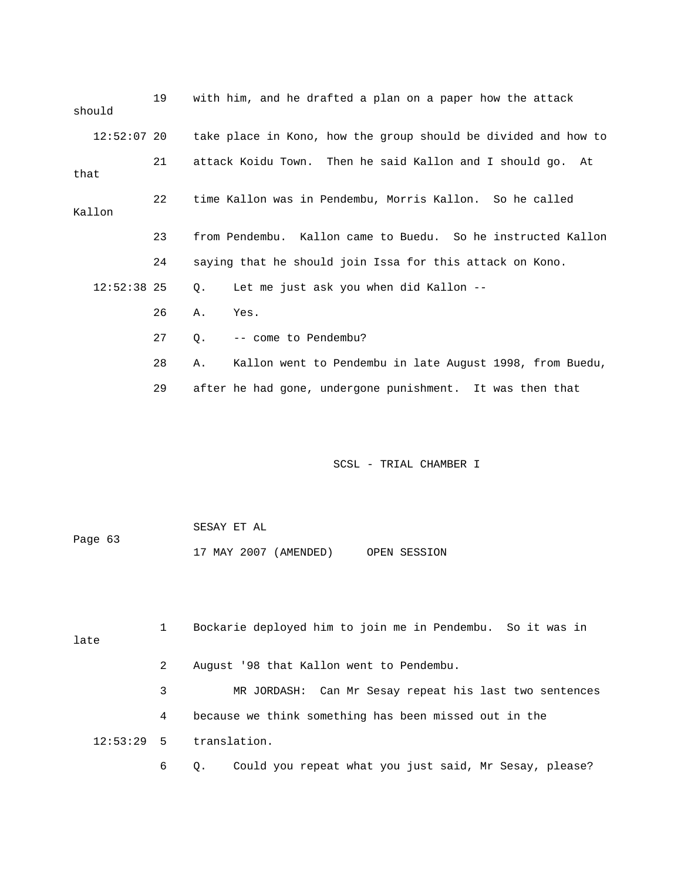19 with him, and he drafted a plan on a paper how the attack should

12:52:07 20 take place in Kono, how the group should be divided and how to

21 attack Koidu Town. Then he said Kallon and I should go. At that

22 time Kallon was in Pendembu, Morris Kallon. So he called Kallon

23 from Pendembu. Kallon came to Buedu. So he instructed Kallon

24 saying that he should join Issa for this attack on Kono.

12:52:38 25 Q. Let me just ask you when did Kallon --

26 A. Yes.

27 Q. -- come to Pendembu?

28 A. Kallon went to Pendembu in late August 1998, from Buedu,

29 after he had gone, undergone punishment. It was then that

1 Bockarie deployed him to join me in Pendembu. So it was in late

2 August '98 that Kallon went to Pendembu.

3 MR JORDASH: Can Mr Sesay repeat his last two sentences

4 because we think something has been missed out in the

12:53:29 5 translation.

6 Q. Could you repeat what you just said, Mr Sesay, please?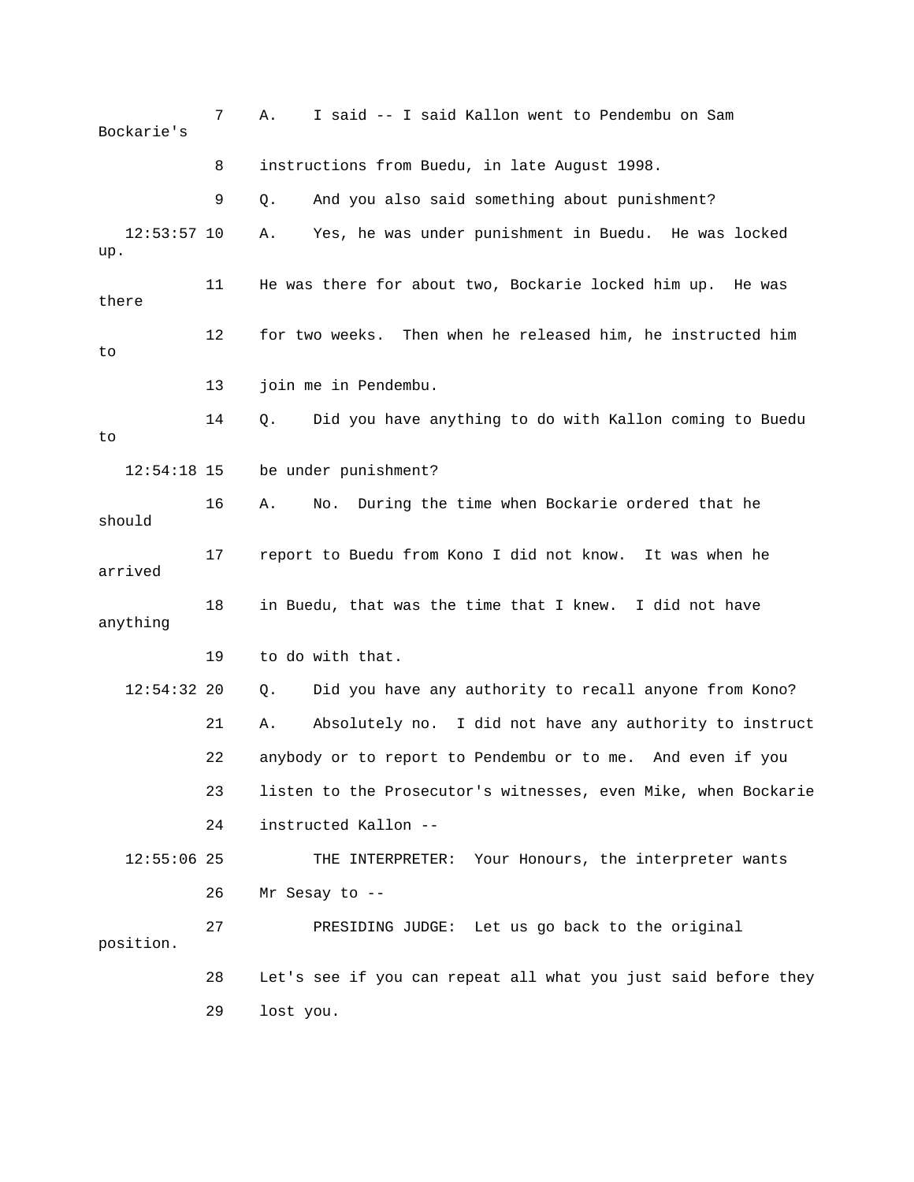7 A. I said -- I said Kallon went to Pendembu on Sam Bockarie's

8 instructions from Buedu, in late August 1998.

9 Q. And you also said something about punishment?

12:53:57 10 A. Yes, he was under punishment in Buedu. He was locked up.

11 He was there for about two, Bockarie locked him up. He was there

12 for two weeks. Then when he released him, he instructed him to

13 join me in Pendembu.

14 Q. Did you have anything to do with Kallon coming to Buedu to

12:54:18 15 be under punishment?

16 A. No. During the time when Bockarie ordered that he should

17 report to Buedu from Kono I did not know. It was when he arrived

18 in Buedu, that was the time that I knew. I did not have anything

19 to do with that.

12:54:32 20 Q. Did you have any authority to recall anyone from Kono?

21 A. Absolutely no. I did not have any authority to instruct

22 anybody or to report to Pendembu or to me. And even if you

23 listen to the Prosecutor's witnesses, even Mike, when Bockarie

24 instructed Kallon --

12:55:06 25 THE INTERPRETER: Your Honours, the interpreter wants

26 Mr Sesay to --

27 PRESIDING JUDGE: Let us go back to the original position.

28 Let's see if you can repeat all what you just said before they

29 lost you.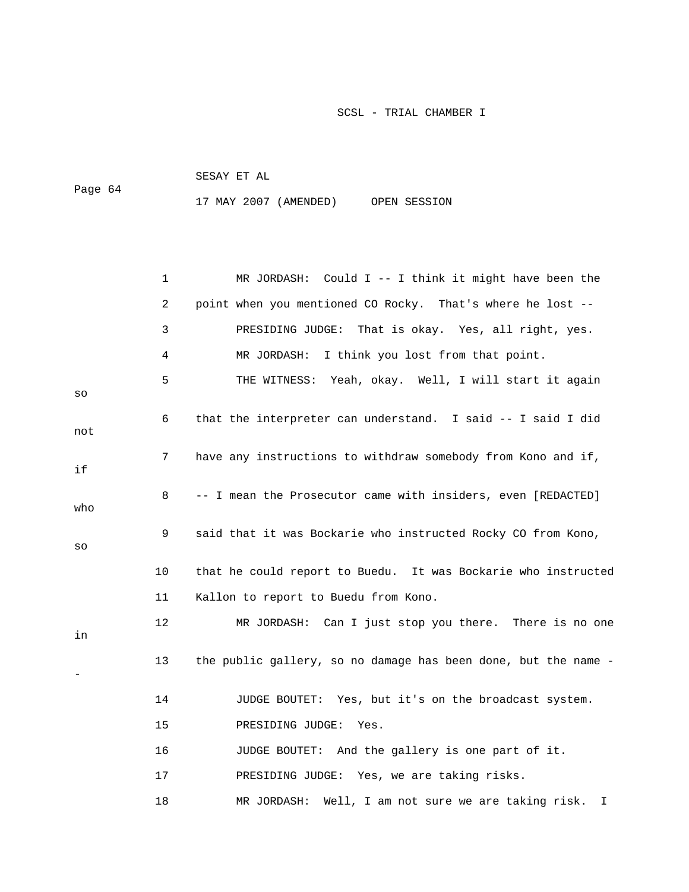1 MR JORDASH: Could I -- I think it might have been the
2 point when you mentioned CO Rocky. That's where he lost --
3 PRESIDING JUDGE: That is okay. Yes, all right, yes.
4 MR JORDASH: I think you lost from that point.
5 THE WITNESS: Yeah, okay. Well, I will start it again so
6 that the interpreter can understand. I said -- I said I did not
7 have any instructions to withdraw somebody from Kono and if, if
8 -- I mean the Prosecutor came with insiders, even [REDACTED] who
9 said that it was Bockarie who instructed Rocky CO from Kono, so
10 that he could report to Buedu. It was Bockarie who instructed
11 Kallon to report to Buedu from Kono.
12 MR JORDASH: Can I just stop you there. There is no one in
13 the public gallery, so no damage has been done, but the name --
14 JUDGE BOUTET: Yes, but it's on the broadcast system.
15 PRESIDING JUDGE: Yes.
16 JUDGE BOUTET: And the gallery is one part of it.
17 PRESIDING JUDGE: Yes, we are taking risks.
18 MR JORDASH: Well, I am not sure we are taking risk. I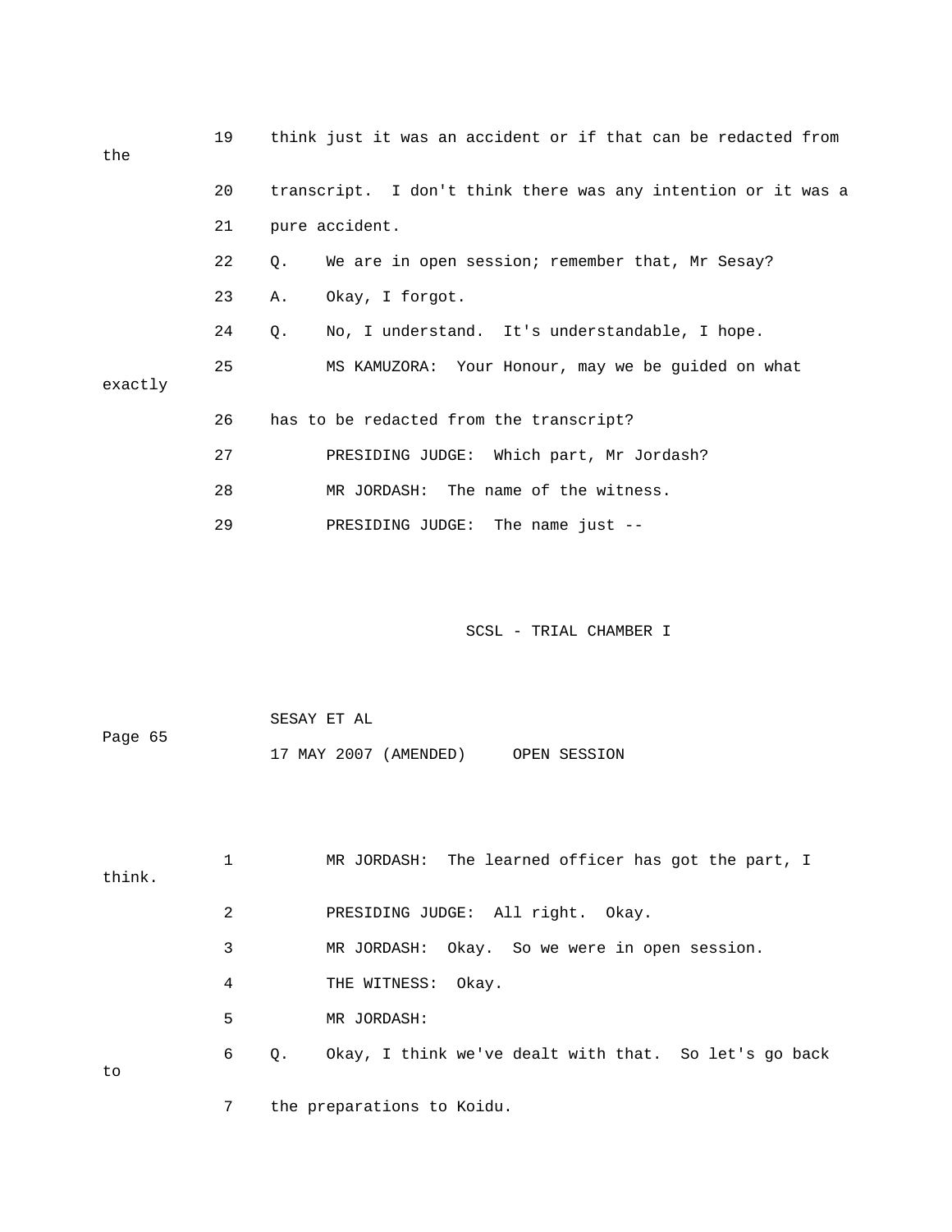19 think just it was an accident or if that can be redacted from the

20 transcript. I don't think there was any intention or it was a

21 pure accident.

22 Q. We are in open session; remember that, Mr Sesay?

23 A. Okay, I forgot.

24 Q. No, I understand. It's understandable, I hope.

25 MS KAMUZORA: Your Honour, may we be guided on what exactly

26 has to be redacted from the transcript?

27 PRESIDING JUDGE: Which part, Mr Jordash?

28 MR JORDASH: The name of the witness.

29 PRESIDING JUDGE: The name just --

1 MR JORDASH: The learned officer has got the part, I think.

2 PRESIDING JUDGE: All right. Okay.

3 MR JORDASH: Okay. So we were in open session.

4 THE WITNESS: Okay.

5 MR JORDASH:

6 Q. Okay, I think we've dealt with that. So let's go back to

7 the preparations to Koidu.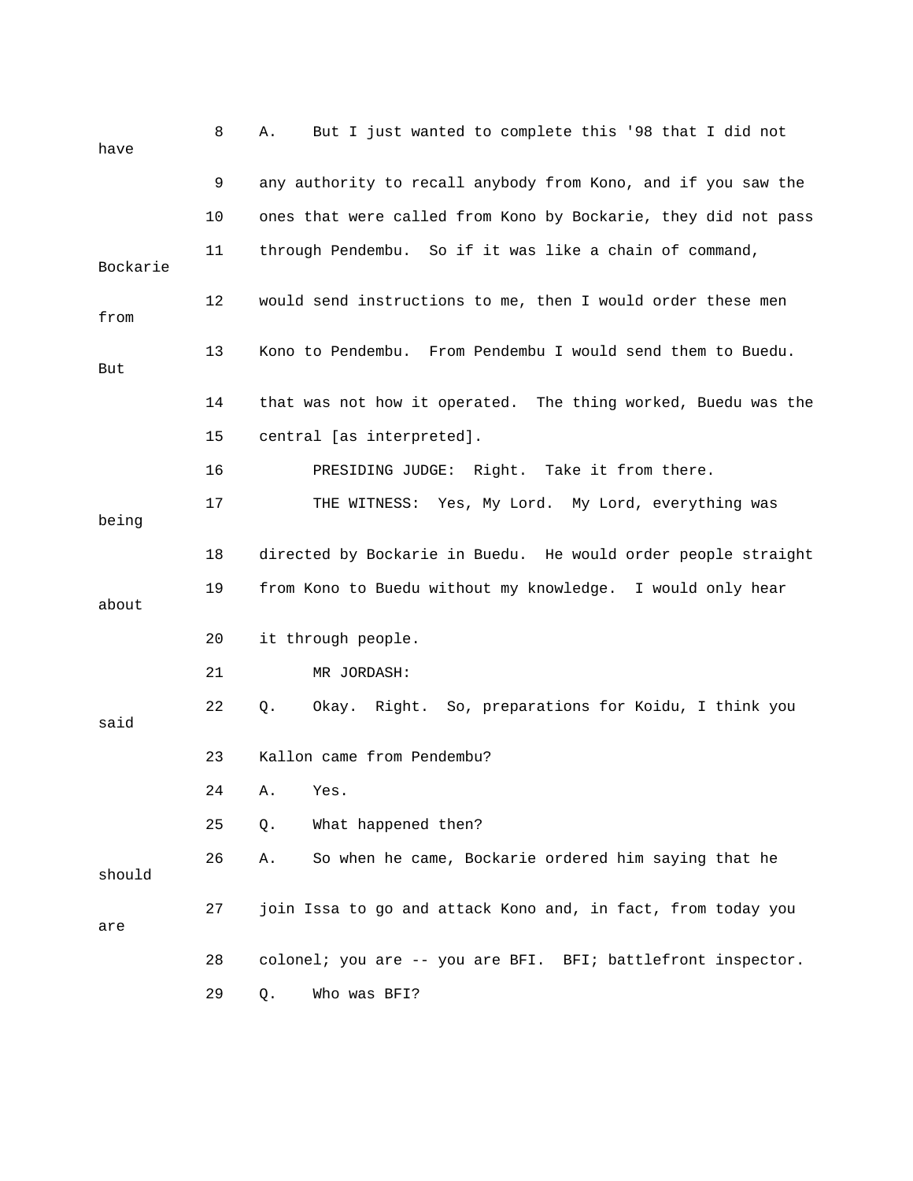8 A. But I just wanted to complete this '98 that I did not have

9 any authority to recall anybody from Kono, and if you saw the

10 ones that were called from Kono by Bockarie, they did not pass

11 through Pendembu. So if it was like a chain of command, Bockarie

12 would send instructions to me, then I would order these men from

13 Kono to Pendembu. From Pendembu I would send them to Buedu. But

14 that was not how it operated. The thing worked, Buedu was the

15 central [as interpreted].

16 PRESIDING JUDGE: Right. Take it from there.

17 THE WITNESS: Yes, My Lord. My Lord, everything was being

18 directed by Bockarie in Buedu. He would order people straight

19 from Kono to Buedu without my knowledge. I would only hear about

20 it through people.

21 MR JORDASH:

22 Q. Okay. Right. So, preparations for Koidu, I think you said

23 Kallon came from Pendembu?

24 A. Yes.

25 Q. What happened then?

26 A. So when he came, Bockarie ordered him saying that he should

27 join Issa to go and attack Kono and, in fact, from today you are

28 colonel; you are -- you are BFI. BFI; battlefront inspector.

29 Q. Who was BFI?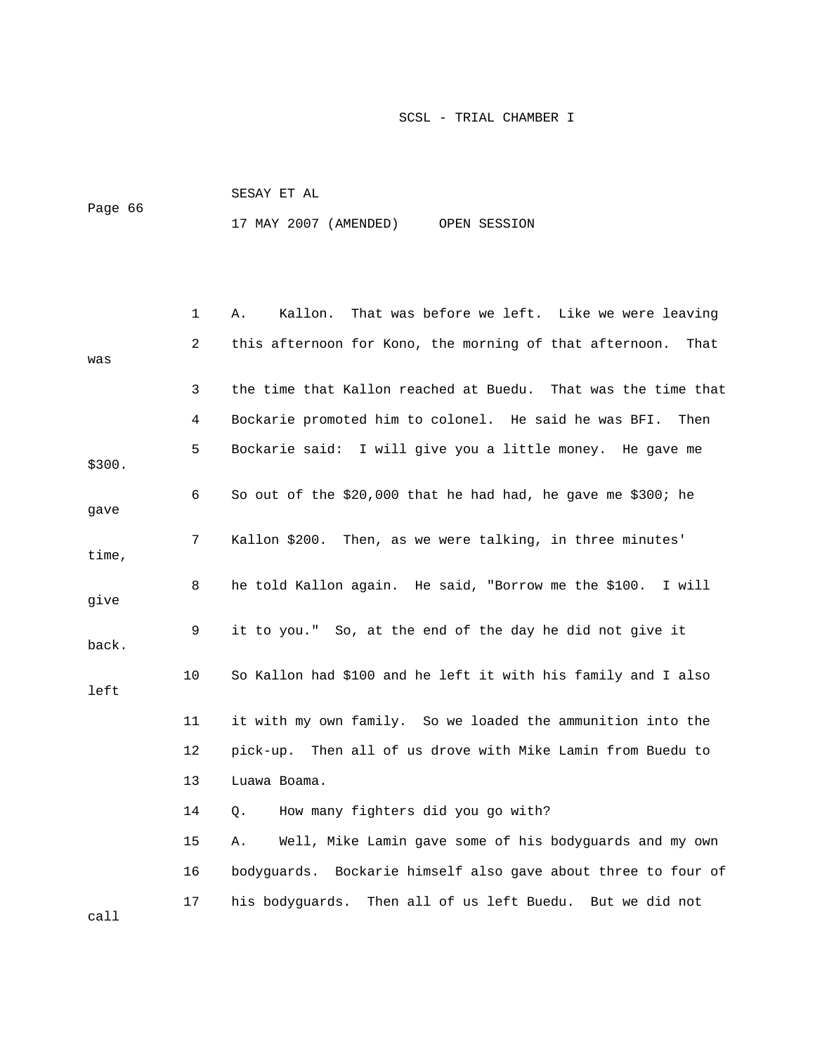1 A. Kallon. That was before we left. Like we were leaving
2 this afternoon for Kono, the morning of that afternoon. That was
3 the time that Kallon reached at Buedu. That was the time that
4 Bockarie promoted him to colonel. He said he was BFI. Then
5 Bockarie said: I will give you a little money. He gave me $300.
6 So out of the $20,000 that he had had, he gave me $300; he gave
7 Kallon $200. Then, as we were talking, in three minutes' time,
8 he told Kallon again. He said, "Borrow me the $100. I will give
9 it to you." So, at the end of the day he did not give it back.
10 So Kallon had $100 and he left it with his family and I also left
11 it with my own family. So we loaded the ammunition into the
12 pick-up. Then all of us drove with Mike Lamin from Buedu to
13 Luawa Boama.
14 Q. How many fighters did you go with?
15 A. Well, Mike Lamin gave some of his bodyguards and my own
16 bodyguards. Bockarie himself also gave about three to four of
17 his bodyguards. Then all of us left Buedu. But we did not call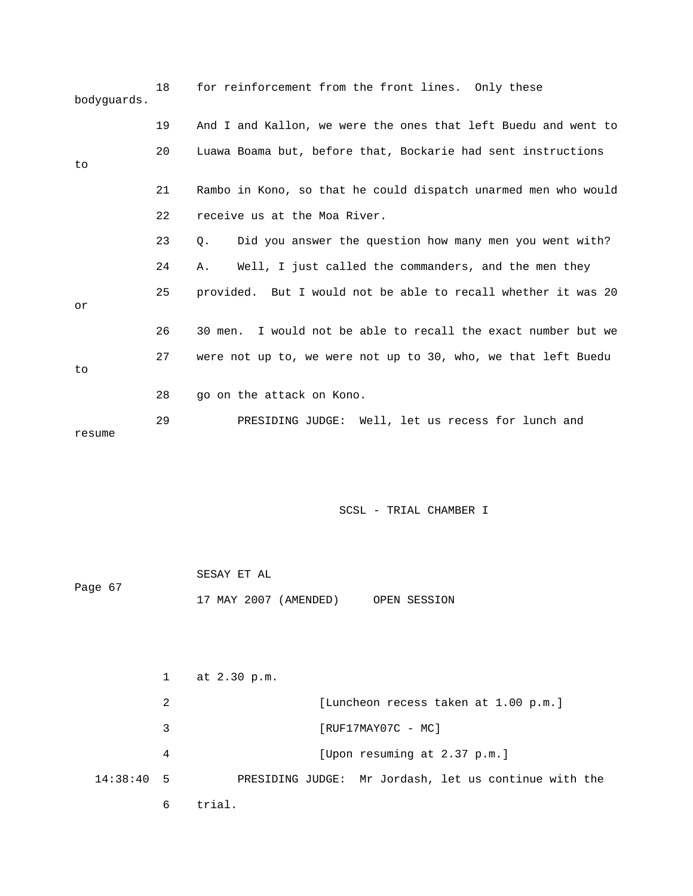18 for reinforcement from the front lines. Only these bodyguards.

19 And I and Kallon, we were the ones that left Buedu and went to

20 Luawa Boama but, before that, Bockarie had sent instructions to

21 Rambo in Kono, so that he could dispatch unarmed men who would

22 receive us at the Moa River.

23 Q. Did you answer the question how many men you went with?

24 A. Well, I just called the commanders, and the men they

25 provided. But I would not be able to recall whether it was 20 or

26 30 men. I would not be able to recall the exact number but we

27 were not up to, we were not up to 30, who, we that left Buedu to

28 go on the attack on Kono.

29 PRESIDING JUDGE: Well, let us recess for lunch and resume

1 at 2.30 p.m.

2 [Luncheon recess taken at 1.00 p.m.]

3 [RUF17MAY07C - MC]

4 [Upon resuming at 2.37 p.m.]

14:38:40 5 PRESIDING JUDGE: Mr Jordash, let us continue with the

6 trial.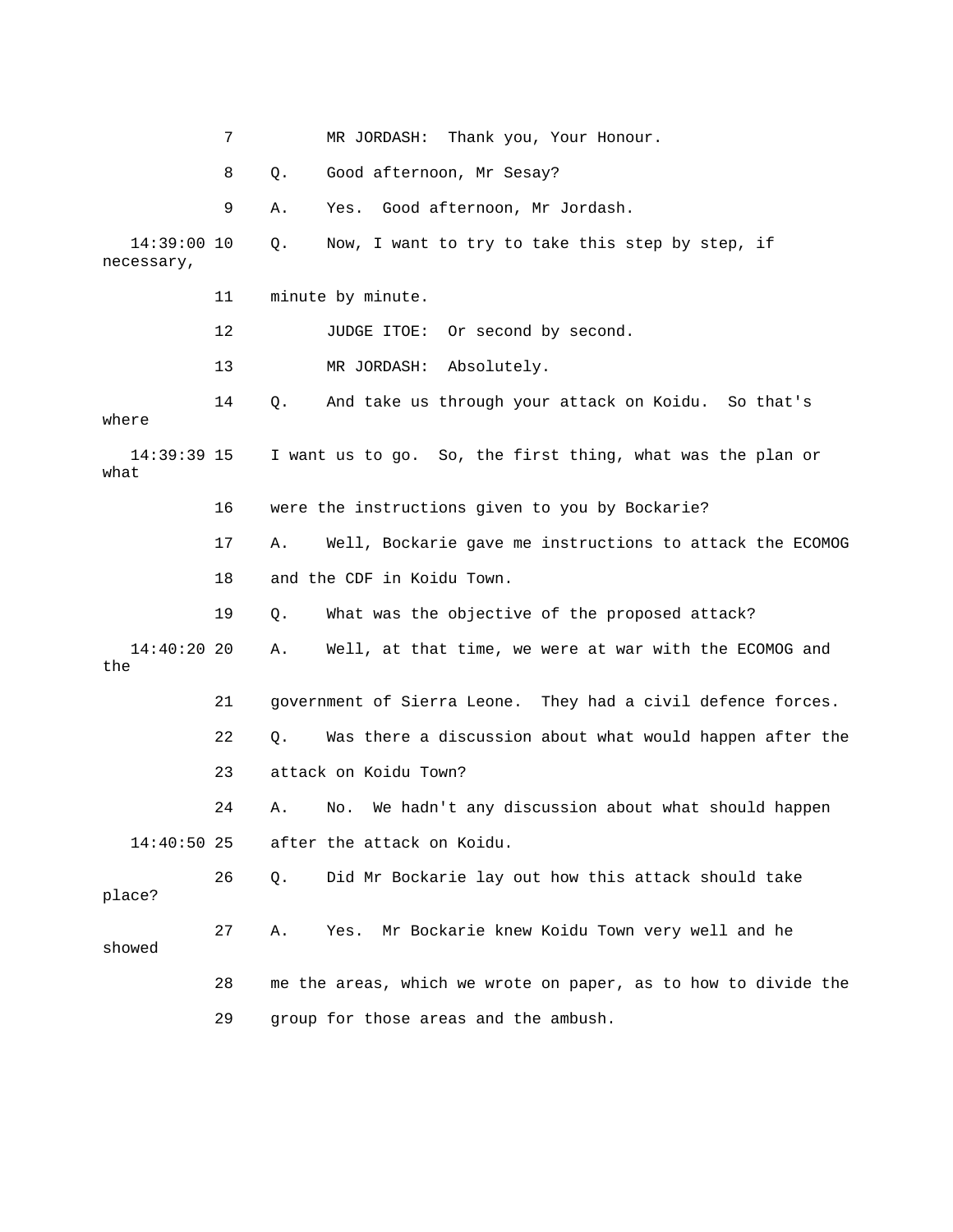7 MR JORDASH: Thank you, Your Honour.

8 Q. Good afternoon, Mr Sesay?

9 A. Yes. Good afternoon, Mr Jordash.

14:39:00 10 Q. Now, I want to try to take this step by step, if necessary,

11 minute by minute.

12 JUDGE ITOE: Or second by second.

13 MR JORDASH: Absolutely.

14 Q. And take us through your attack on Koidu. So that's where

14:39:39 15 I want us to go. So, the first thing, what was the plan or what

16 were the instructions given to you by Bockarie?

17 A. Well, Bockarie gave me instructions to attack the ECOMOG

18 and the CDF in Koidu Town.

19 Q. What was the objective of the proposed attack?

14:40:20 20 A. Well, at that time, we were at war with the ECOMOG and the

21 government of Sierra Leone. They had a civil defence forces.

22 Q. Was there a discussion about what would happen after the

23 attack on Koidu Town?

24 A. No. We hadn't any discussion about what should happen

14:40:50 25 after the attack on Koidu.

26 Q. Did Mr Bockarie lay out how this attack should take place?

27 A. Yes. Mr Bockarie knew Koidu Town very well and he showed

28 me the areas, which we wrote on paper, as to how to divide the

29 group for those areas and the ambush.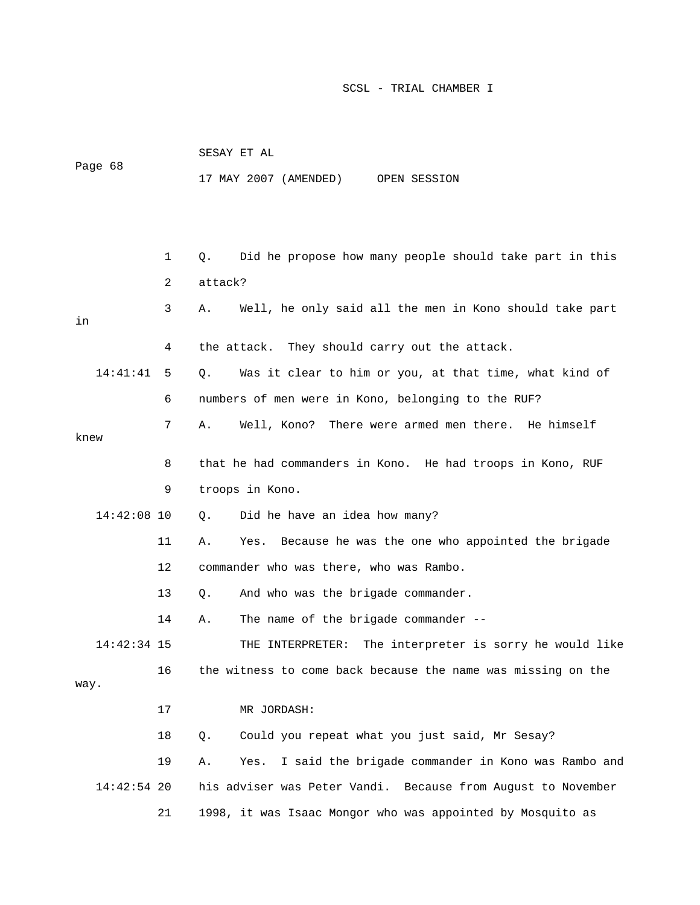Q. Did he propose how many people should take part in this attack?

A. Well, he only said all the men in Kono should take part in the attack. They should carry out the attack.

Q. Was it clear to him or you, at that time, what kind of numbers of men were in Kono, belonging to the RUF?

A. Well, Kono? There were armed men there. He himself knew that he had commanders in Kono. He had troops in Kono, RUF troops in Kono.

Q. Did he have an idea how many?

A. Yes. Because he was the one who appointed the brigade commander who was there, who was Rambo.

Q. And who was the brigade commander.

A. The name of the brigade commander --

THE INTERPRETER: The interpreter is sorry he would like the witness to come back because the name was missing on the way.

MR JORDASH:

Q. Could you repeat what you just said, Mr Sesay?

A. Yes. I said the brigade commander in Kono was Rambo and his adviser was Peter Vandi. Because from August to November 1998, it was Isaac Mongor who was appointed by Mosquito as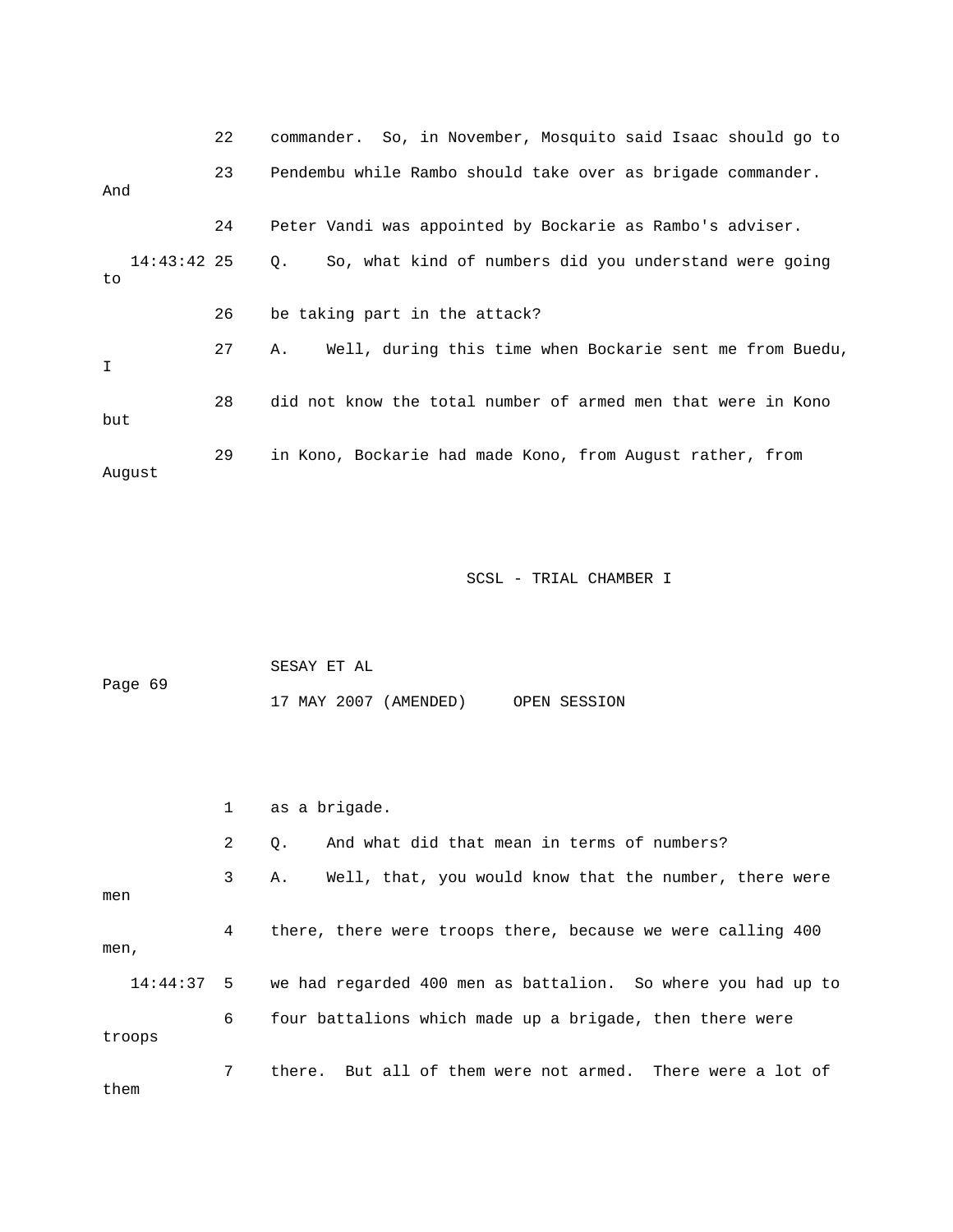22 commander. So, in November, Mosquito said Isaac should go to

23 Pendembu while Rambo should take over as brigade commander. And

24 Peter Vandi was appointed by Bockarie as Rambo's adviser.

14:43:42 25 Q. So, what kind of numbers did you understand were going to

26 be taking part in the attack?

27 A. Well, during this time when Bockarie sent me from Buedu, I

28 did not know the total number of armed men that were in Kono but

29 in Kono, Bockarie had made Kono, from August rather, from August

1 as a brigade.

2 Q. And what did that mean in terms of numbers?

3 A. Well, that, you would know that the number, there were men

4 there, there were troops there, because we were calling 400 men,

14:44:37 5 we had regarded 400 men as battalion. So where you had up to

6 four battalions which made up a brigade, then there were troops

7 there. But all of them were not armed. There were a lot of them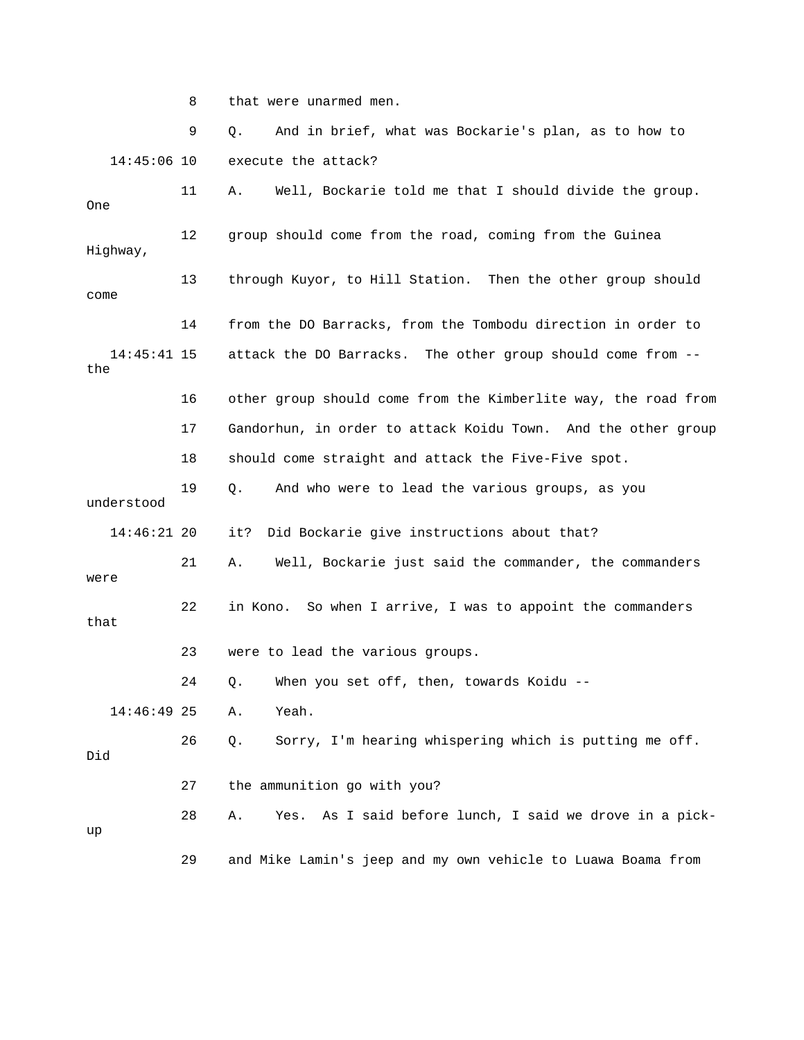8 that were unarmed men.

9 Q. And in brief, what was Bockarie's plan, as to how to

14:45:06 10 execute the attack?

11 A. Well, Bockarie told me that I should divide the group. One

12 group should come from the road, coming from the Guinea Highway,

13 through Kuyor, to Hill Station. Then the other group should come

14 from the DO Barracks, from the Tombodu direction in order to

14:45:41 15 attack the DO Barracks. The other group should come from -- the

16 other group should come from the Kimberlite way, the road from

17 Gandorhun, in order to attack Koidu Town. And the other group

18 should come straight and attack the Five-Five spot.

19 Q. And who were to lead the various groups, as you understood

14:46:21 20 it? Did Bockarie give instructions about that?

21 A. Well, Bockarie just said the commander, the commanders were

22 in Kono. So when I arrive, I was to appoint the commanders that

23 were to lead the various groups.

24 Q. When you set off, then, towards Koidu --

14:46:49 25 A. Yeah.

26 Q. Sorry, I'm hearing whispering which is putting me off. Did

27 the ammunition go with you?

28 A. Yes. As I said before lunch, I said we drove in a pick-up

29 and Mike Lamin's jeep and my own vehicle to Luawa Boama from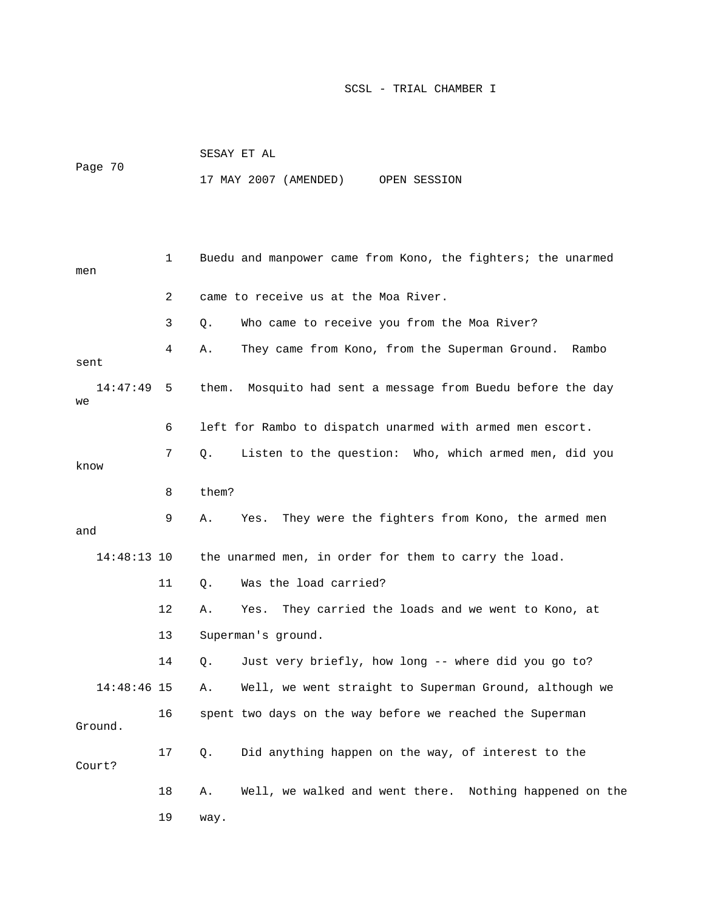1 Buedu and manpower came from Kono, the fighters; the unarmed men

2 came to receive us at the Moa River.

3 Q. Who came to receive you from the Moa River?

4 A. They came from Kono, from the Superman Ground. Rambo sent

14:47:49 5 them. Mosquito had sent a message from Buedu before the day we

6 left for Rambo to dispatch unarmed with armed men escort.

7 Q. Listen to the question: Who, which armed men, did you know

8 them?

9 A. Yes. They were the fighters from Kono, the armed men and

14:48:13 10 the unarmed men, in order for them to carry the load.

11 Q. Was the load carried?

12 A. Yes. They carried the loads and we went to Kono, at

13 Superman's ground.

14 Q. Just very briefly, how long -- where did you go to?

14:48:46 15 A. Well, we went straight to Superman Ground, although we

16 spent two days on the way before we reached the Superman Ground.

17 Q. Did anything happen on the way, of interest to the Court?

18 A. Well, we walked and went there. Nothing happened on the

19 way.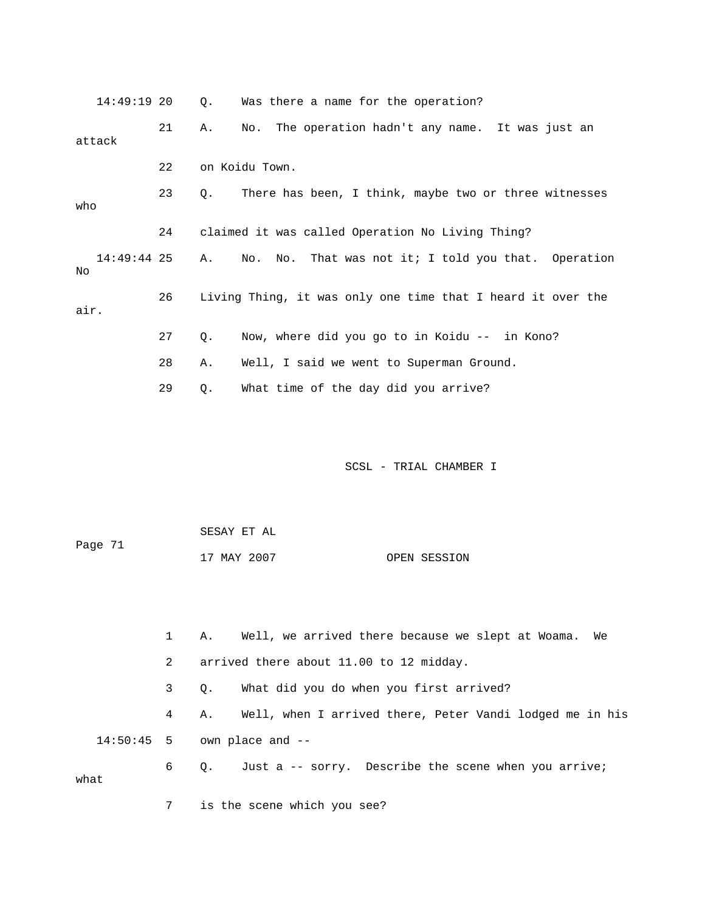14:49:19 20 Q. Was there a name for the operation?

21 A. No. The operation hadn't any name. It was just an attack

22 on Koidu Town.

23 Q. There has been, I think, maybe two or three witnesses who

24 claimed it was called Operation No Living Thing?

14:49:44 25 A. No. No. That was not it; I told you that. Operation No

26 Living Thing, it was only one time that I heard it over the air.

27 Q. Now, where did you go to in Koidu -- in Kono?

28 A. Well, I said we went to Superman Ground.

29 Q. What time of the day did you arrive?

1 A. Well, we arrived there because we slept at Woama. We

2 arrived there about 11.00 to 12 midday.

3 Q. What did you do when you first arrived?

4 A. Well, when I arrived there, Peter Vandi lodged me in his

14:50:45 5 own place and --

6 Q. Just a -- sorry. Describe the scene when you arrive; what

7 is the scene which you see?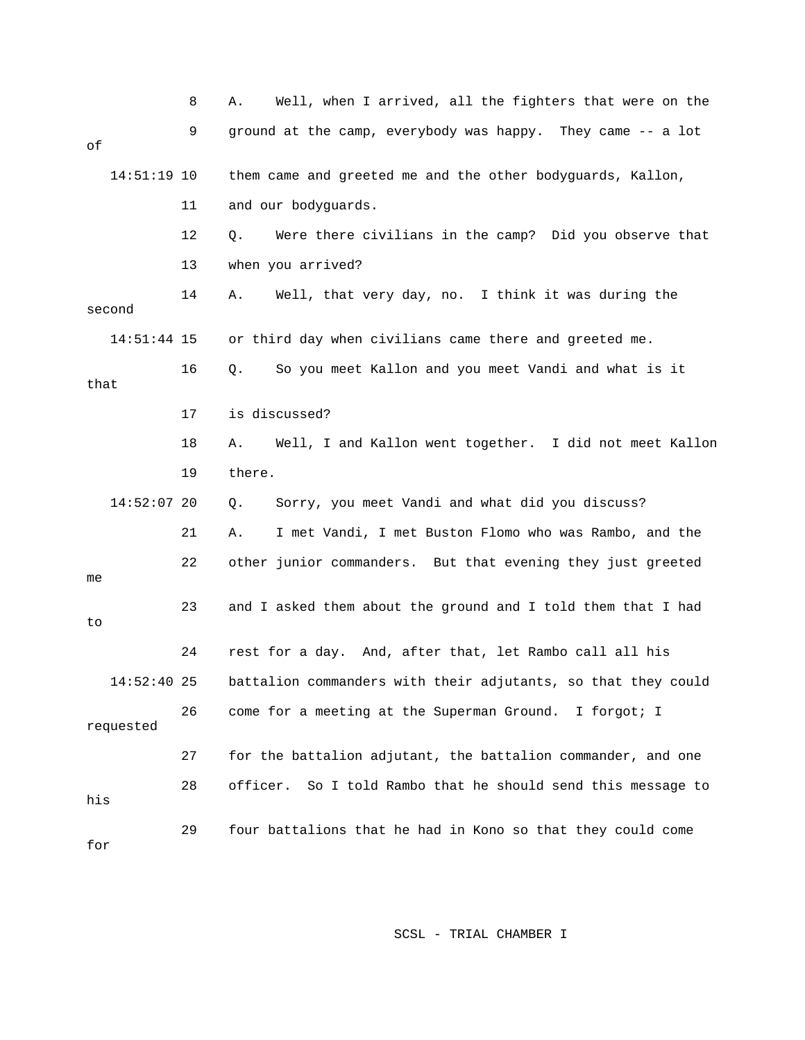8 A. Well, when I arrived, all the fighters that were on the

9 ground at the camp, everybody was happy. They came -- a lot of

14:51:19 10 them came and greeted me and the other bodyguards, Kallon,

11 and our bodyguards.

12 Q. Were there civilians in the camp? Did you observe that

13 when you arrived?

14 A. Well, that very day, no. I think it was during the second

14:51:44 15 or third day when civilians came there and greeted me.

16 Q. So you meet Kallon and you meet Vandi and what is it that

17 is discussed?

18 A. Well, I and Kallon went together. I did not meet Kallon

19 there.

14:52:07 20 Q. Sorry, you meet Vandi and what did you discuss?

21 A. I met Vandi, I met Buston Flomo who was Rambo, and the

22 other junior commanders. But that evening they just greeted me

23 and I asked them about the ground and I told them that I had to

24 rest for a day. And, after that, let Rambo call all his

14:52:40 25 battalion commanders with their adjutants, so that they could

26 come for a meeting at the Superman Ground. I forgot; I requested

27 for the battalion adjutant, the battalion commander, and one

28 officer. So I told Rambo that he should send this message to his

29 four battalions that he had in Kono so that they could come for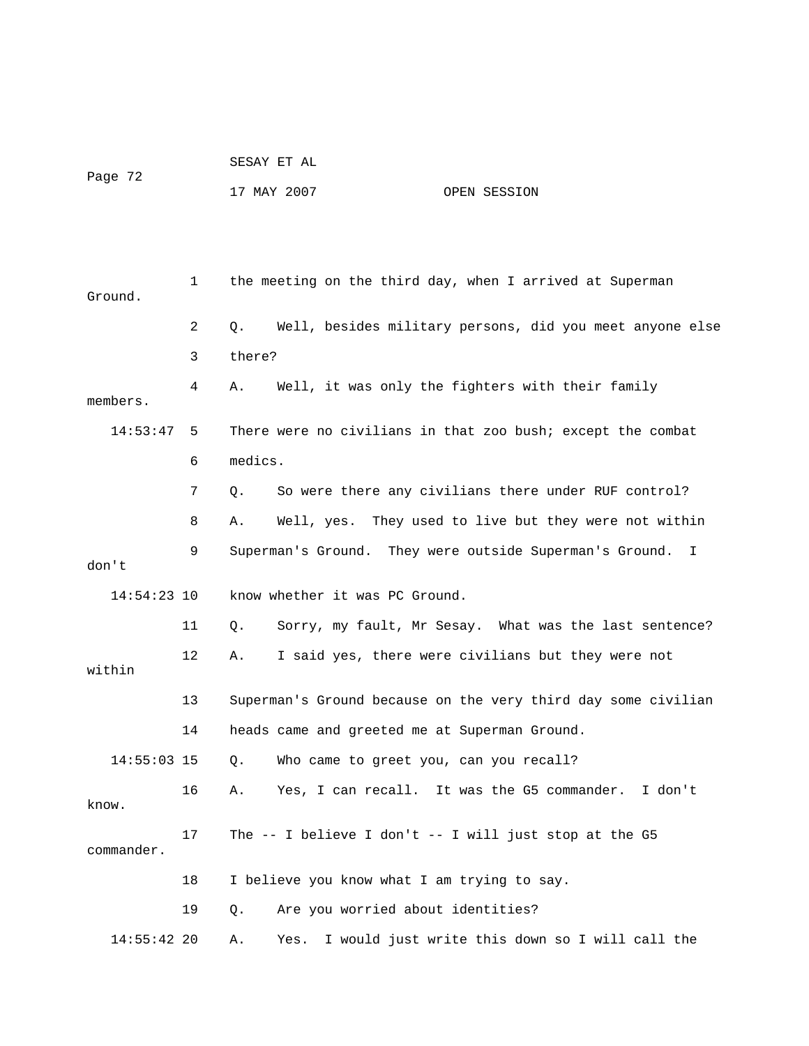1 the meeting on the third day, when I arrived at Superman Ground.

2 Q. Well, besides military persons, did you meet anyone else

3 there?

4 A. Well, it was only the fighters with their family members.

14:53:47 5 There were no civilians in that zoo bush; except the combat

6 medics.

7 Q. So were there any civilians there under RUF control?

8 A. Well, yes. They used to live but they were not within

9 Superman's Ground. They were outside Superman's Ground. I don't

14:54:23 10 know whether it was PC Ground.

11 Q. Sorry, my fault, Mr Sesay. What was the last sentence?

12 A. I said yes, there were civilians but they were not within

13 Superman's Ground because on the very third day some civilian

14 heads came and greeted me at Superman Ground.

14:55:03 15 Q. Who came to greet you, can you recall?

16 A. Yes, I can recall. It was the G5 commander. I don't know.

17 The -- I believe I don't -- I will just stop at the G5 commander.

18 I believe you know what I am trying to say.

19 Q. Are you worried about identities?

14:55:42 20 A. Yes. I would just write this down so I will call the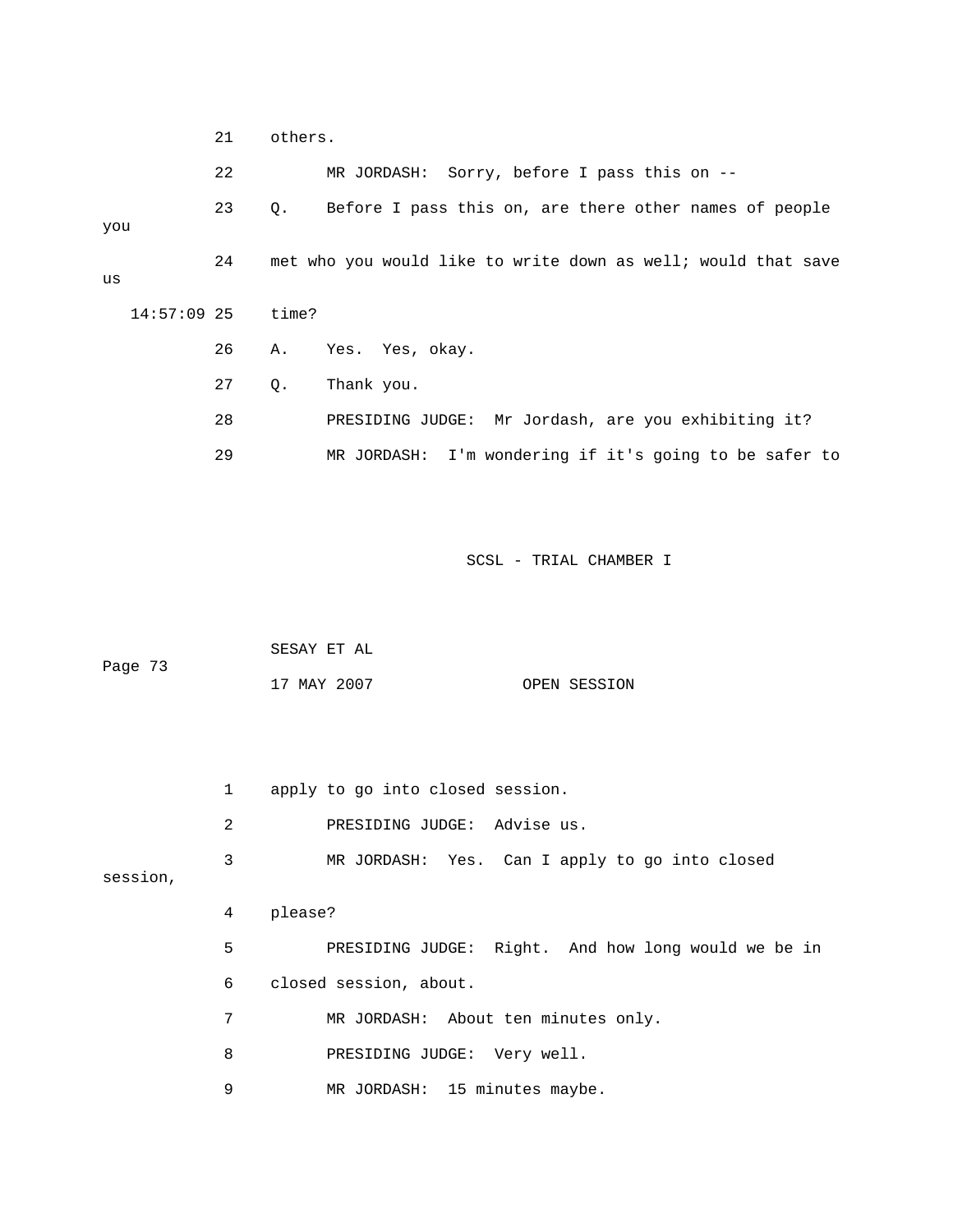21 others.

22 MR JORDASH: Sorry, before I pass this on --

23 Q. Before I pass this on, are there other names of people you

24 met who you would like to write down as well; would that save us

14:57:09 25 time?

26 A. Yes. Yes, okay.

27 Q. Thank you.

28 PRESIDING JUDGE: Mr Jordash, are you exhibiting it?

29 MR JORDASH: I'm wondering if it's going to be safer to

SCSL - TRIAL CHAMBER I

SESAY ET AL

Page 73

17 MAY 2007 OPEN SESSION

1 apply to go into closed session.

2 PRESIDING JUDGE: Advise us.

3 MR JORDASH: Yes. Can I apply to go into closed session,

4 please?

5 PRESIDING JUDGE: Right. And how long would we be in

6 closed session, about.

7 MR JORDASH: About ten minutes only.

8 PRESIDING JUDGE: Very well.

9 MR JORDASH: 15 minutes maybe.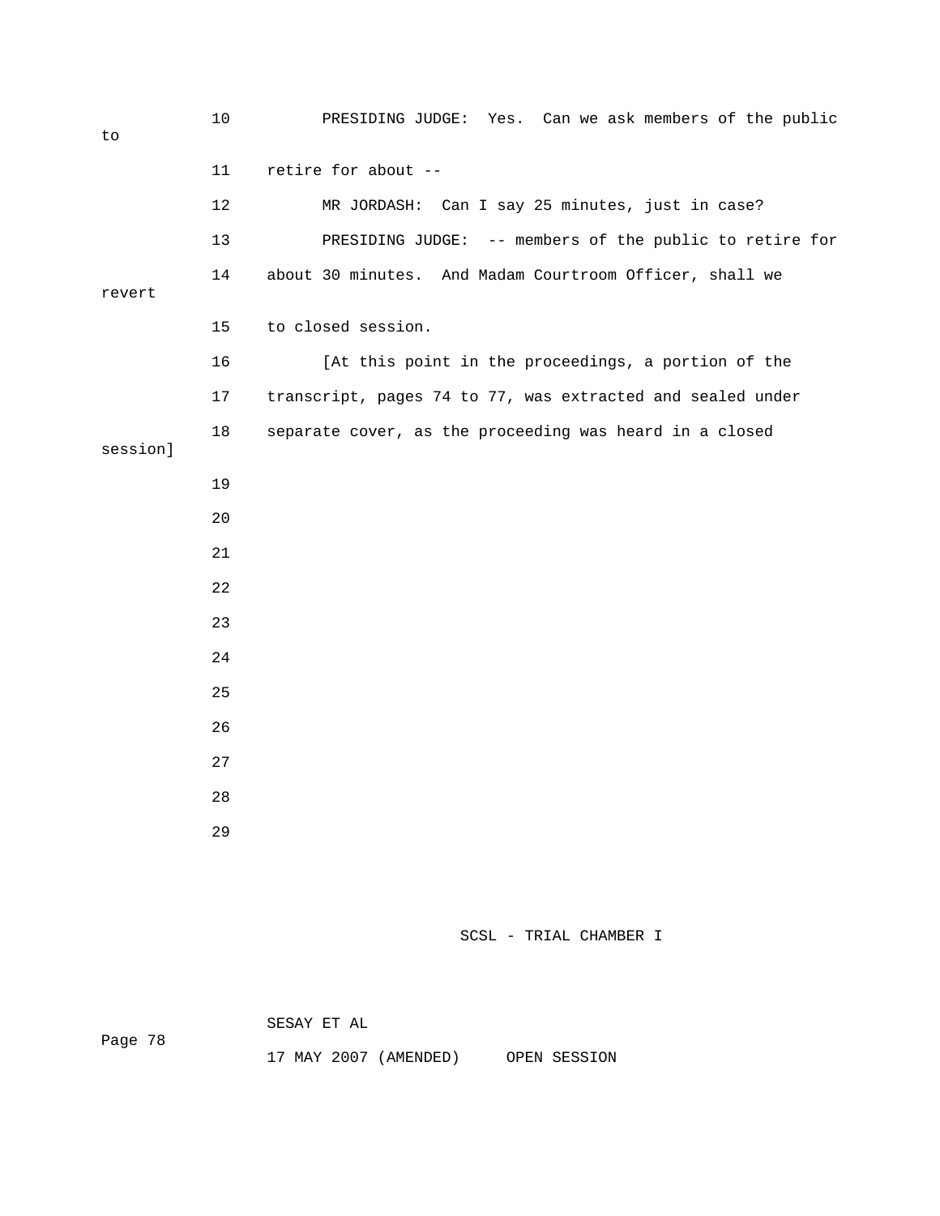PRESIDING JUDGE: Yes. Can we ask members of the public to retire for about --

MR JORDASH: Can I say 25 minutes, just in case?

PRESIDING JUDGE: -- members of the public to retire for about 30 minutes. And Madam Courtroom Officer, shall we revert to closed session.

[At this point in the proceedings, a portion of the transcript, pages 74 to 77, was extracted and sealed under separate cover, as the proceeding was heard in a closed session]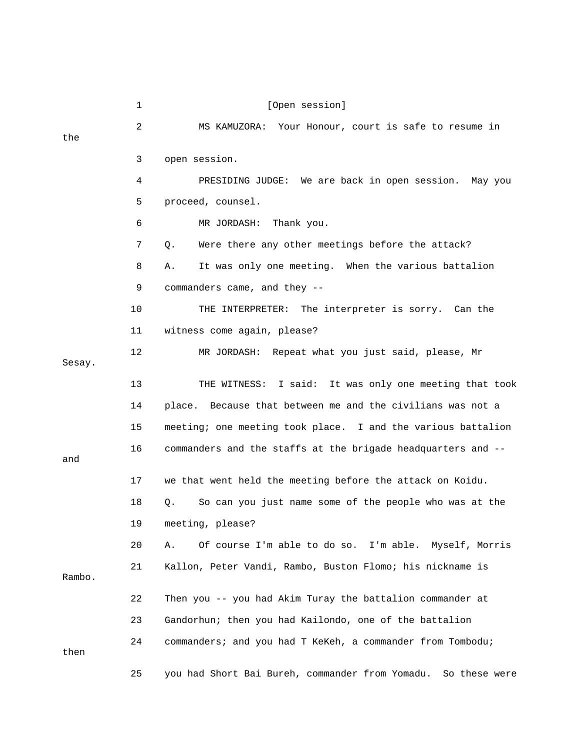1 [Open session]

2 MS KAMUZORA: Your Honour, court is safe to resume in the

3 open session.

4 PRESIDING JUDGE: We are back in open session. May you

5 proceed, counsel.

6 MR JORDASH: Thank you.

7 Q. Were there any other meetings before the attack?

8 A. It was only one meeting. When the various battalion

9 commanders came, and they --

10 THE INTERPRETER: The interpreter is sorry. Can the

11 witness come again, please?

12 MR JORDASH: Repeat what you just said, please, Mr Sesay.

13 THE WITNESS: I said: It was only one meeting that took

14 place. Because that between me and the civilians was not a

15 meeting; one meeting took place. I and the various battalion

16 commanders and the staffs at the brigade headquarters and -- and

17 we that went held the meeting before the attack on Koidu.

18 Q. So can you just name some of the people who was at the

19 meeting, please?

20 A. Of course I'm able to do so. I'm able. Myself, Morris

21 Kallon, Peter Vandi, Rambo, Buston Flomo; his nickname is Rambo.

22 Then you -- you had Akim Turay the battalion commander at

23 Gandorhun; then you had Kailondo, one of the battalion

24 commanders; and you had T KeKeh, a commander from Tombodu; then

25 you had Short Bai Bureh, commander from Yomadu. So these were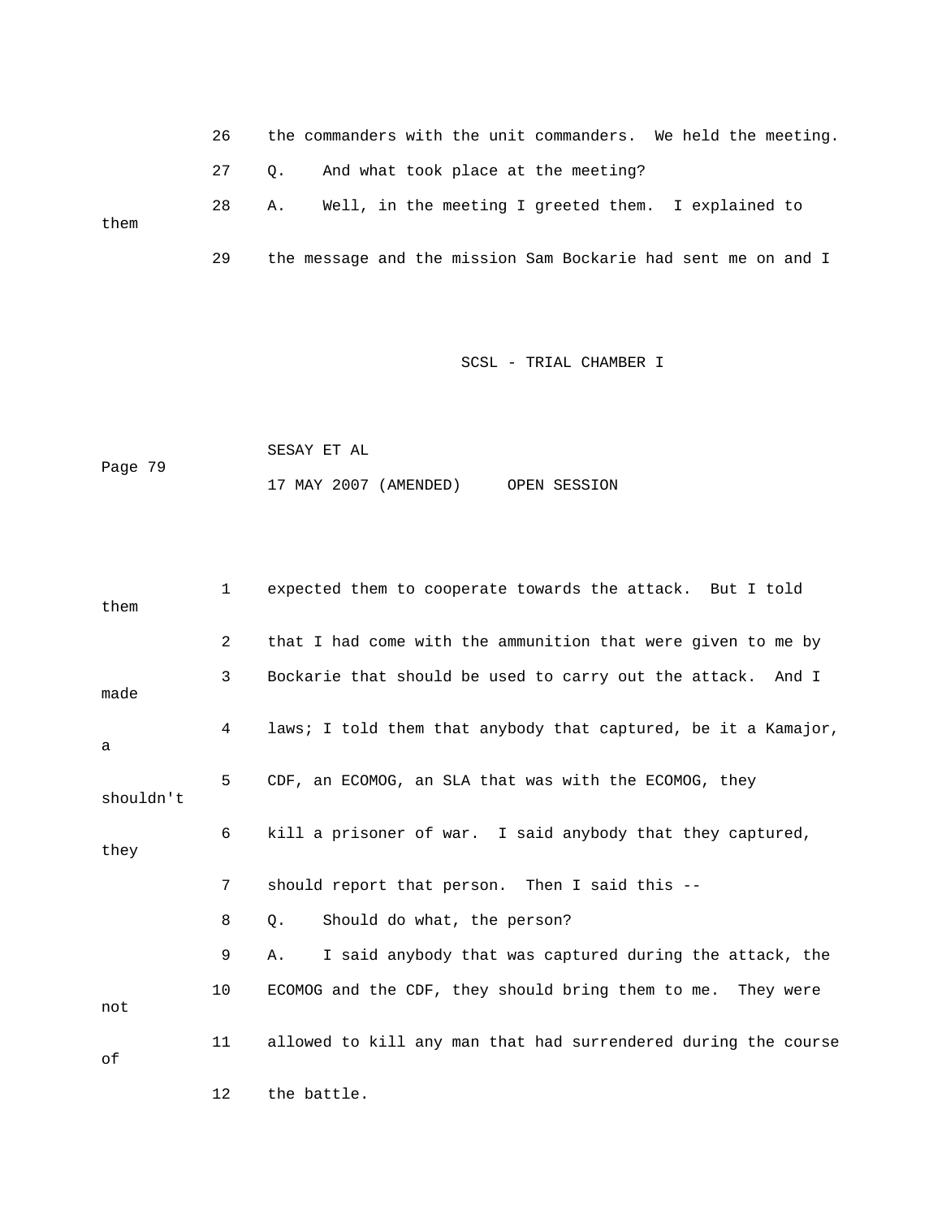26 the commanders with the unit commanders. We held the meeting.

27 Q. And what took place at the meeting?

28 A. Well, in the meeting I greeted them. I explained to them

29 the message and the mission Sam Bockarie had sent me on and I

1 expected them to cooperate towards the attack. But I told them

2 that I had come with the ammunition that were given to me by

3 Bockarie that should be used to carry out the attack. And I made

4 laws; I told them that anybody that captured, be it a Kamajor, a

5 CDF, an ECOMOG, an SLA that was with the ECOMOG, they shouldn't

6 kill a prisoner of war. I said anybody that they captured, they

7 should report that person. Then I said this --

8 Q. Should do what, the person?

9 A. I said anybody that was captured during the attack, the

10 ECOMOG and the CDF, they should bring them to me. They were not

11 allowed to kill any man that had surrendered during the course of

12 the battle.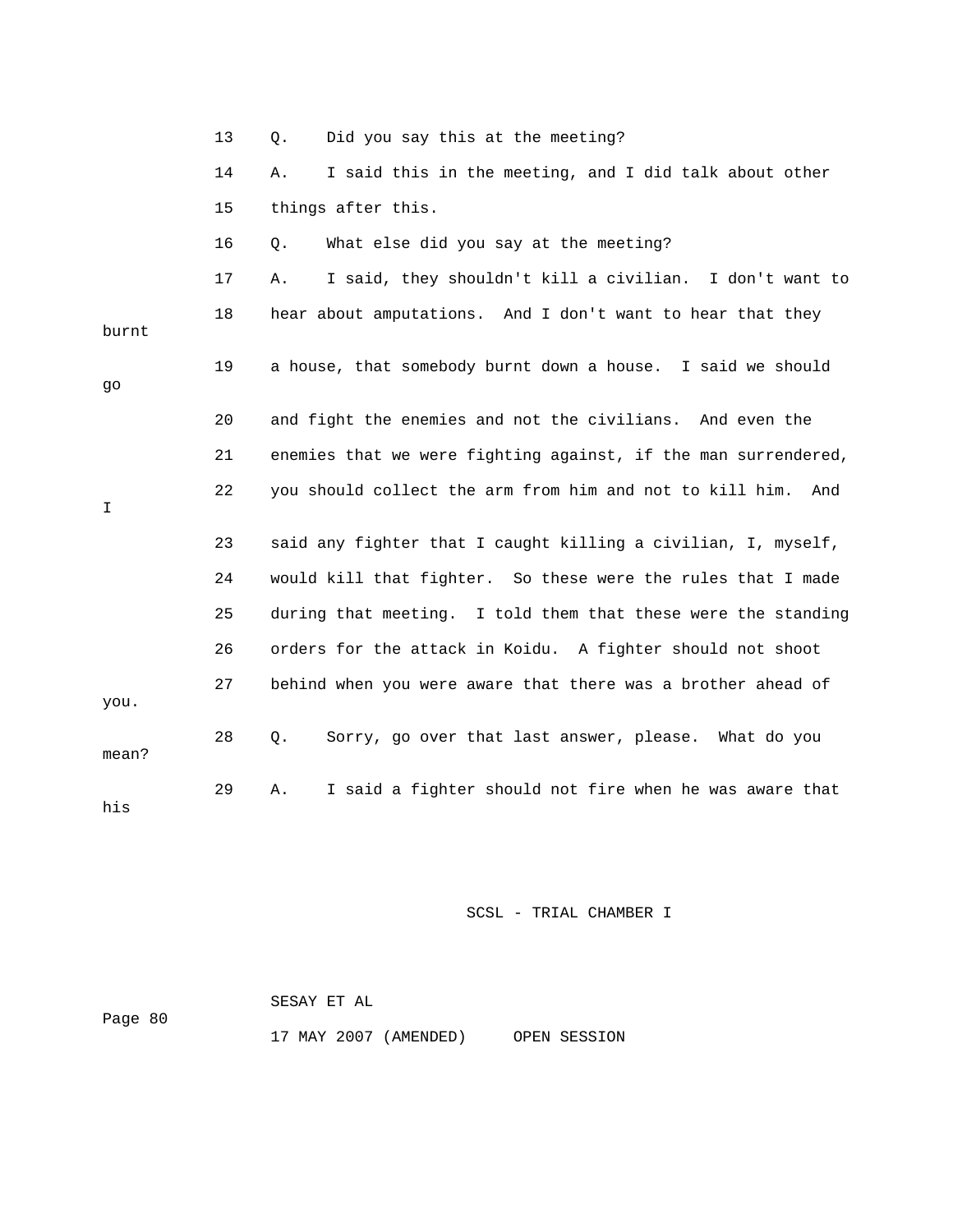13 Q. Did you say this at the meeting?

14 A. I said this in the meeting, and I did talk about other

15 things after this.

16 Q. What else did you say at the meeting?

17 A. I said, they shouldn't kill a civilian. I don't want to

18 hear about amputations. And I don't want to hear that they burnt

19 a house, that somebody burnt down a house. I said we should go

20 and fight the enemies and not the civilians. And even the

21 enemies that we were fighting against, if the man surrendered,

22 you should collect the arm from him and not to kill him. And I

23 said any fighter that I caught killing a civilian, I, myself,

24 would kill that fighter. So these were the rules that I made

25 during that meeting. I told them that these were the standing

26 orders for the attack in Koidu. A fighter should not shoot

27 behind when you were aware that there was a brother ahead of you.

28 Q. Sorry, go over that last answer, please. What do you mean?

29 A. I said a fighter should not fire when he was aware that his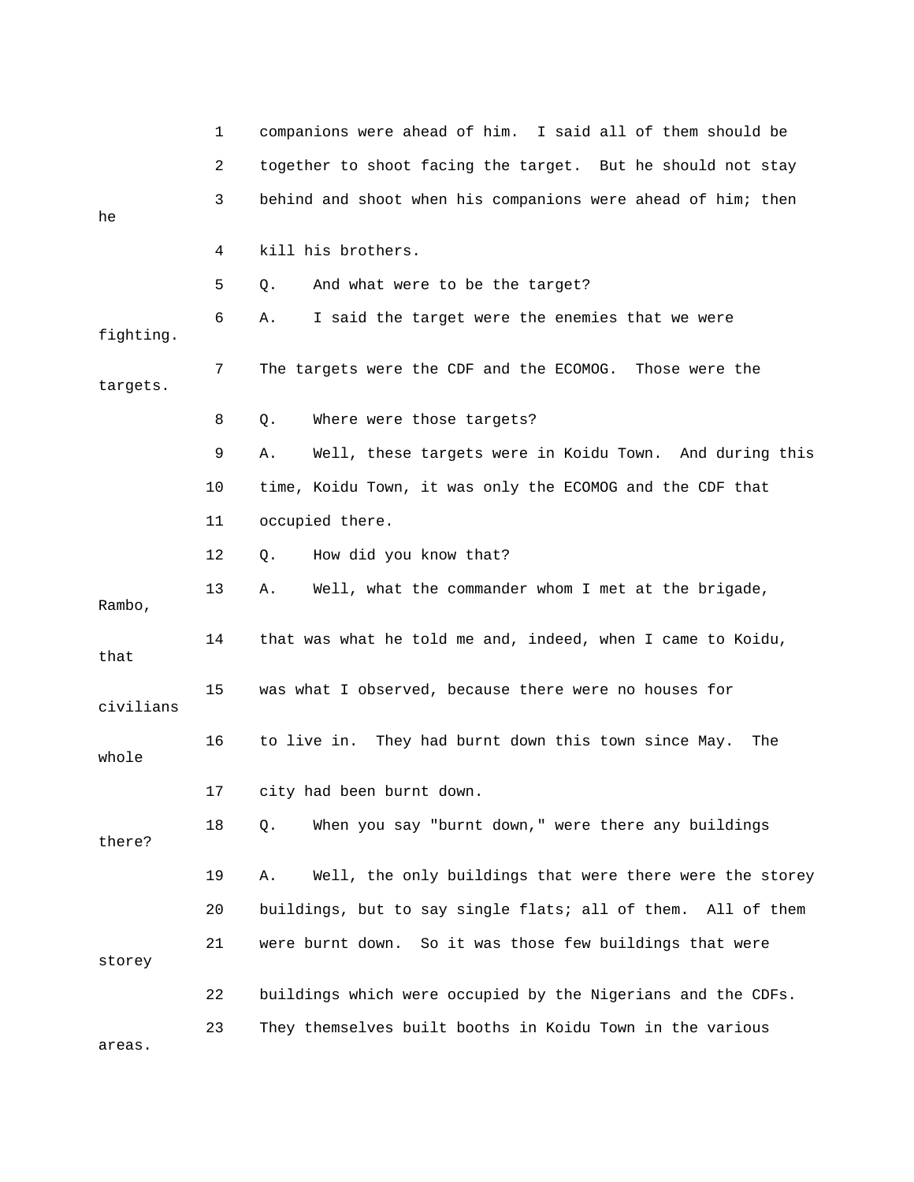1 companions were ahead of him. I said all of them should be

2 together to shoot facing the target. But he should not stay

3 behind and shoot when his companions were ahead of him; then he

4 kill his brothers.

5 Q. And what were to be the target?

6 A. I said the target were the enemies that we were fighting.

7 The targets were the CDF and the ECOMOG. Those were the targets.

8 Q. Where were those targets?

9 A. Well, these targets were in Koidu Town. And during this

10 time, Koidu Town, it was only the ECOMOG and the CDF that

11 occupied there.

12 Q. How did you know that?

13 A. Well, what the commander whom I met at the brigade, Rambo,

14 that was what he told me and, indeed, when I came to Koidu, that

15 was what I observed, because there were no houses for civilians

16 to live in. They had burnt down this town since May. The whole

17 city had been burnt down.

18 Q. When you say "burnt down," were there any buildings there?

19 A. Well, the only buildings that were there were the storey

20 buildings, but to say single flats; all of them. All of them

21 were burnt down. So it was those few buildings that were storey

22 buildings which were occupied by the Nigerians and the CDFs.

23 They themselves built booths in Koidu Town in the various areas.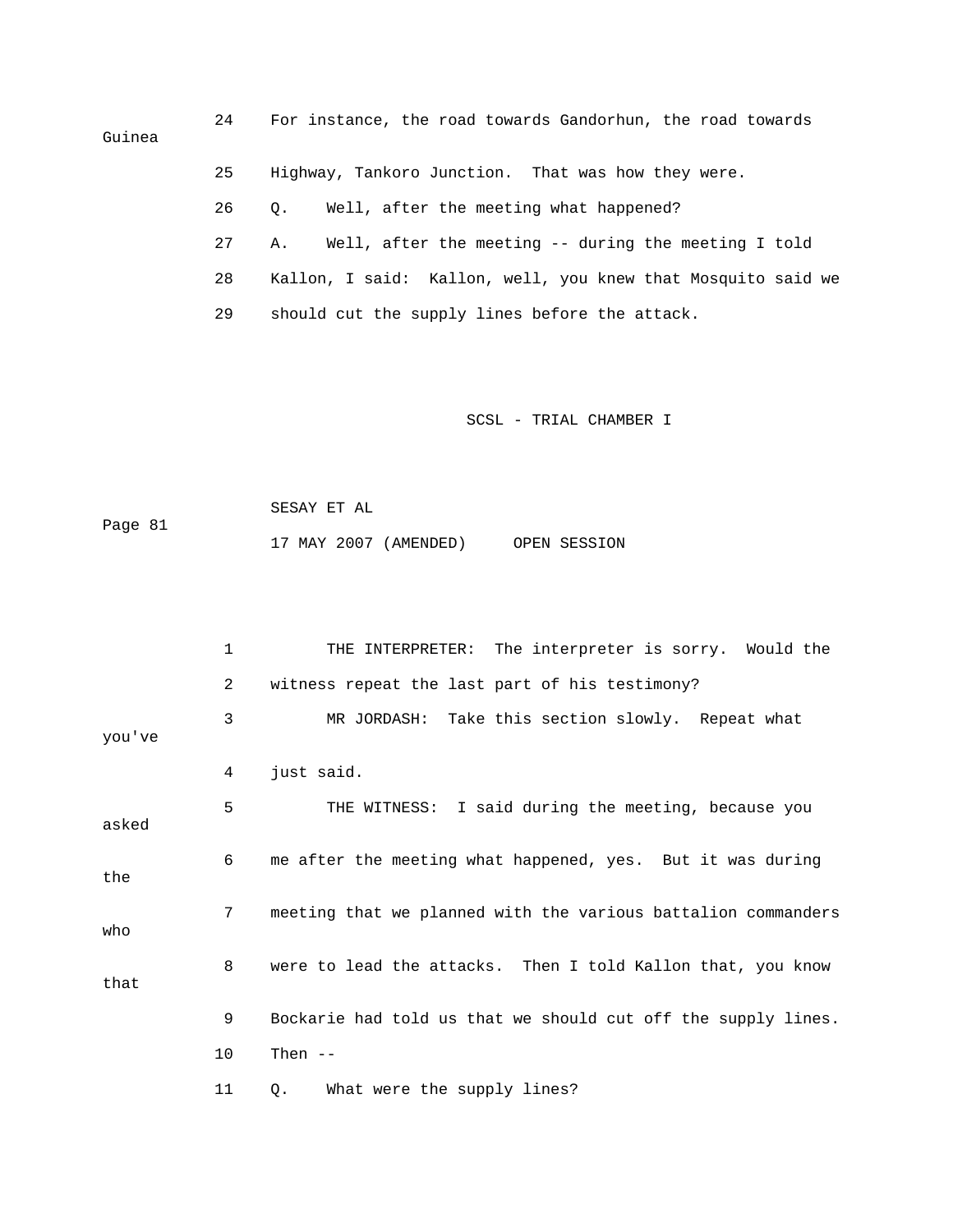24 For instance, the road towards Gandorhun, the road towards Guinea

25 Highway, Tankoro Junction. That was how they were.

26 Q. Well, after the meeting what happened?

27 A. Well, after the meeting -- during the meeting I told

28 Kallon, I said: Kallon, well, you knew that Mosquito said we

29 should cut the supply lines before the attack.

1 THE INTERPRETER: The interpreter is sorry. Would the

2 witness repeat the last part of his testimony?

3 MR JORDASH: Take this section slowly. Repeat what you've

4 just said.

5 THE WITNESS: I said during the meeting, because you asked

6 me after the meeting what happened, yes. But it was during the

7 meeting that we planned with the various battalion commanders who

8 were to lead the attacks. Then I told Kallon that, you know that

9 Bockarie had told us that we should cut off the supply lines.

10 Then --

11 Q. What were the supply lines?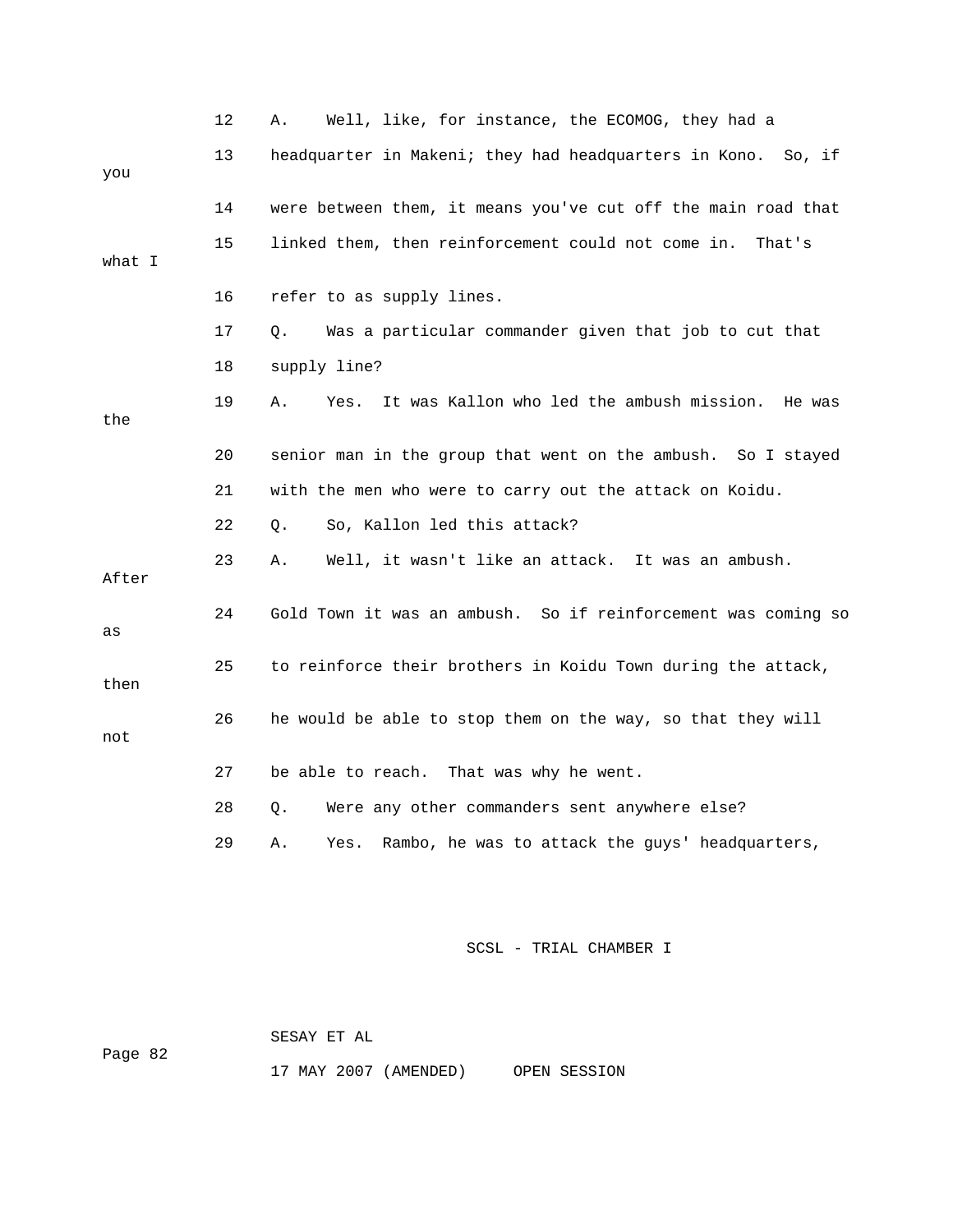12 A. Well, like, for instance, the ECOMOG, they had a

13 headquarter in Makeni; they had headquarters in Kono. So, if you

14 were between them, it means you've cut off the main road that

15 linked them, then reinforcement could not come in. That's what I

16 refer to as supply lines.

17 Q. Was a particular commander given that job to cut that

18 supply line?

19 A. Yes. It was Kallon who led the ambush mission. He was the

20 senior man in the group that went on the ambush. So I stayed

21 with the men who were to carry out the attack on Koidu.

22 Q. So, Kallon led this attack?

23 A. Well, it wasn't like an attack. It was an ambush. After

24 Gold Town it was an ambush. So if reinforcement was coming so as

25 to reinforce their brothers in Koidu Town during the attack, then

26 he would be able to stop them on the way, so that they will not

27 be able to reach. That was why he went.

28 Q. Were any other commanders sent anywhere else?

29 A. Yes. Rambo, he was to attack the guys' headquarters,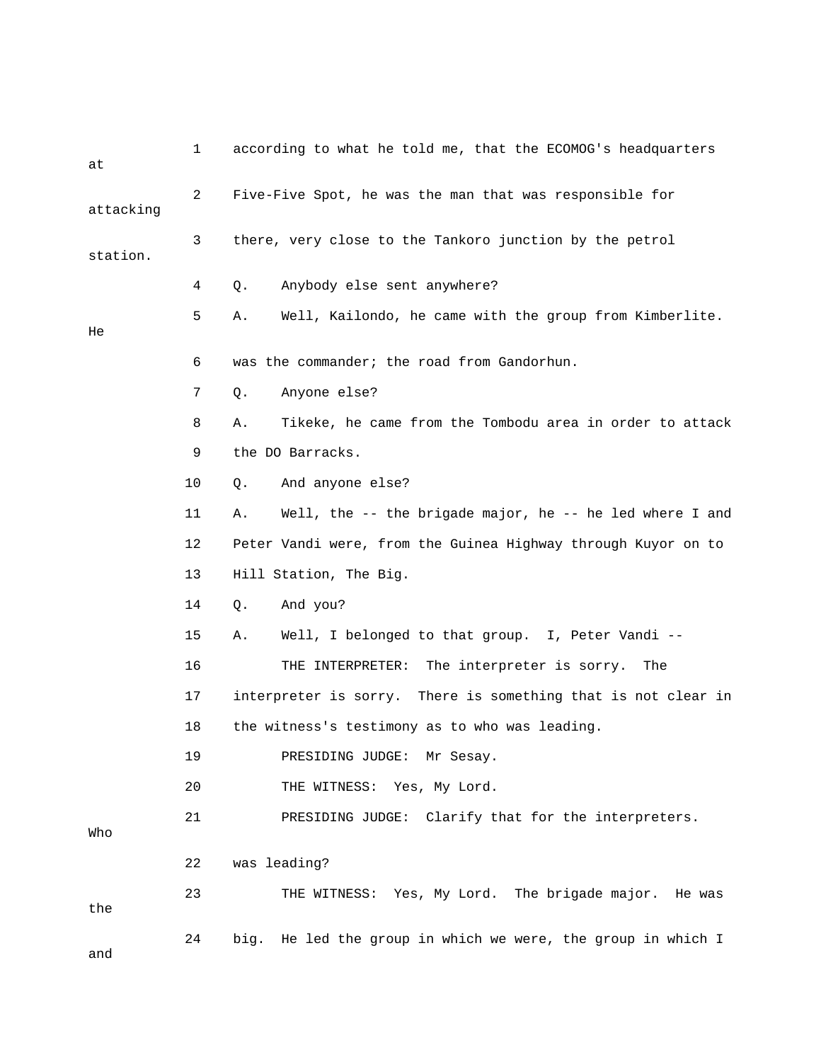1 according to what he told me, that the ECOMOG's headquarters at

2 Five-Five Spot, he was the man that was responsible for attacking

3 there, very close to the Tankoro junction by the petrol station.

4 Q. Anybody else sent anywhere?

5 A. Well, Kailondo, he came with the group from Kimberlite. He

6 was the commander; the road from Gandorhun.

7 Q. Anyone else?

8 A. Tikeke, he came from the Tombodu area in order to attack

9 the DO Barracks.

10 Q. And anyone else?

11 A. Well, the -- the brigade major, he -- he led where I and

12 Peter Vandi were, from the Guinea Highway through Kuyor on to

13 Hill Station, The Big.

14 Q. And you?

15 A. Well, I belonged to that group. I, Peter Vandi --

16 THE INTERPRETER: The interpreter is sorry. The

17 interpreter is sorry. There is something that is not clear in

18 the witness's testimony as to who was leading.

19 PRESIDING JUDGE: Mr Sesay.

20 THE WITNESS: Yes, My Lord.

21 PRESIDING JUDGE: Clarify that for the interpreters. Who

22 was leading?

23 THE WITNESS: Yes, My Lord. The brigade major. He was the

24 big. He led the group in which we were, the group in which I and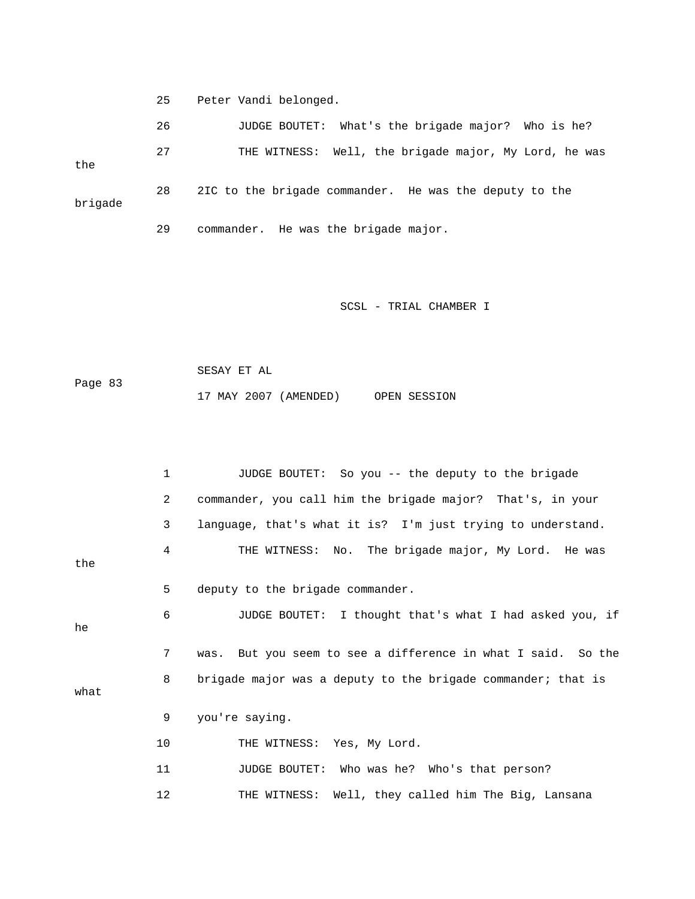25 Peter Vandi belonged.

26 JUDGE BOUTET: What's the brigade major? Who is he?

27 THE WITNESS: Well, the brigade major, My Lord, he was the

28 2IC to the brigade commander. He was the deputy to the brigade

29 commander. He was the brigade major.

1 JUDGE BOUTET: So you -- the deputy to the brigade

2 commander, you call him the brigade major? That's, in your

3 language, that's what it is? I'm just trying to understand.

4 THE WITNESS: No. The brigade major, My Lord. He was the

5 deputy to the brigade commander.

6 JUDGE BOUTET: I thought that's what I had asked you, if he

7 was. But you seem to see a difference in what I said. So the

8 brigade major was a deputy to the brigade commander; that is what

9 you're saying.

10 THE WITNESS: Yes, My Lord.

11 JUDGE BOUTET: Who was he? Who's that person?

12 THE WITNESS: Well, they called him The Big, Lansana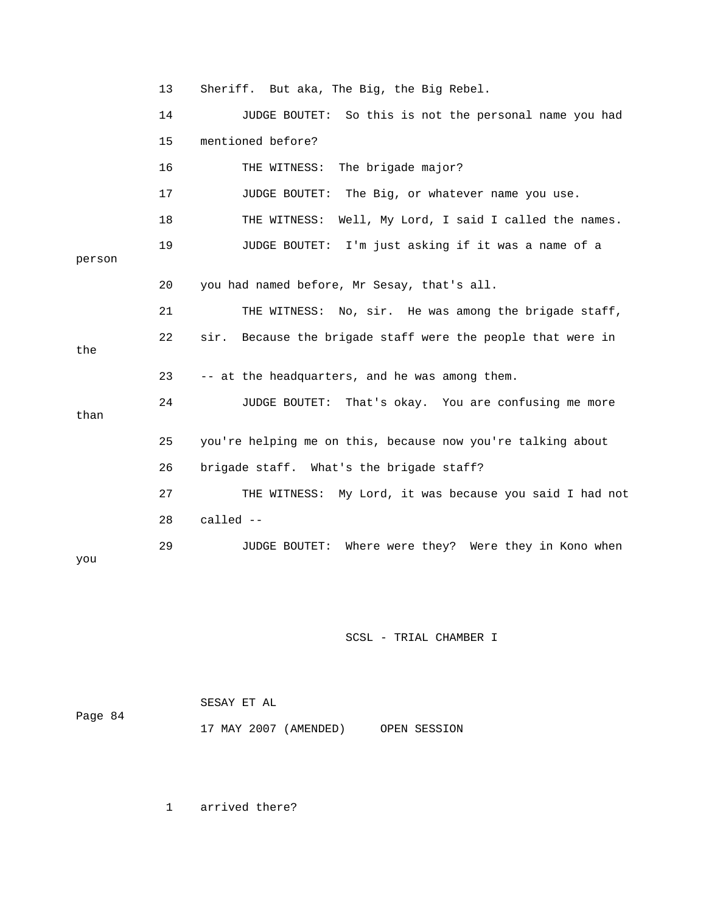13 Sheriff. But aka, The Big, the Big Rebel.

14 JUDGE BOUTET: So this is not the personal name you had

15 mentioned before?

16 THE WITNESS: The brigade major?

17 JUDGE BOUTET: The Big, or whatever name you use.

18 THE WITNESS: Well, My Lord, I said I called the names.

19 JUDGE BOUTET: I'm just asking if it was a name of a person

20 you had named before, Mr Sesay, that's all.

21 THE WITNESS: No, sir. He was among the brigade staff,

22 sir. Because the brigade staff were the people that were in the

23 -- at the headquarters, and he was among them.

24 JUDGE BOUTET: That's okay. You are confusing me more than

25 you're helping me on this, because now you're talking about

26 brigade staff. What's the brigade staff?

27 THE WITNESS: My Lord, it was because you said I had not

28 called --

29 JUDGE BOUTET: Where were they? Were they in Kono when you

1 arrived there?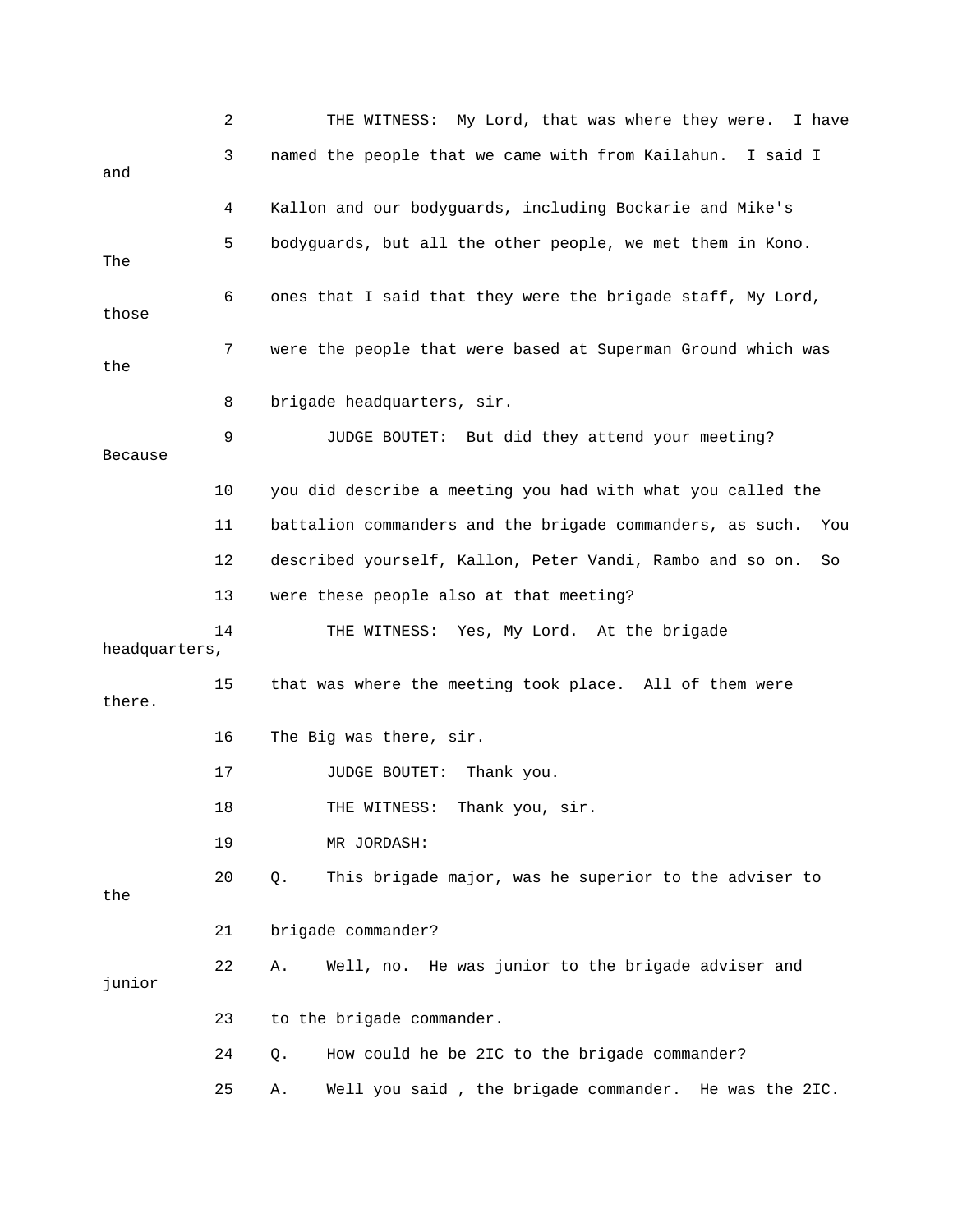2 THE WITNESS: My Lord, that was where they were. I have

3 named the people that we came with from Kailahun. I said I and

4 Kallon and our bodyguards, including Bockarie and Mike's

5 bodyguards, but all the other people, we met them in Kono. The

6 ones that I said that they were the brigade staff, My Lord, those

7 were the people that were based at Superman Ground which was the

8 brigade headquarters, sir.

9 JUDGE BOUTET: But did they attend your meeting? Because

10 you did describe a meeting you had with what you called the

11 battalion commanders and the brigade commanders, as such. You

12 described yourself, Kallon, Peter Vandi, Rambo and so on. So

13 were these people also at that meeting?

14 THE WITNESS: Yes, My Lord. At the brigade headquarters,

15 that was where the meeting took place. All of them were there.

16 The Big was there, sir.

17 JUDGE BOUTET: Thank you.

18 THE WITNESS: Thank you, sir.

19 MR JORDASH:

20 Q. This brigade major, was he superior to the adviser to the

21 brigade commander?

22 A. Well, no. He was junior to the brigade adviser and junior

23 to the brigade commander.

24 Q. How could he be 2IC to the brigade commander?

25 A. Well you said , the brigade commander. He was the 2IC.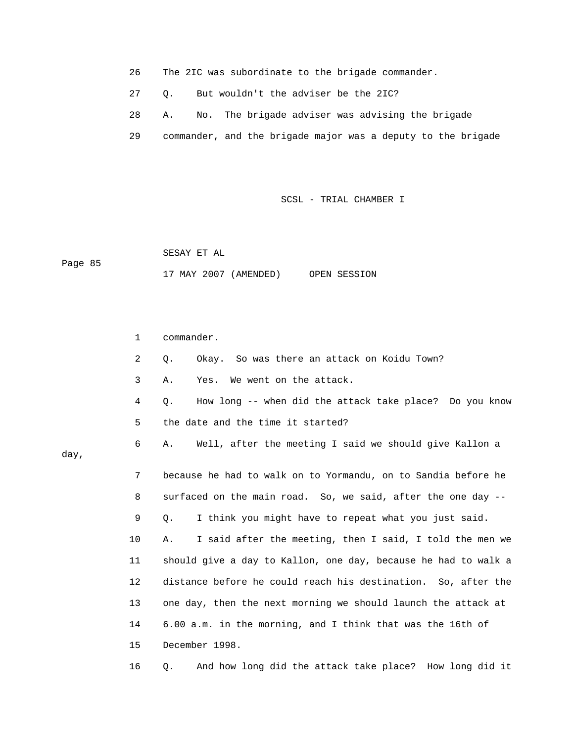26 The 2IC was subordinate to the brigade commander.

27 Q. But wouldn't the adviser be the 2IC?

28 A. No. The brigade adviser was advising the brigade

29 commander, and the brigade major was a deputy to the brigade

1 commander.

2 Q. Okay. So was there an attack on Koidu Town?

3 A. Yes. We went on the attack.

4 Q. How long -- when did the attack take place? Do you know

5 the date and the time it started?

6 A. Well, after the meeting I said we should give Kallon a day,

7 because he had to walk on to Yormandu, on to Sandia before he

8 surfaced on the main road. So, we said, after the one day --

9 Q. I think you might have to repeat what you just said.

10 A. I said after the meeting, then I said, I told the men we

11 should give a day to Kallon, one day, because he had to walk a

12 distance before he could reach his destination. So, after the

13 one day, then the next morning we should launch the attack at

14 6.00 a.m. in the morning, and I think that was the 16th of

15 December 1998.

16 Q. And how long did the attack take place? How long did it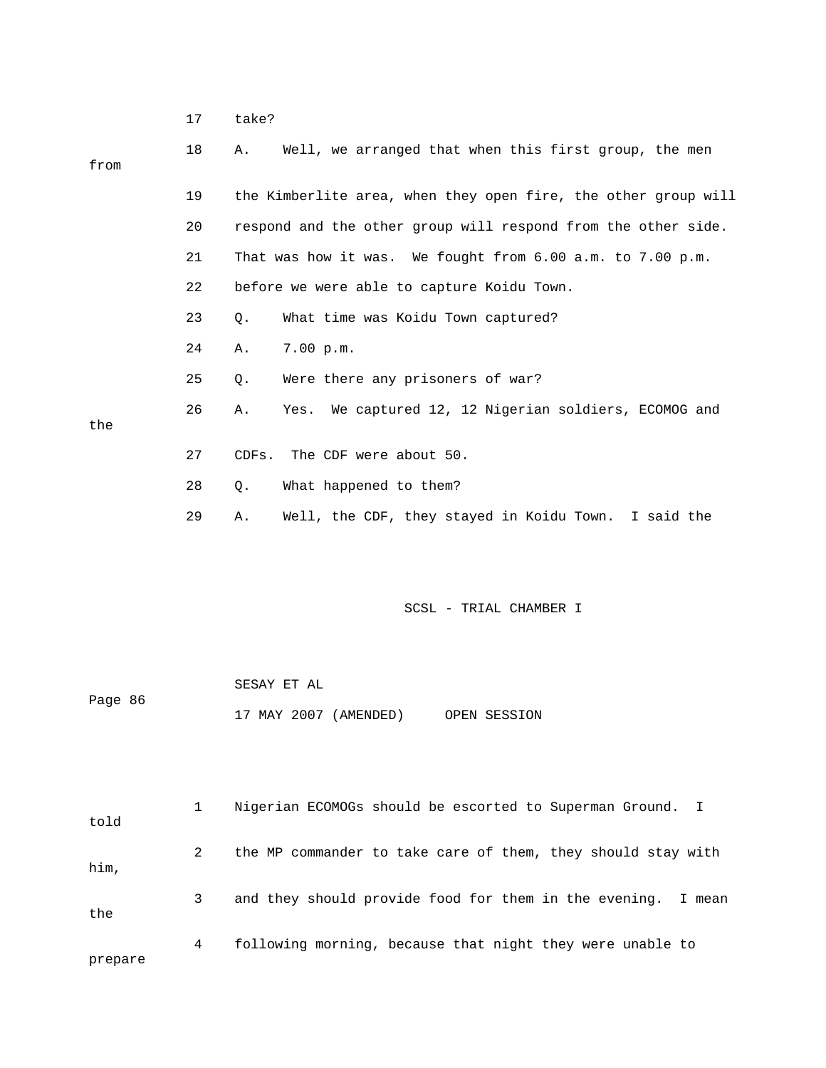17 take?

18 A. Well, we arranged that when this first group, the men from

19 the Kimberlite area, when they open fire, the other group will

20 respond and the other group will respond from the other side.

21 That was how it was. We fought from 6.00 a.m. to 7.00 p.m.

22 before we were able to capture Koidu Town.

23 Q. What time was Koidu Town captured?

24 A. 7.00 p.m.

25 Q. Were there any prisoners of war?

26 A. Yes. We captured 12, 12 Nigerian soldiers, ECOMOG and the

27 CDFs. The CDF were about 50.

28 Q. What happened to them?

29 A. Well, the CDF, they stayed in Koidu Town. I said the

1 Nigerian ECOMOGs should be escorted to Superman Ground. I told

2 the MP commander to take care of them, they should stay with him,

3 and they should provide food for them in the evening. I mean the

4 following morning, because that night they were unable to prepare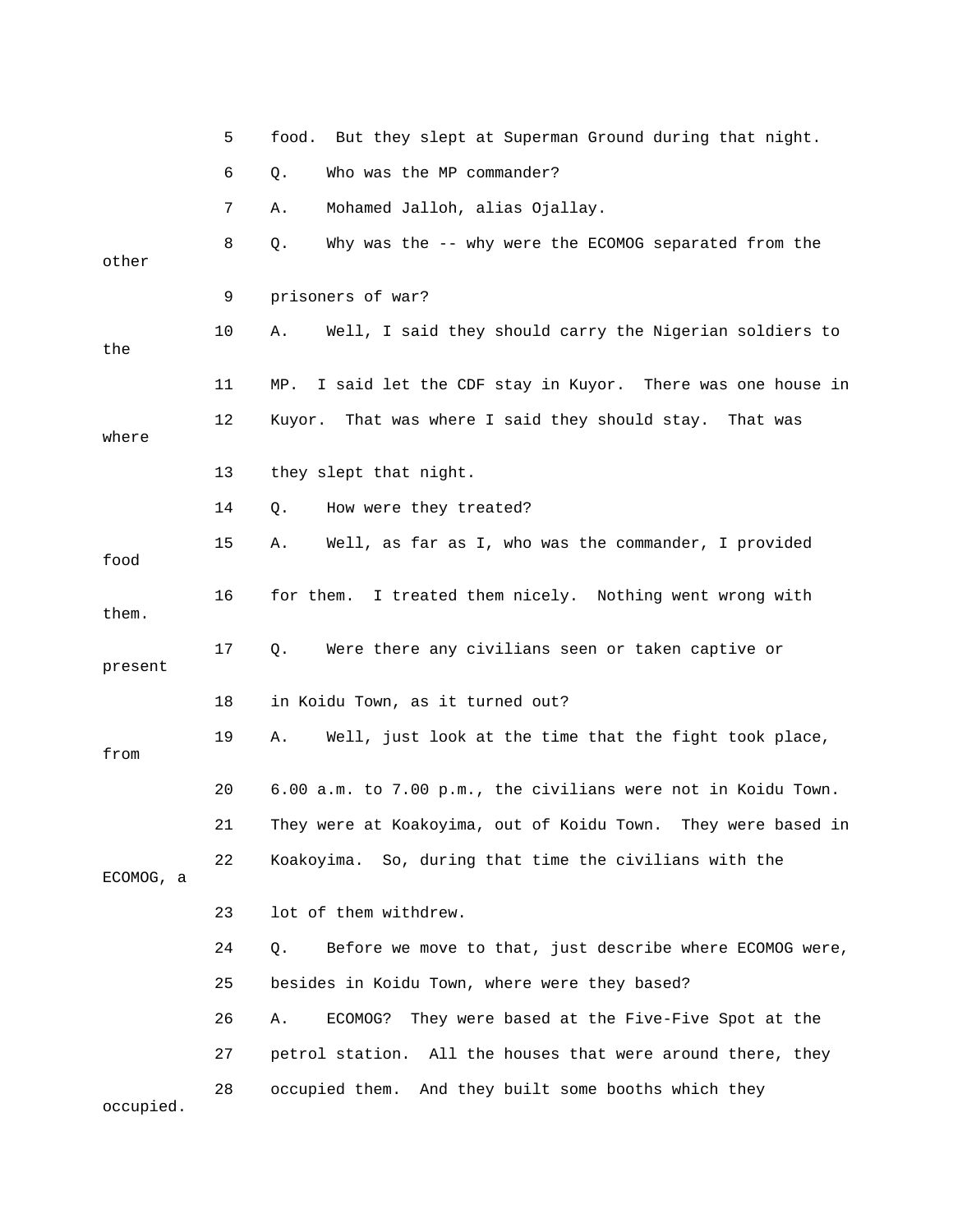5 food. But they slept at Superman Ground during that night.

6 Q. Who was the MP commander?

7 A. Mohamed Jalloh, alias Ojallay.

8 Q. Why was the -- why were the ECOMOG separated from the other

9 prisoners of war?

10 A. Well, I said they should carry the Nigerian soldiers to the

11 MP. I said let the CDF stay in Kuyor. There was one house in

12 Kuyor. That was where I said they should stay. That was where

13 they slept that night.

14 Q. How were they treated?

15 A. Well, as far as I, who was the commander, I provided food

16 for them. I treated them nicely. Nothing went wrong with them.

17 Q. Were there any civilians seen or taken captive or present

18 in Koidu Town, as it turned out?

19 A. Well, just look at the time that the fight took place, from

20 6.00 a.m. to 7.00 p.m., the civilians were not in Koidu Town.

21 They were at Koakoyima, out of Koidu Town. They were based in

22 Koakoyima. So, during that time the civilians with the ECOMOG, a

23 lot of them withdrew.

24 Q. Before we move to that, just describe where ECOMOG were,

25 besides in Koidu Town, where were they based?

26 A. ECOMOG? They were based at the Five-Five Spot at the

27 petrol station. All the houses that were around there, they

28 occupied them. And they built some booths which they occupied.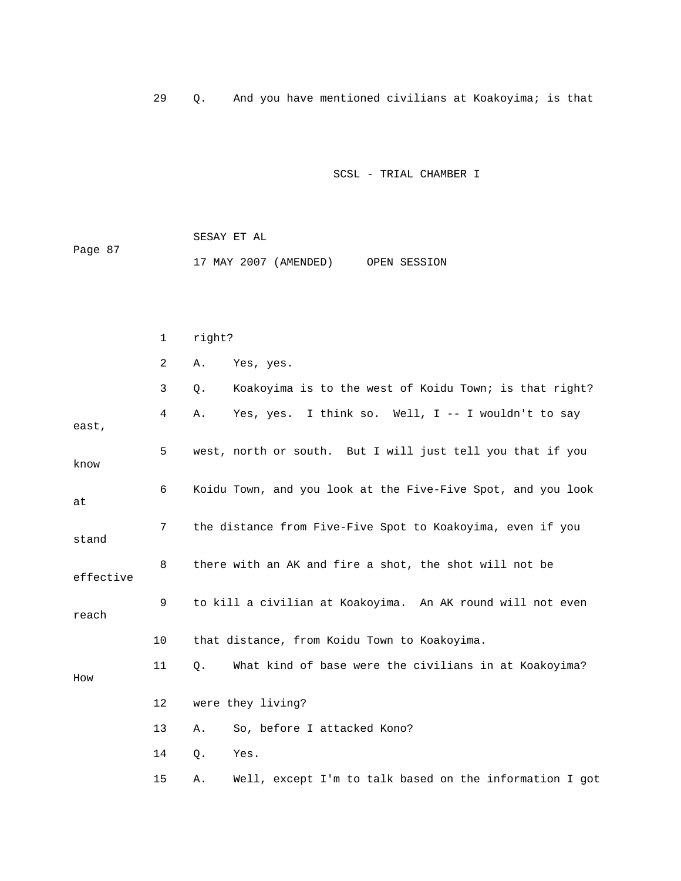29 Q. And you have mentioned civilians at Koakoyima; is that

1 right?

2 A. Yes, yes.

3 Q. Koakoyima is to the west of Koidu Town; is that right?

4 A. Yes, yes. I think so. Well, I -- I wouldn't to say east,

5 west, north or south. But I will just tell you that if you know

6 Koidu Town, and you look at the Five-Five Spot, and you look at

7 the distance from Five-Five Spot to Koakoyima, even if you stand

8 there with an AK and fire a shot, the shot will not be effective

9 to kill a civilian at Koakoyima. An AK round will not even reach

10 that distance, from Koidu Town to Koakoyima.

11 Q. What kind of base were the civilians in at Koakoyima? How

12 were they living?

13 A. So, before I attacked Kono?

14 Q. Yes.

15 A. Well, except I'm to talk based on the information I got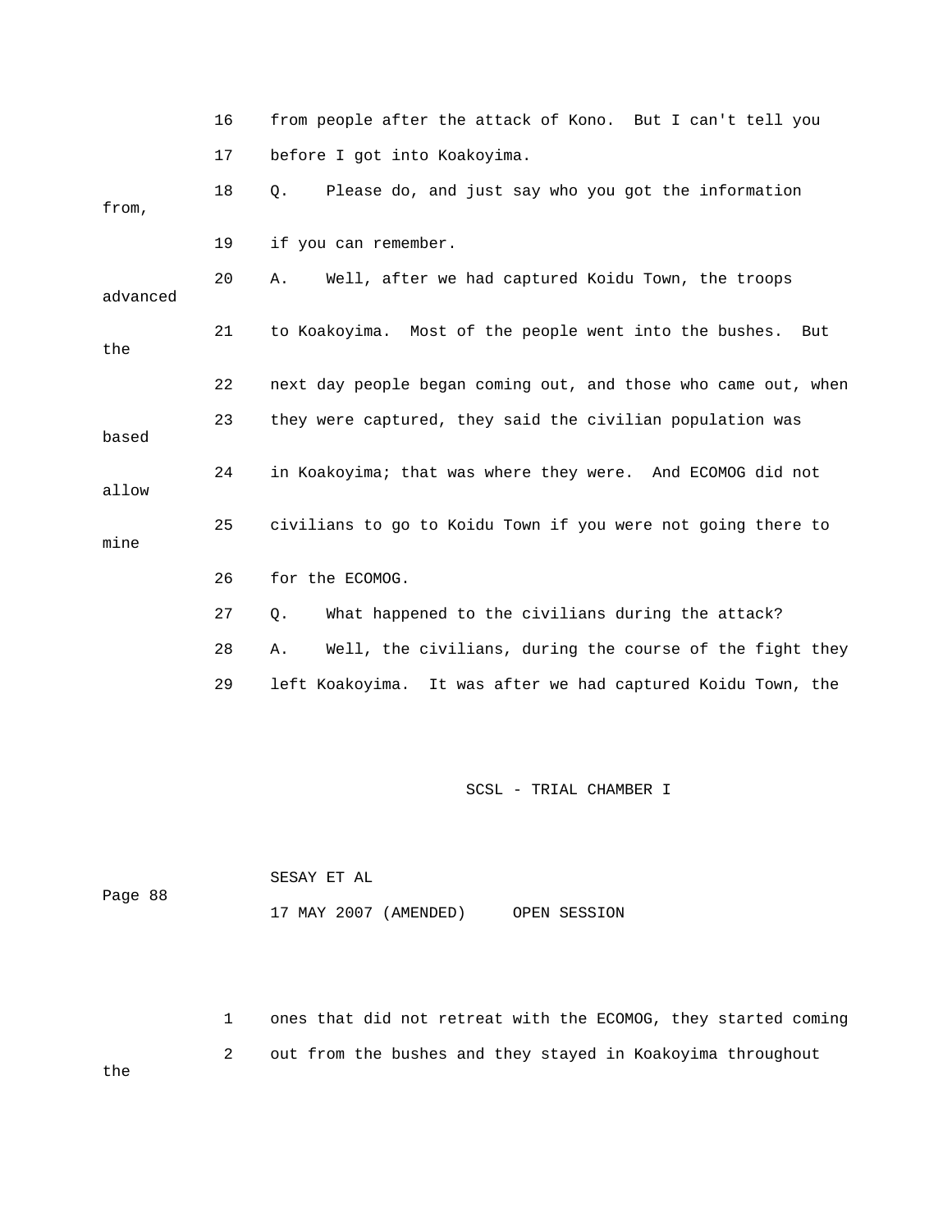16 from people after the attack of Kono. But I can't tell you

17 before I got into Koakoyima.

18 Q. Please do, and just say who you got the information from,

19 if you can remember.

20 A. Well, after we had captured Koidu Town, the troops advanced

21 to Koakoyima. Most of the people went into the bushes. But the

22 next day people began coming out, and those who came out, when

23 they were captured, they said the civilian population was based

24 in Koakoyima; that was where they were. And ECOMOG did not allow

25 civilians to go to Koidu Town if you were not going there to mine

26 for the ECOMOG.

27 Q. What happened to the civilians during the attack?

28 A. Well, the civilians, during the course of the fight they

29 left Koakoyima. It was after we had captured Koidu Town, the

1 ones that did not retreat with the ECOMOG, they started coming

2 out from the bushes and they stayed in Koakoyima throughout the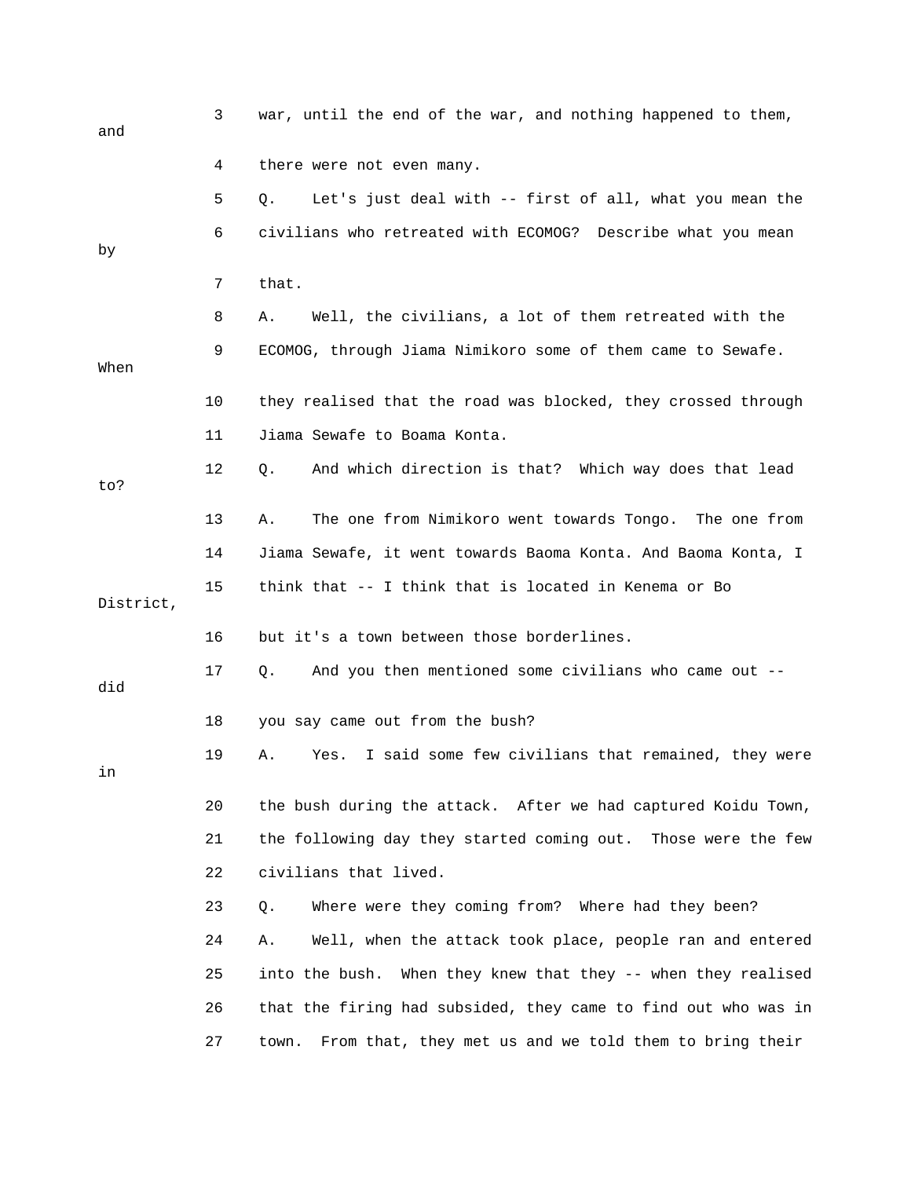3 war, until the end of the war, and nothing happened to them, and

4 there were not even many.

5 Q. Let's just deal with -- first of all, what you mean the

6 civilians who retreated with ECOMOG? Describe what you mean by

7 that.

8 A. Well, the civilians, a lot of them retreated with the

9 ECOMOG, through Jiama Nimikoro some of them came to Sewafe. When

10 they realised that the road was blocked, they crossed through

11 Jiama Sewafe to Boama Konta.

12 Q. And which direction is that? Which way does that lead to?

13 A. The one from Nimikoro went towards Tongo. The one from

14 Jiama Sewafe, it went towards Baoma Konta. And Baoma Konta, I

15 think that -- I think that is located in Kenema or Bo District,

16 but it's a town between those borderlines.

17 Q. And you then mentioned some civilians who came out -- did

18 you say came out from the bush?

19 A. Yes. I said some few civilians that remained, they were in

20 the bush during the attack. After we had captured Koidu Town,

21 the following day they started coming out. Those were the few

22 civilians that lived.

23 Q. Where were they coming from? Where had they been?

24 A. Well, when the attack took place, people ran and entered

25 into the bush. When they knew that they -- when they realised

26 that the firing had subsided, they came to find out who was in

27 town. From that, they met us and we told them to bring their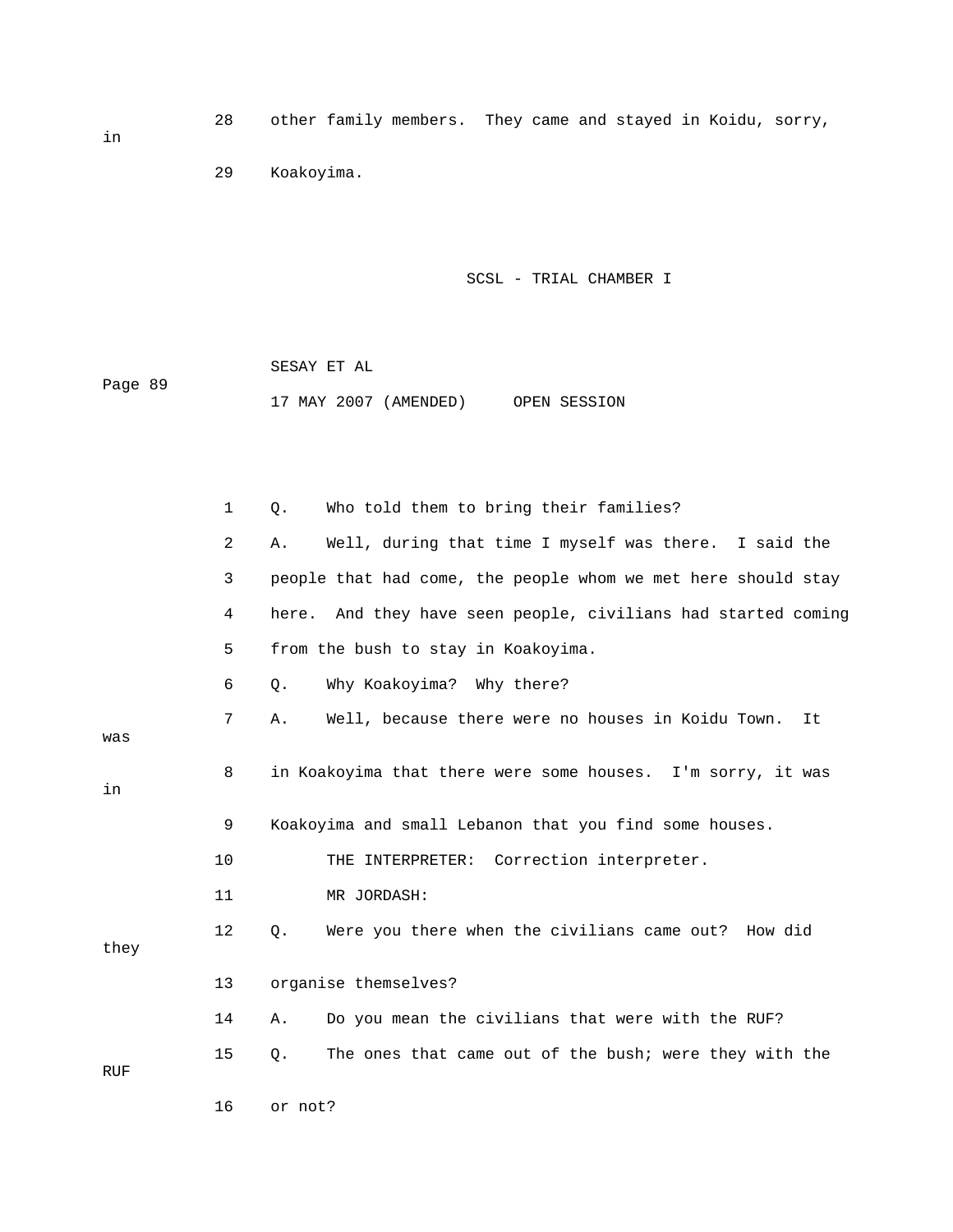28 other family members. They came and stayed in Koidu, sorry, in

29 Koakoyima.

1 Q. Who told them to bring their families?

2 A. Well, during that time I myself was there. I said the

3 people that had come, the people whom we met here should stay

4 here. And they have seen people, civilians had started coming

5 from the bush to stay in Koakoyima.

6 Q. Why Koakoyima? Why there?

7 A. Well, because there were no houses in Koidu Town. It was

8 in Koakoyima that there were some houses. I'm sorry, it was in

9 Koakoyima and small Lebanon that you find some houses.

10 THE INTERPRETER: Correction interpreter.

11 MR JORDASH:

12 Q. Were you there when the civilians came out? How did they

13 organise themselves?

14 A. Do you mean the civilians that were with the RUF?

15 Q. The ones that came out of the bush; were they with the RUF

16 or not?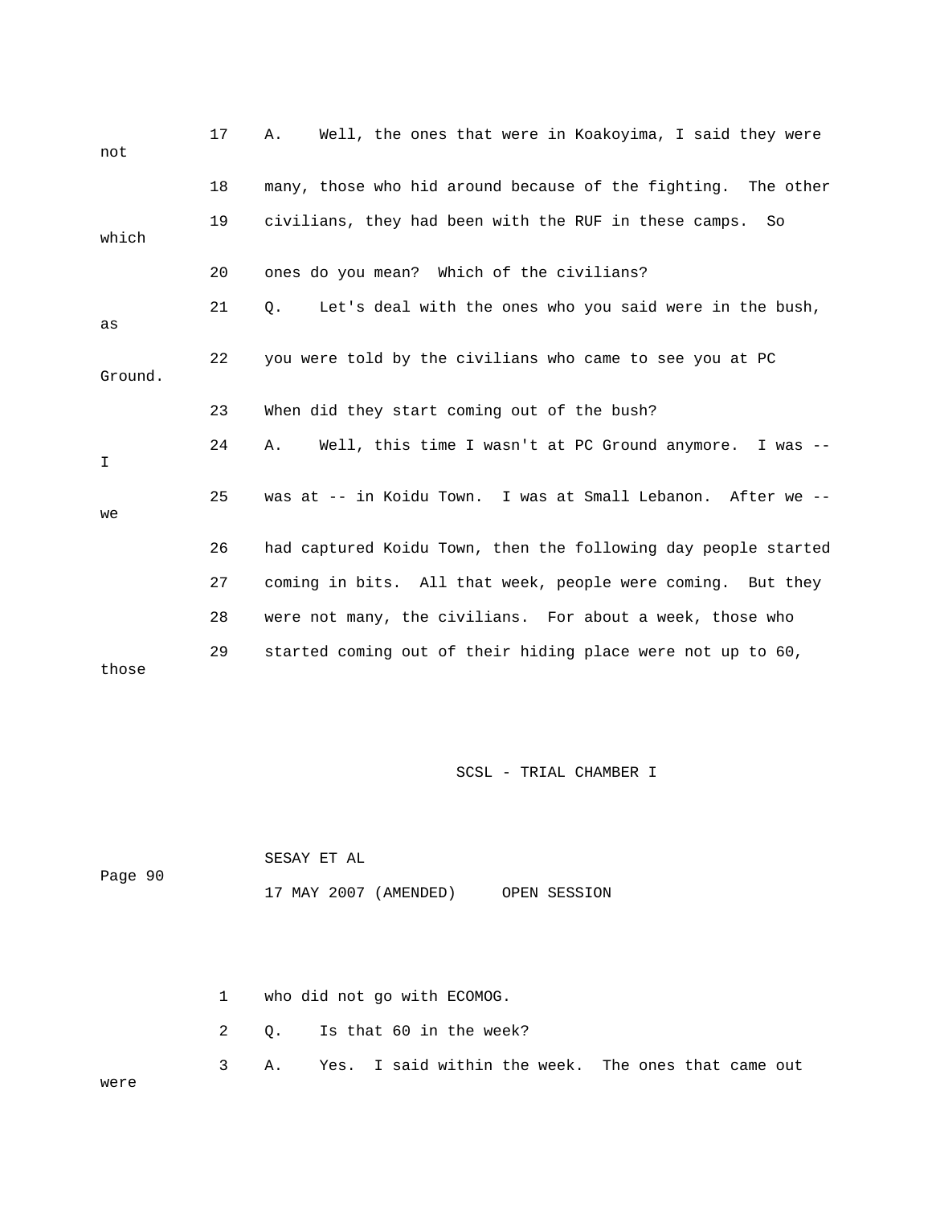17 A. Well, the ones that were in Koakoyima, I said they were not

18 many, those who hid around because of the fighting. The other

19 civilians, they had been with the RUF in these camps. So which

20 ones do you mean? Which of the civilians?

21 Q. Let's deal with the ones who you said were in the bush, as

22 you were told by the civilians who came to see you at PC Ground.

23 When did they start coming out of the bush?

24 A. Well, this time I wasn't at PC Ground anymore. I was -- I

25 was at -- in Koidu Town. I was at Small Lebanon. After we -- we

26 had captured Koidu Town, then the following day people started

27 coming in bits. All that week, people were coming. But they

28 were not many, the civilians. For about a week, those who

29 started coming out of their hiding place were not up to 60, those

1 who did not go with ECOMOG.

2 Q. Is that 60 in the week?

3 A. Yes. I said within the week. The ones that came out were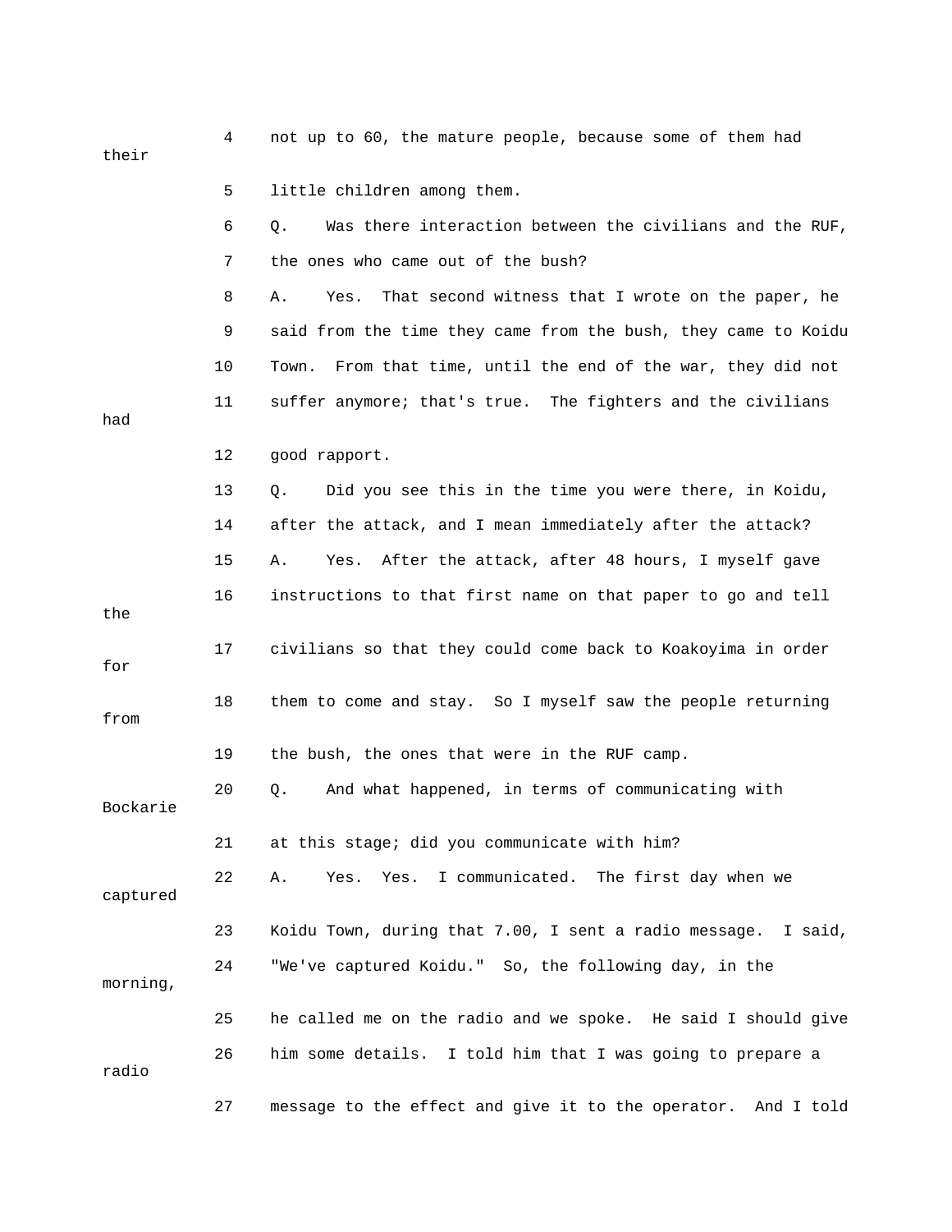4 not up to 60, the mature people, because some of them had their

5 little children among them.

6 Q. Was there interaction between the civilians and the RUF,

7 the ones who came out of the bush?

8 A. Yes. That second witness that I wrote on the paper, he

9 said from the time they came from the bush, they came to Koidu

10 Town. From that time, until the end of the war, they did not

11 suffer anymore; that's true. The fighters and the civilians had

12 good rapport.

13 Q. Did you see this in the time you were there, in Koidu,

14 after the attack, and I mean immediately after the attack?

15 A. Yes. After the attack, after 48 hours, I myself gave

16 instructions to that first name on that paper to go and tell the

17 civilians so that they could come back to Koakoyima in order for

18 them to come and stay. So I myself saw the people returning from

19 the bush, the ones that were in the RUF camp.

20 Q. And what happened, in terms of communicating with Bockarie

21 at this stage; did you communicate with him?

22 A. Yes. Yes. I communicated. The first day when we captured

23 Koidu Town, during that 7.00, I sent a radio message. I said,

24 "We've captured Koidu." So, the following day, in the morning,

25 he called me on the radio and we spoke. He said I should give

26 him some details. I told him that I was going to prepare a radio

27 message to the effect and give it to the operator. And I told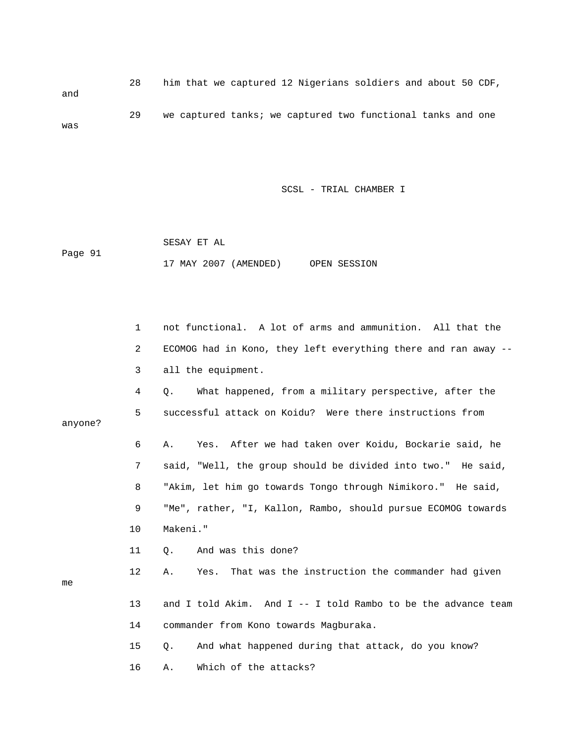28 him that we captured 12 Nigerians soldiers and about 50 CDF, and

29 we captured tanks; we captured two functional tanks and one was

1 not functional. A lot of arms and ammunition. All that the

2 ECOMOG had in Kono, they left everything there and ran away --

3 all the equipment.

4 Q. What happened, from a military perspective, after the

5 successful attack on Koidu? Were there instructions from anyone?

6 A. Yes. After we had taken over Koidu, Bockarie said, he

7 said, "Well, the group should be divided into two." He said,

8 "Akim, let him go towards Tongo through Nimikoro." He said,

9 "Me", rather, "I, Kallon, Rambo, should pursue ECOMOG towards

10 Makeni."

11 Q. And was this done?

12 A. Yes. That was the instruction the commander had given me

13 and I told Akim. And I -- I told Rambo to be the advance team

14 commander from Kono towards Magburaka.

15 Q. And what happened during that attack, do you know?

16 A. Which of the attacks?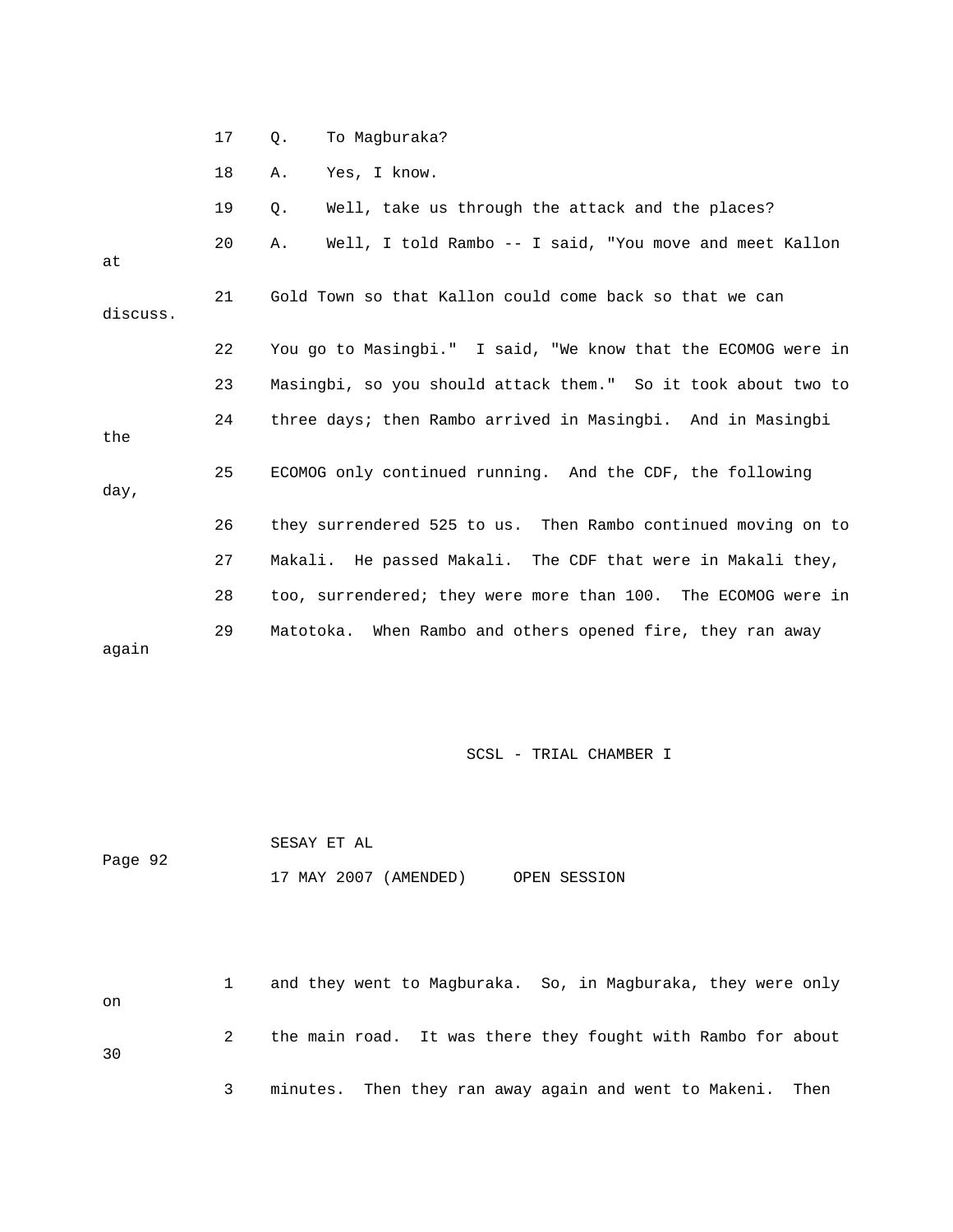17 Q. To Magburaka?

18 A. Yes, I know.

19 Q. Well, take us through the attack and the places?

20 A. Well, I told Rambo -- I said, "You move and meet Kallon at

21 Gold Town so that Kallon could come back so that we can discuss.

22 You go to Masingbi." I said, "We know that the ECOMOG were in

23 Masingbi, so you should attack them." So it took about two to

24 three days; then Rambo arrived in Masingbi. And in Masingbi the

25 ECOMOG only continued running. And the CDF, the following day,

26 they surrendered 525 to us. Then Rambo continued moving on to

27 Makali. He passed Makali. The CDF that were in Makali they,

28 too, surrendered; they were more than 100. The ECOMOG were in

29 Matotoka. When Rambo and others opened fire, they ran away again

1 and they went to Magburaka. So, in Magburaka, they were only on

2 the main road. It was there they fought with Rambo for about 30

3 minutes. Then they ran away again and went to Makeni. Then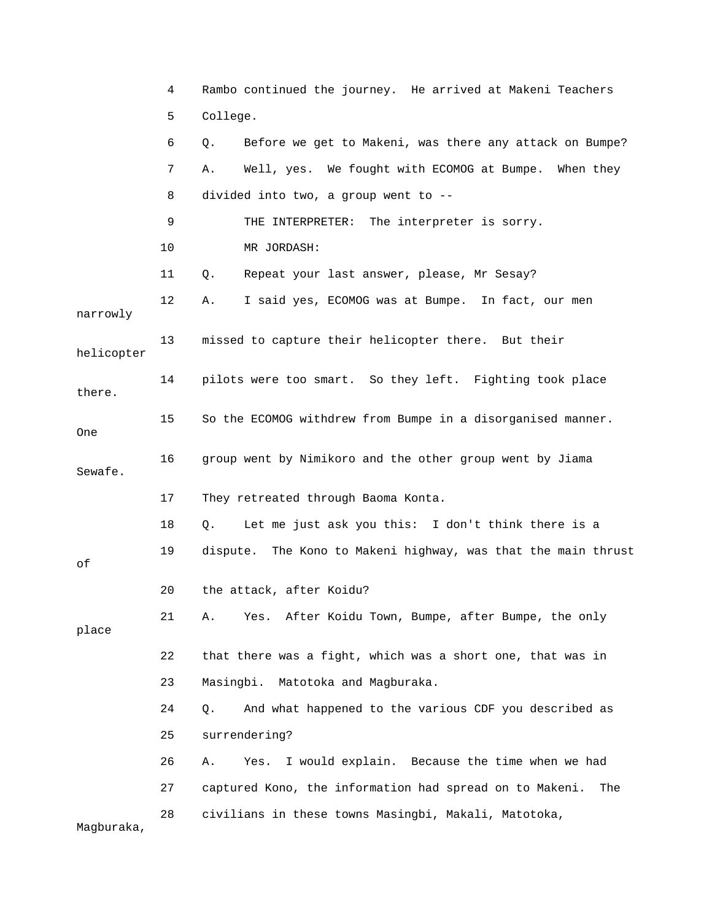4 Rambo continued the journey. He arrived at Makeni Teachers

5 College.

6 Q. Before we get to Makeni, was there any attack on Bumpe?

7 A. Well, yes. We fought with ECOMOG at Bumpe. When they

8 divided into two, a group went to --

9 THE INTERPRETER: The interpreter is sorry.

10 MR JORDASH:

11 Q. Repeat your last answer, please, Mr Sesay?

12 A. I said yes, ECOMOG was at Bumpe. In fact, our men narrowly

13 missed to capture their helicopter there. But their helicopter

14 pilots were too smart. So they left. Fighting took place there.

15 So the ECOMOG withdrew from Bumpe in a disorganised manner. One

16 group went by Nimikoro and the other group went by Jiama Sewafe.

17 They retreated through Baoma Konta.

18 Q. Let me just ask you this: I don't think there is a

19 dispute. The Kono to Makeni highway, was that the main thrust of

20 the attack, after Koidu?

21 A. Yes. After Koidu Town, Bumpe, after Bumpe, the only place

22 that there was a fight, which was a short one, that was in

23 Masingbi. Matotoka and Magburaka.

24 Q. And what happened to the various CDF you described as

25 surrendering?

26 A. Yes. I would explain. Because the time when we had

27 captured Kono, the information had spread on to Makeni. The

28 civilians in these towns Masingbi, Makali, Matotoka, Magburaka,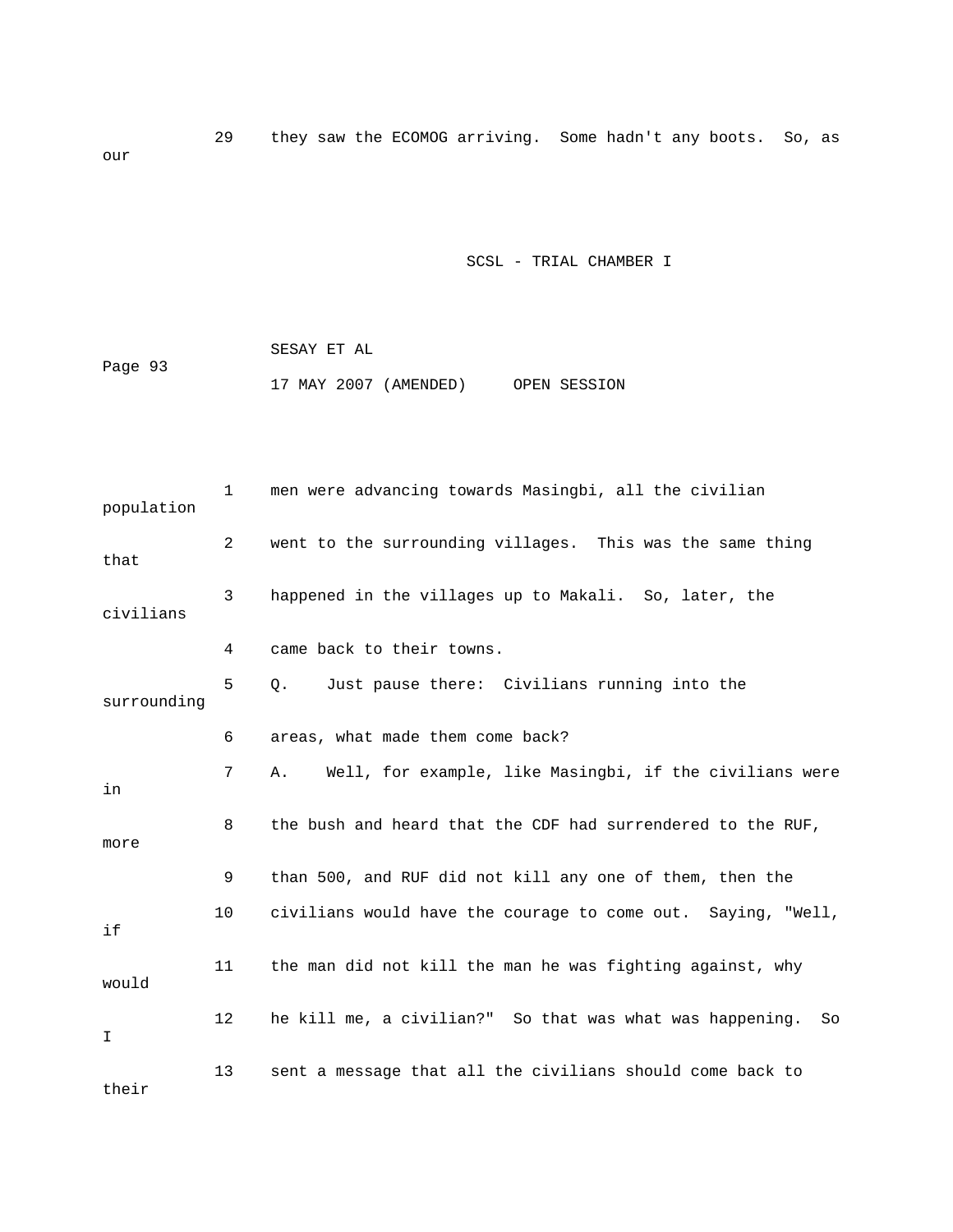29 they saw the ECOMOG arriving. Some hadn't any boots. So, as our

1 men were advancing towards Masingbi, all the civilian population

2 went to the surrounding villages. This was the same thing that

3 happened in the villages up to Makali. So, later, the civilians

4 came back to their towns.

5 Q. Just pause there: Civilians running into the surrounding

6 areas, what made them come back?

7 A. Well, for example, like Masingbi, if the civilians were in

8 the bush and heard that the CDF had surrendered to the RUF, more

9 than 500, and RUF did not kill any one of them, then the

10 civilians would have the courage to come out. Saying, "Well, if

11 the man did not kill the man he was fighting against, why would

12 he kill me, a civilian?" So that was what was happening. So I

13 sent a message that all the civilians should come back to their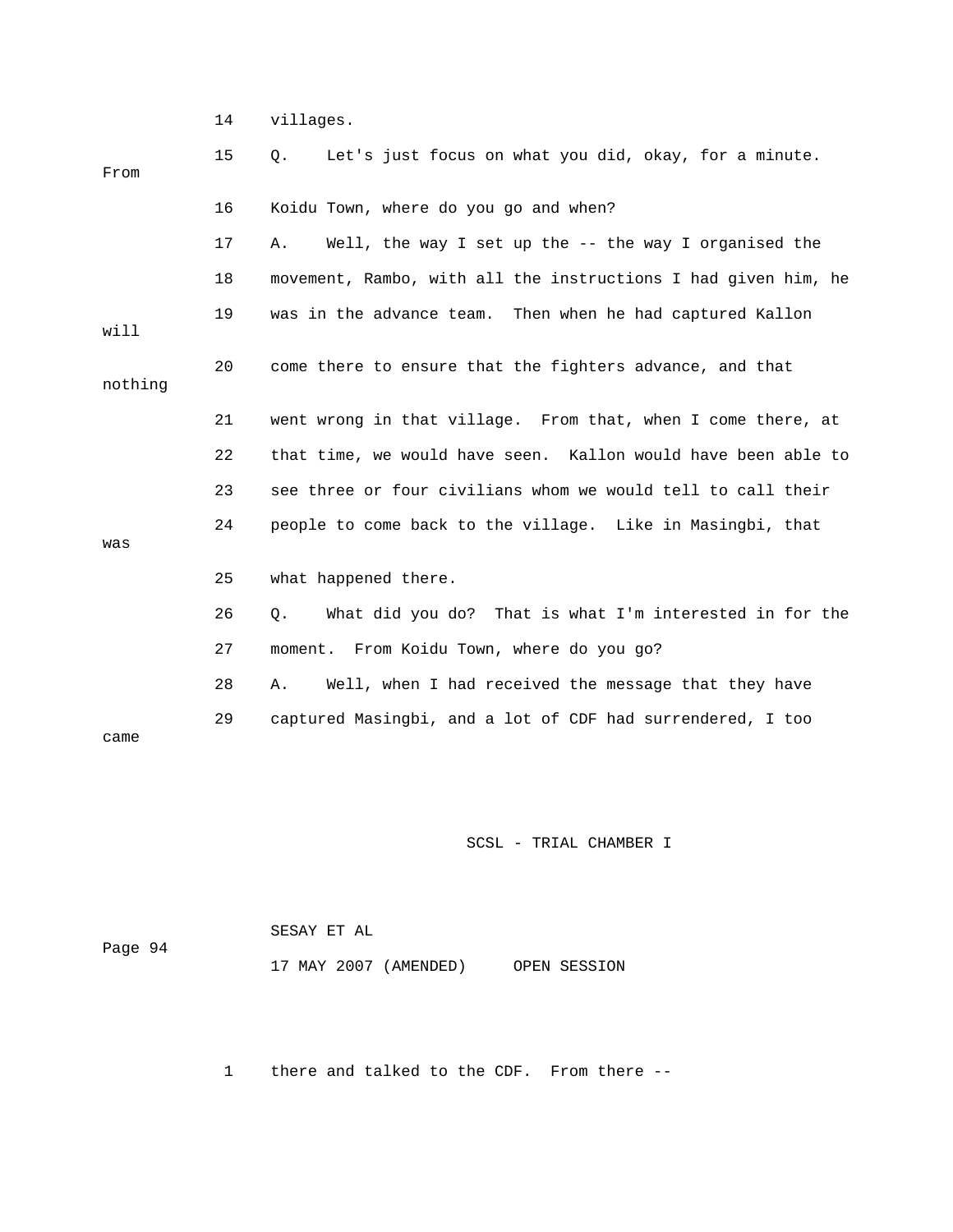14 villages.

15 Q. Let's just focus on what you did, okay, for a minute. From

16 Koidu Town, where do you go and when?

17 A. Well, the way I set up the -- the way I organised the

18 movement, Rambo, with all the instructions I had given him, he

19 was in the advance team. Then when he had captured Kallon will

20 come there to ensure that the fighters advance, and that nothing

21 went wrong in that village. From that, when I come there, at

22 that time, we would have seen. Kallon would have been able to

23 see three or four civilians whom we would tell to call their

24 people to come back to the village. Like in Masingbi, that was

25 what happened there.

26 Q. What did you do? That is what I'm interested in for the

27 moment. From Koidu Town, where do you go?

28 A. Well, when I had received the message that they have

29 captured Masingbi, and a lot of CDF had surrendered, I too came

1 there and talked to the CDF. From there --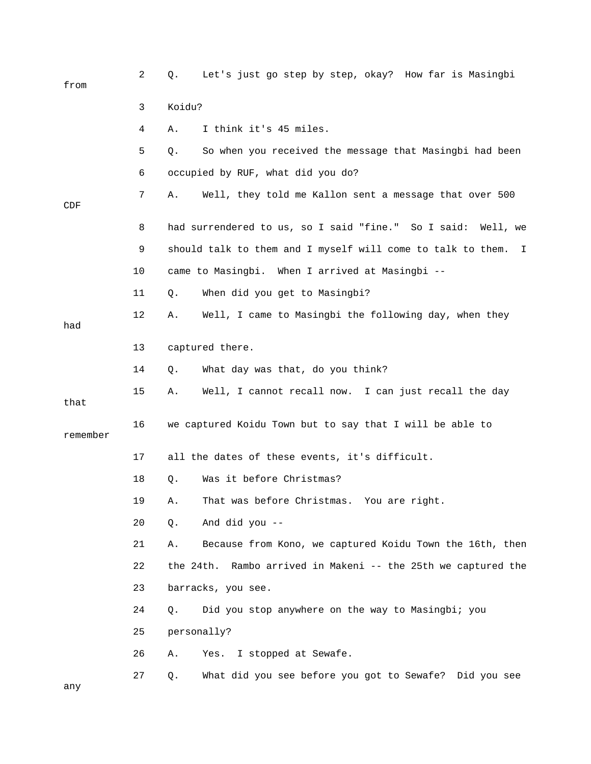2 Q. Let's just go step by step, okay? How far is Masingbi from

3 Koidu?

4 A. I think it's 45 miles.

5 Q. So when you received the message that Masingbi had been

6 occupied by RUF, what did you do?

7 A. Well, they told me Kallon sent a message that over 500 CDF

8 had surrendered to us, so I said "fine." So I said: Well, we

9 should talk to them and I myself will come to talk to them. I

10 came to Masingbi. When I arrived at Masingbi --

11 Q. When did you get to Masingbi?

12 A. Well, I came to Masingbi the following day, when they had

13 captured there.

14 Q. What day was that, do you think?

15 A. Well, I cannot recall now. I can just recall the day that

16 we captured Koidu Town but to say that I will be able to remember

17 all the dates of these events, it's difficult.

18 Q. Was it before Christmas?

19 A. That was before Christmas. You are right.

20 Q. And did you --

21 A. Because from Kono, we captured Koidu Town the 16th, then

22 the 24th. Rambo arrived in Makeni -- the 25th we captured the

23 barracks, you see.

24 Q. Did you stop anywhere on the way to Masingbi; you

25 personally?

26 A. Yes. I stopped at Sewafe.

27 Q. What did you see before you got to Sewafe? Did you see any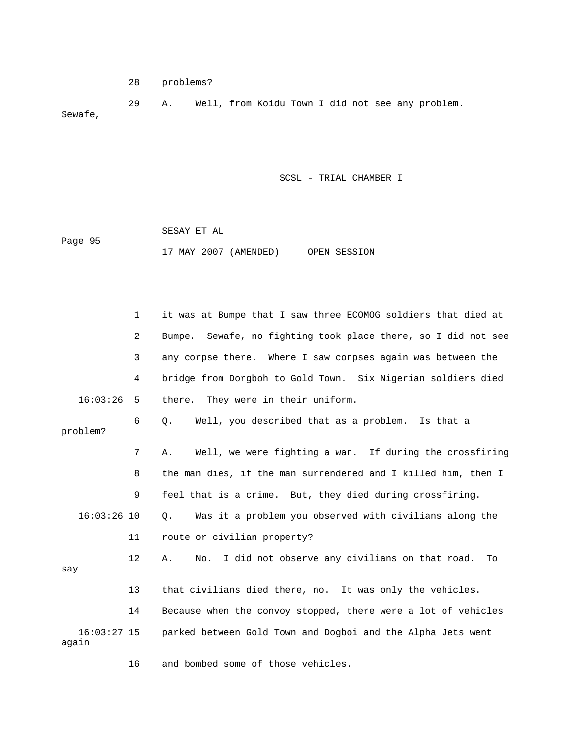28 problems?

29 A. Well, from Koidu Town I did not see any problem. Sewafe,

1 it was at Bumpe that I saw three ECOMOG soldiers that died at

2 Bumpe. Sewafe, no fighting took place there, so I did not see

3 any corpse there. Where I saw corpses again was between the

4 bridge from Dorgboh to Gold Town. Six Nigerian soldiers died

16:03:26 5 there. They were in their uniform.

6 Q. Well, you described that as a problem. Is that a problem?

7 A. Well, we were fighting a war. If during the crossfiring

8 the man dies, if the man surrendered and I killed him, then I

9 feel that is a crime. But, they died during crossfiring.

16:03:26 10 Q. Was it a problem you observed with civilians along the

11 route or civilian property?

12 A. No. I did not observe any civilians on that road. To say

13 that civilians died there, no. It was only the vehicles.

14 Because when the convoy stopped, there were a lot of vehicles

16:03:27 15 parked between Gold Town and Dogboi and the Alpha Jets went again

16 and bombed some of those vehicles.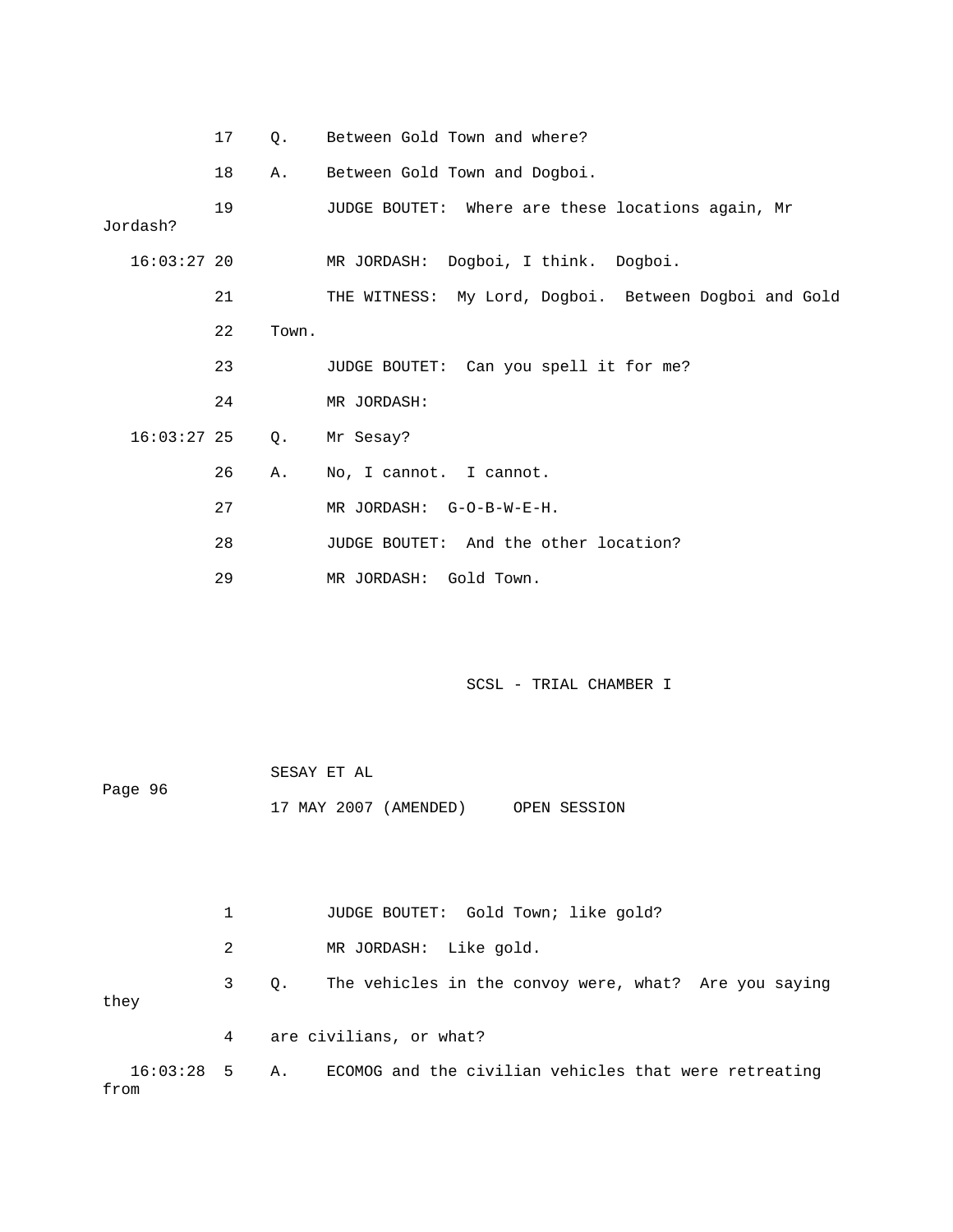17 Q. Between Gold Town and where?

18 A. Between Gold Town and Dogboi.

19 JUDGE BOUTET: Where are these locations again, Mr Jordash?

16:03:27 20 MR JORDASH: Dogboi, I think. Dogboi.

21 THE WITNESS: My Lord, Dogboi. Between Dogboi and Gold

22 Town.

23 JUDGE BOUTET: Can you spell it for me?

24 MR JORDASH:

16:03:27 25 Q. Mr Sesay?

26 A. No, I cannot. I cannot.

27 MR JORDASH: G-O-B-W-E-H.

28 JUDGE BOUTET: And the other location?

29 MR JORDASH: Gold Town.

SESAY ET AL

Page 96

17 MAY 2007 (AMENDED) OPEN SESSION

1 JUDGE BOUTET: Gold Town; like gold?

2 MR JORDASH: Like gold.

3 Q. The vehicles in the convoy were, what? Are you saying they

4 are civilians, or what?

16:03:28 5 A. ECOMOG and the civilian vehicles that were retreating from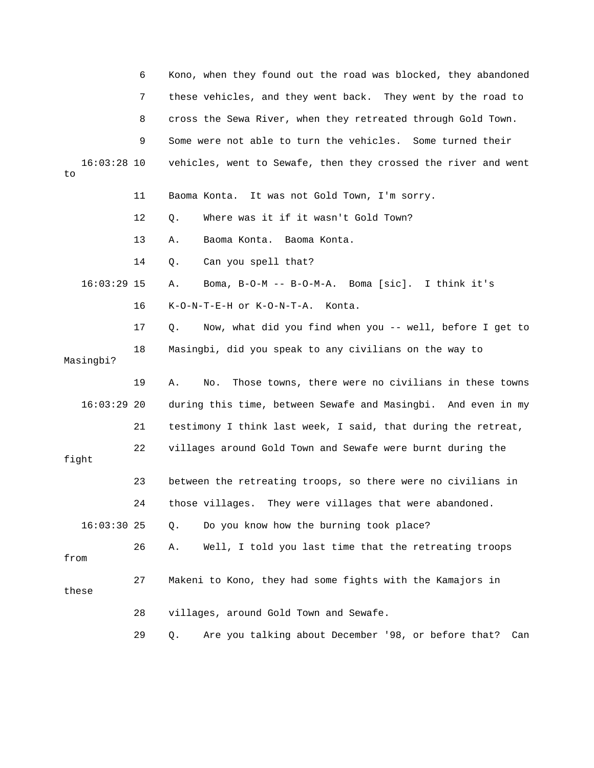6 Kono, when they found out the road was blocked, they abandoned

7 these vehicles, and they went back. They went by the road to

8 cross the Sewa River, when they retreated through Gold Town.

9 Some were not able to turn the vehicles. Some turned their

16:03:28 10 vehicles, went to Sewafe, then they crossed the river and went to

11 Baoma Konta. It was not Gold Town, I'm sorry.

12 Q. Where was it if it wasn't Gold Town?

13 A. Baoma Konta. Baoma Konta.

14 Q. Can you spell that?

16:03:29 15 A. Boma, B-O-M -- B-O-M-A. Boma [sic]. I think it's

16 K-O-N-T-E-H or K-O-N-T-A. Konta.

17 Q. Now, what did you find when you -- well, before I get to

18 Masingbi, did you speak to any civilians on the way to Masingbi?

19 A. No. Those towns, there were no civilians in these towns

16:03:29 20 during this time, between Sewafe and Masingbi. And even in my

21 testimony I think last week, I said, that during the retreat,

22 villages around Gold Town and Sewafe were burnt during the fight

23 between the retreating troops, so there were no civilians in

24 those villages. They were villages that were abandoned.

16:03:30 25 Q. Do you know how the burning took place?

26 A. Well, I told you last time that the retreating troops from

27 Makeni to Kono, they had some fights with the Kamajors in these

28 villages, around Gold Town and Sewafe.

29 Q. Are you talking about December '98, or before that? Can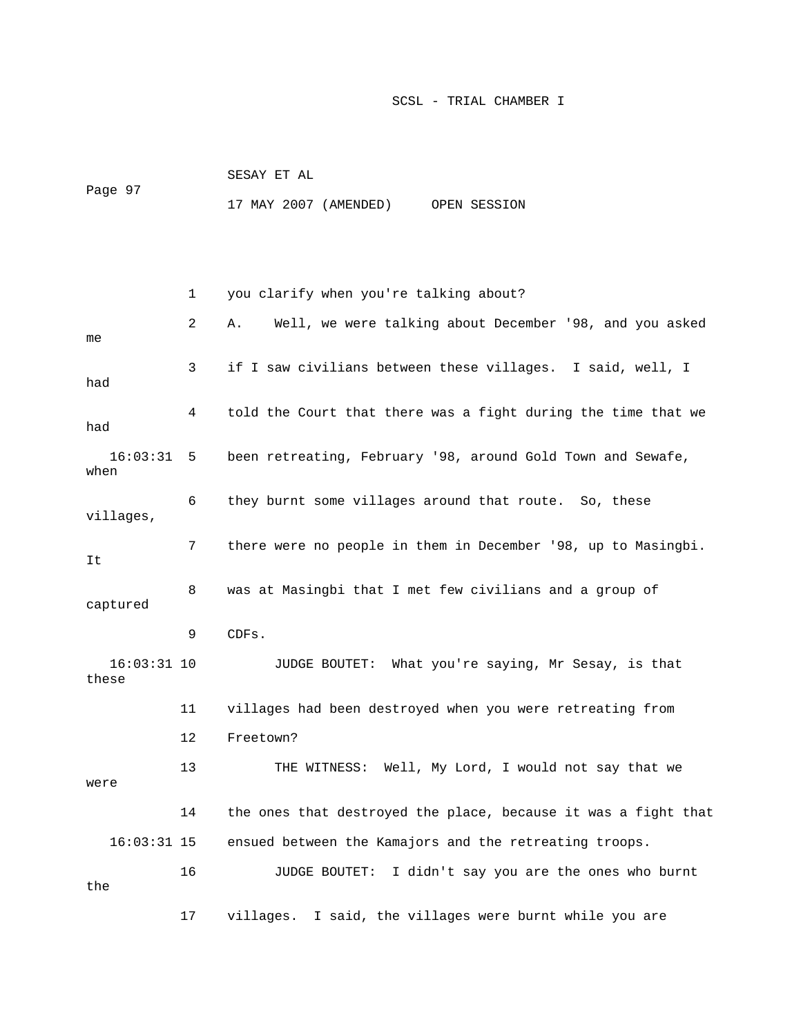you clarify when you're talking about?

A. Well, we were talking about December '98, and you asked me if I saw civilians between these villages. I said, well, I had told the Court that there was a fight during the time that we had been retreating, February '98, around Gold Town and Sewafe, when they burnt some villages around that route. So, these villages, there were no people in them in December '98, up to Masingbi. It was at Masingbi that I met few civilians and a group of captured CDFs.

JUDGE BOUTET: What you're saying, Mr Sesay, is that these villages had been destroyed when you were retreating from Freetown?

THE WITNESS: Well, My Lord, I would not say that we were the ones that destroyed the place, because it was a fight that ensued between the Kamajors and the retreating troops.

JUDGE BOUTET: I didn't say you are the ones who burnt the villages. I said, the villages were burnt while you are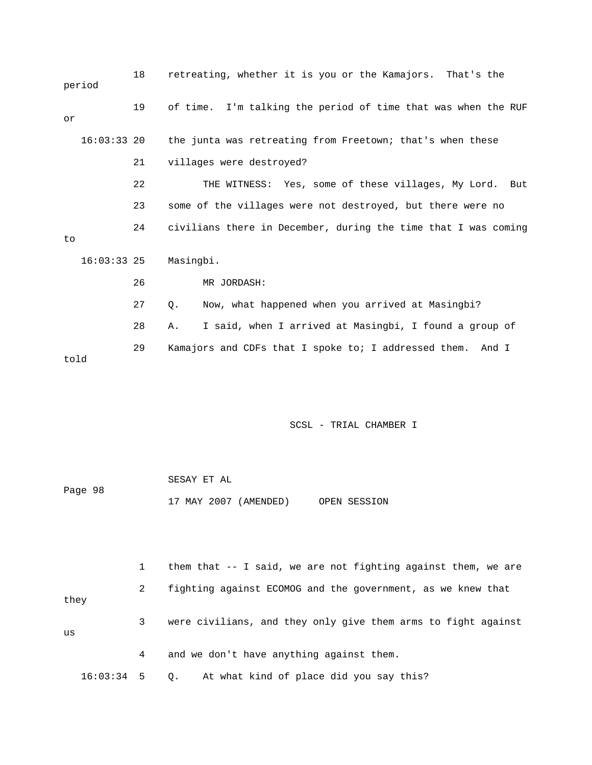18 retreating, whether it is you or the Kamajors. That's the period

19 of time. I'm talking the period of time that was when the RUF or

16:03:33 20 the junta was retreating from Freetown; that's when these

21 villages were destroyed?

22 THE WITNESS: Yes, some of these villages, My Lord. But

23 some of the villages were not destroyed, but there were no

24 civilians there in December, during the time that I was coming to

16:03:33 25 Masingbi.

26 MR JORDASH:

27 Q. Now, what happened when you arrived at Masingbi?

28 A. I said, when I arrived at Masingbi, I found a group of

29 Kamajors and CDFs that I spoke to; I addressed them. And I told

1 them that -- I said, we are not fighting against them, we are

2 fighting against ECOMOG and the government, as we knew that they

3 were civilians, and they only give them arms to fight against us

4 and we don't have anything against them.

16:03:34 5 Q. At what kind of place did you say this?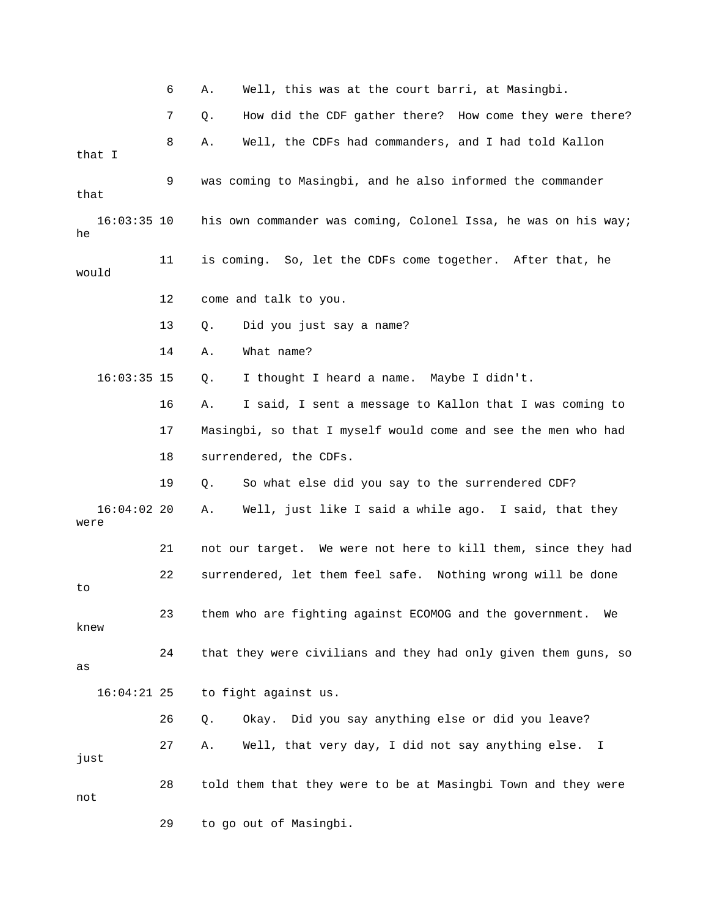6 A. Well, this was at the court barri, at Masingbi.

7 Q. How did the CDF gather there? How come they were there?

8 A. Well, the CDFs had commanders, and I had told Kallon that I

9 was coming to Masingbi, and he also informed the commander that

16:03:35 10 his own commander was coming, Colonel Issa, he was on his way; he

11 is coming. So, let the CDFs come together. After that, he would

12 come and talk to you.

13 Q. Did you just say a name?

14 A. What name?

16:03:35 15 Q. I thought I heard a name. Maybe I didn't.

16 A. I said, I sent a message to Kallon that I was coming to

17 Masingbi, so that I myself would come and see the men who had

18 surrendered, the CDFs.

19 Q. So what else did you say to the surrendered CDF?

16:04:02 20 A. Well, just like I said a while ago. I said, that they were

21 not our target. We were not here to kill them, since they had

22 surrendered, let them feel safe. Nothing wrong will be done to

23 them who are fighting against ECOMOG and the government. We knew

24 that they were civilians and they had only given them guns, so as

16:04:21 25 to fight against us.

26 Q. Okay. Did you say anything else or did you leave?

27 A. Well, that very day, I did not say anything else. I just

28 told them that they were to be at Masingbi Town and they were not

29 to go out of Masingbi.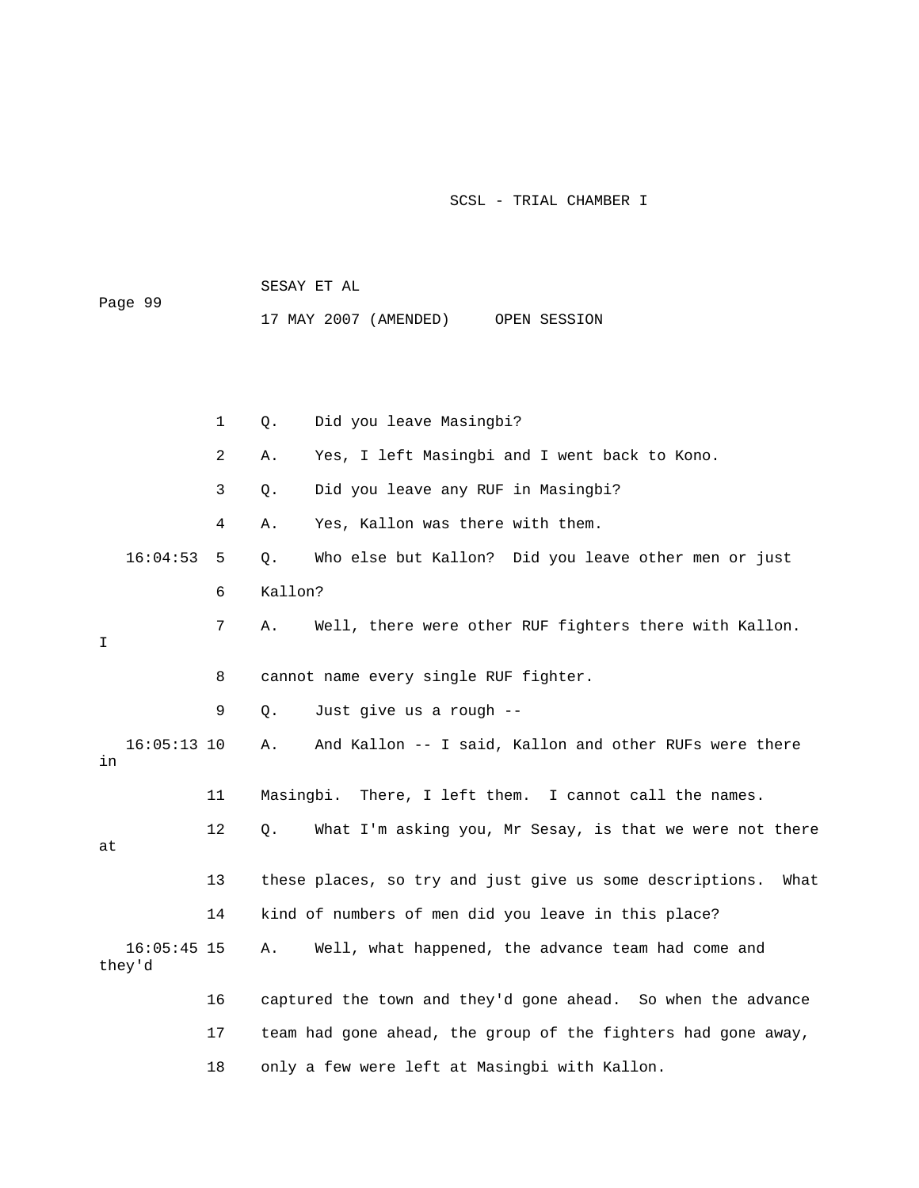1 Q. Did you leave Masingbi?

2 A. Yes, I left Masingbi and I went back to Kono.

3 Q. Did you leave any RUF in Masingbi?

4 A. Yes, Kallon was there with them.

16:04:53 5 Q. Who else but Kallon? Did you leave other men or just

6 Kallon?

7 A. Well, there were other RUF fighters there with Kallon. I

8 cannot name every single RUF fighter.

9 Q. Just give us a rough --

16:05:13 10 A. And Kallon -- I said, Kallon and other RUFs were there in

11 Masingbi. There, I left them. I cannot call the names.

12 Q. What I'm asking you, Mr Sesay, is that we were not there at

13 these places, so try and just give us some descriptions. What

14 kind of numbers of men did you leave in this place?

16:05:45 15 A. Well, what happened, the advance team had come and they'd

16 captured the town and they'd gone ahead. So when the advance

17 team had gone ahead, the group of the fighters had gone away,

18 only a few were left at Masingbi with Kallon.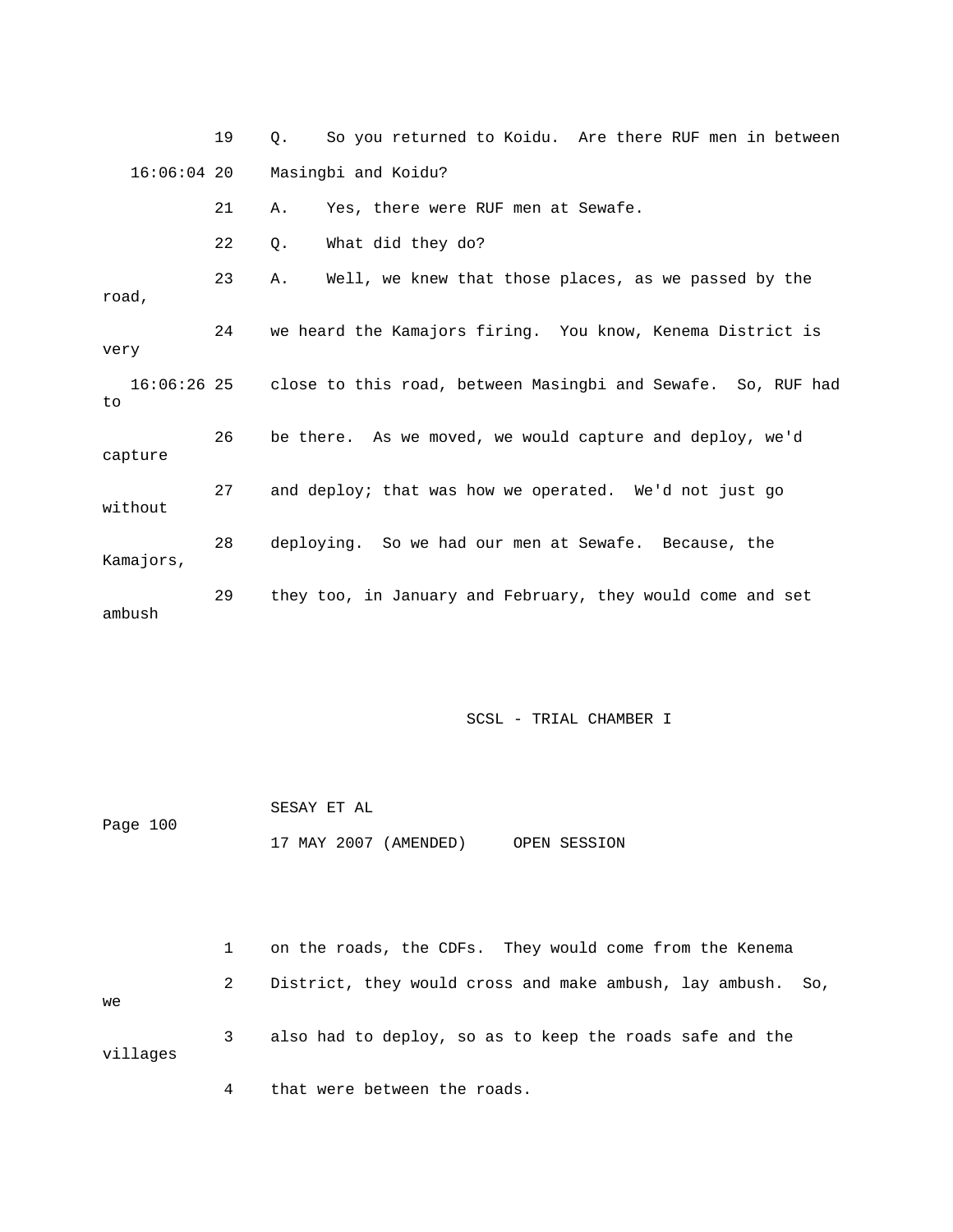19 Q. So you returned to Koidu. Are there RUF men in between

16:06:04 20 Masingbi and Koidu?

21 A. Yes, there were RUF men at Sewafe.

22 Q. What did they do?

23 A. Well, we knew that those places, as we passed by the road,

24 we heard the Kamajors firing. You know, Kenema District is very

16:06:26 25 close to this road, between Masingbi and Sewafe. So, RUF had to

26 be there. As we moved, we would capture and deploy, we'd capture

27 and deploy; that was how we operated. We'd not just go without

28 deploying. So we had our men at Sewafe. Because, the Kamajors,

29 they too, in January and February, they would come and set ambush

1 on the roads, the CDFs. They would come from the Kenema

2 District, they would cross and make ambush, lay ambush. So, we

3 also had to deploy, so as to keep the roads safe and the villages

4 that were between the roads.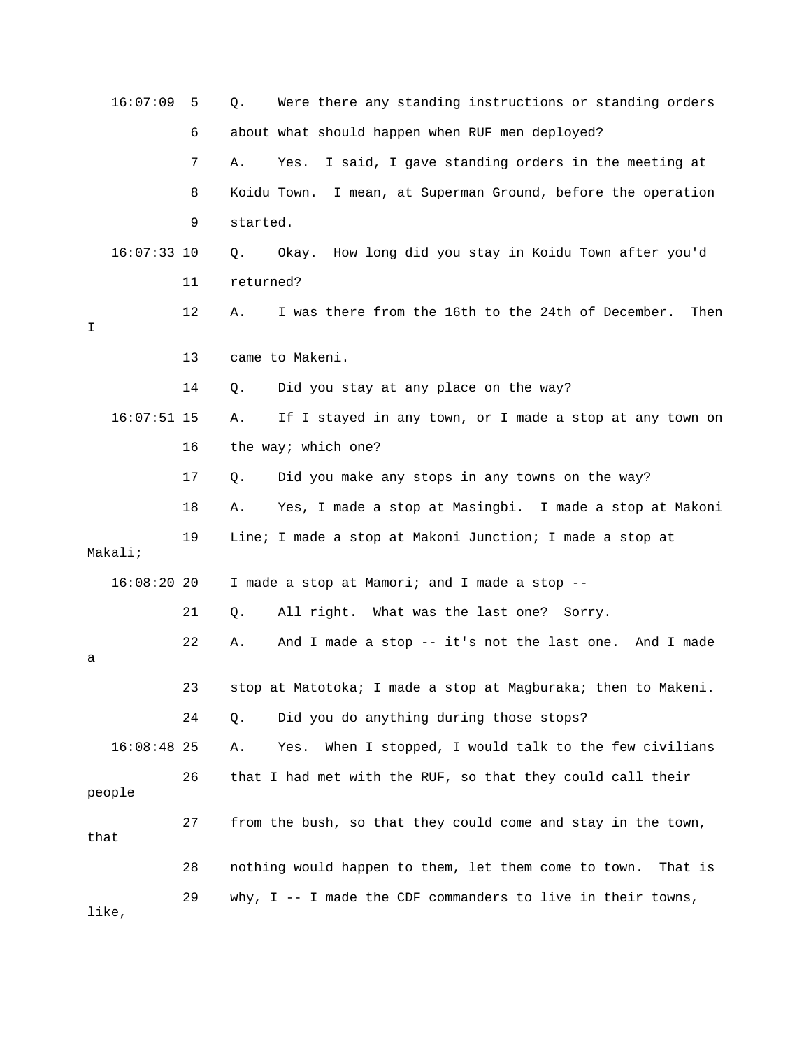16:07:09 5 Q. Were there any standing instructions or standing orders

6 about what should happen when RUF men deployed?

7 A. Yes. I said, I gave standing orders in the meeting at

8 Koidu Town. I mean, at Superman Ground, before the operation

9 started.

16:07:33 10 Q. Okay. How long did you stay in Koidu Town after you'd

11 returned?

12 A. I was there from the 16th to the 24th of December. Then I

13 came to Makeni.

14 Q. Did you stay at any place on the way?

16:07:51 15 A. If I stayed in any town, or I made a stop at any town on

16 the way; which one?

17 Q. Did you make any stops in any towns on the way?

18 A. Yes, I made a stop at Masingbi. I made a stop at Makoni

19 Line; I made a stop at Makoni Junction; I made a stop at Makali;

16:08:20 20 I made a stop at Mamori; and I made a stop --

21 Q. All right. What was the last one? Sorry.

22 A. And I made a stop -- it's not the last one. And I made a

23 stop at Matotoka; I made a stop at Magburaka; then to Makeni.

24 Q. Did you do anything during those stops?

16:08:48 25 A. Yes. When I stopped, I would talk to the few civilians

26 that I had met with the RUF, so that they could call their people

27 from the bush, so that they could come and stay in the town, that

28 nothing would happen to them, let them come to town. That is

29 why, I -- I made the CDF commanders to live in their towns, like,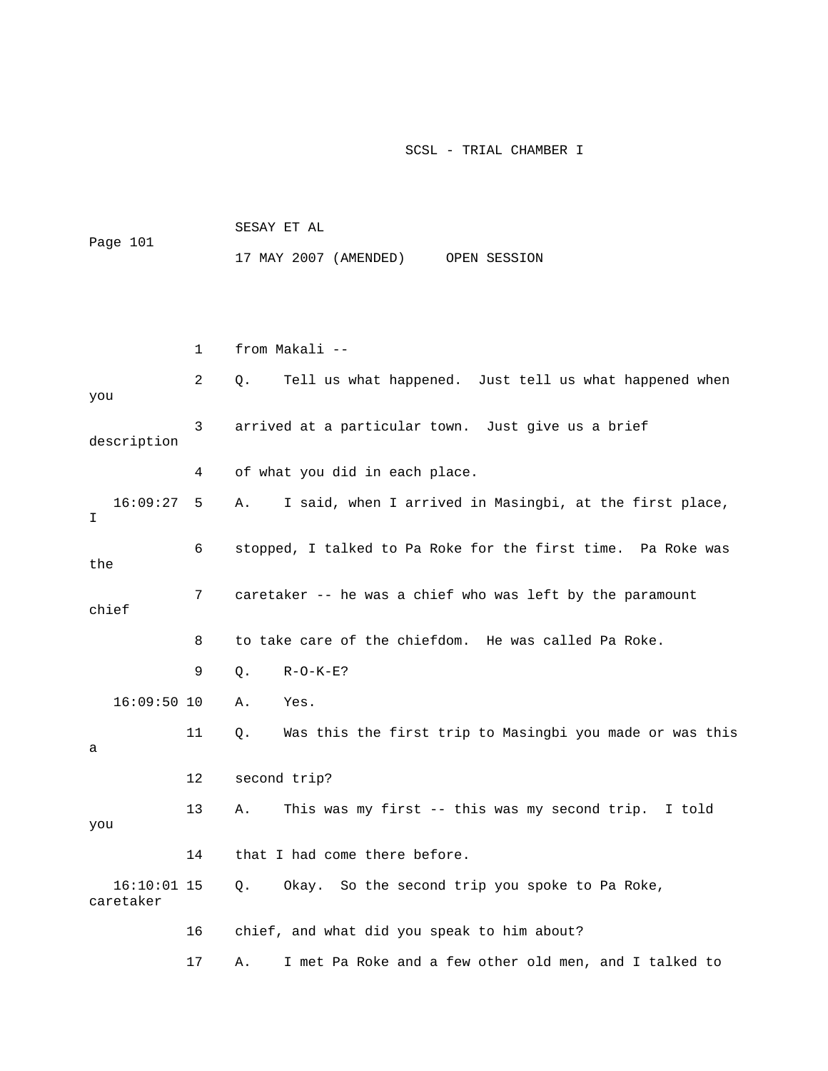1 from Makali --

2 Q. Tell us what happened. Just tell us what happened when you

3 arrived at a particular town. Just give us a brief description

4 of what you did in each place.

16:09:27 5 A. I said, when I arrived in Masingbi, at the first place, I

6 stopped, I talked to Pa Roke for the first time. Pa Roke was the

7 caretaker -- he was a chief who was left by the paramount chief

8 to take care of the chiefdom. He was called Pa Roke.

9 Q. R-O-K-E?

16:09:50 10 A. Yes.

11 Q. Was this the first trip to Masingbi you made or was this a

12 second trip?

13 A. This was my first -- this was my second trip. I told you

14 that I had come there before.

16:10:01 15 Q. Okay. So the second trip you spoke to Pa Roke, caretaker

16 chief, and what did you speak to him about?

17 A. I met Pa Roke and a few other old men, and I talked to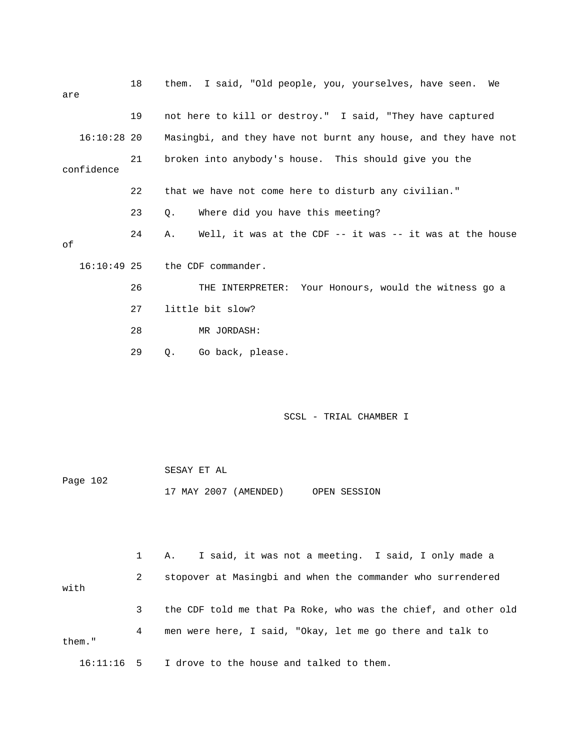18 them. I said, "Old people, you, yourselves, have seen. We are

19 not here to kill or destroy." I said, "They have captured

16:10:28 20 Masingbi, and they have not burnt any house, and they have not

21 broken into anybody's house. This should give you the confidence

22 that we have not come here to disturb any civilian."

23 Q. Where did you have this meeting?

24 A. Well, it was at the CDF -- it was -- it was at the house of

16:10:49 25 the CDF commander.

26 THE INTERPRETER: Your Honours, would the witness go a

27 little bit slow?

28 MR JORDASH:

29 Q. Go back, please.

1 A. I said, it was not a meeting. I said, I only made a

2 stopover at Masingbi and when the commander who surrendered with

3 the CDF told me that Pa Roke, who was the chief, and other old

4 men were here, I said, "Okay, let me go there and talk to them."

16:11:16 5 I drove to the house and talked to them.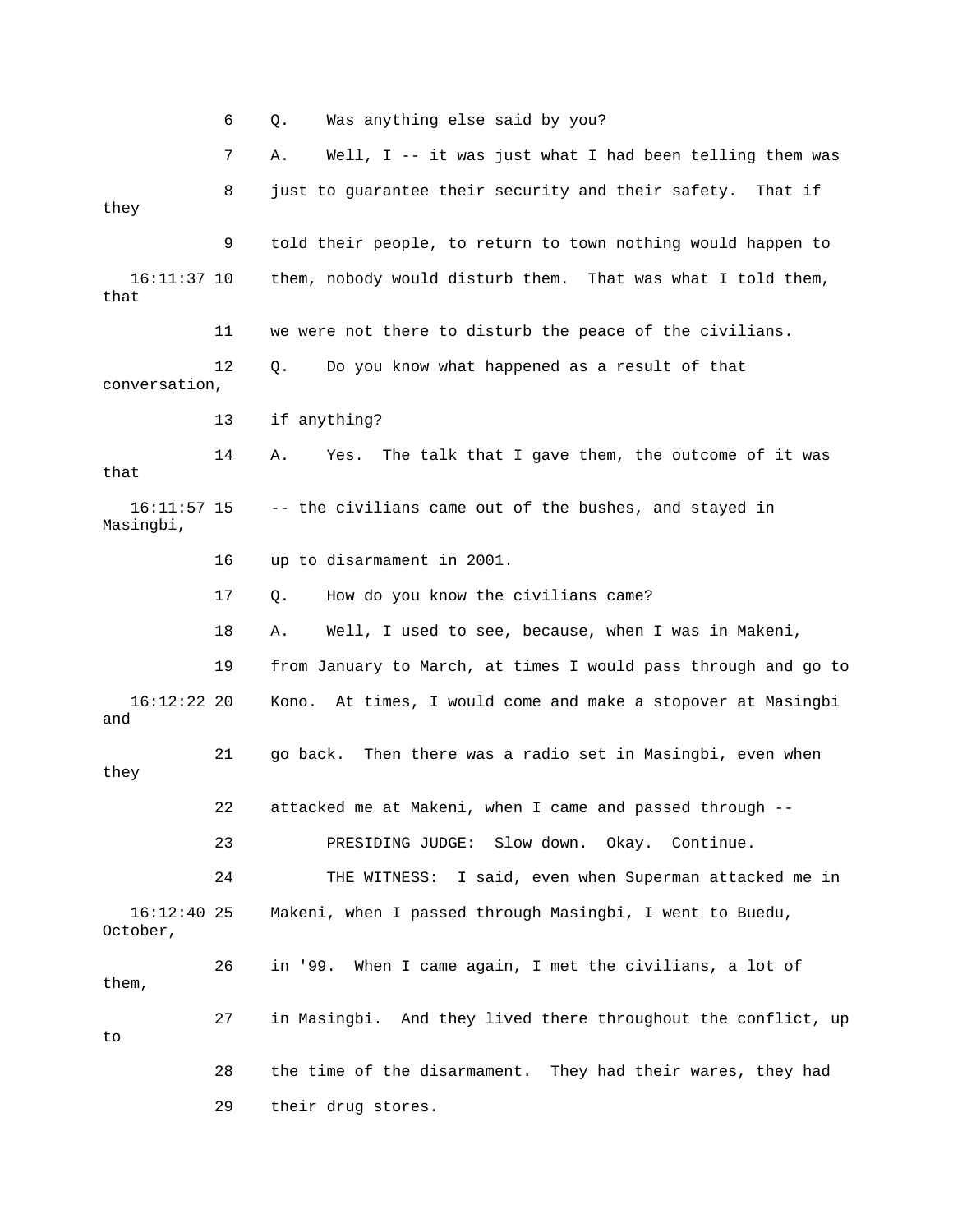6 Q. Was anything else said by you?

7 A. Well, I -- it was just what I had been telling them was

8 just to guarantee their security and their safety. That if they

9 told their people, to return to town nothing would happen to

16:11:37 10 them, nobody would disturb them. That was what I told them, that

11 we were not there to disturb the peace of the civilians.

12 Q. Do you know what happened as a result of that conversation,

13 if anything?

14 A. Yes. The talk that I gave them, the outcome of it was that

16:11:57 15 -- the civilians came out of the bushes, and stayed in Masingbi,

16 up to disarmament in 2001.

17 Q. How do you know the civilians came?

18 A. Well, I used to see, because, when I was in Makeni,

19 from January to March, at times I would pass through and go to

16:12:22 20 Kono. At times, I would come and make a stopover at Masingbi and

21 go back. Then there was a radio set in Masingbi, even when they

22 attacked me at Makeni, when I came and passed through --

23 PRESIDING JUDGE: Slow down. Okay. Continue.

24 THE WITNESS: I said, even when Superman attacked me in

16:12:40 25 Makeni, when I passed through Masingbi, I went to Buedu, October,

26 in '99. When I came again, I met the civilians, a lot of them,

27 in Masingbi. And they lived there throughout the conflict, up to

28 the time of the disarmament. They had their wares, they had

29 their drug stores.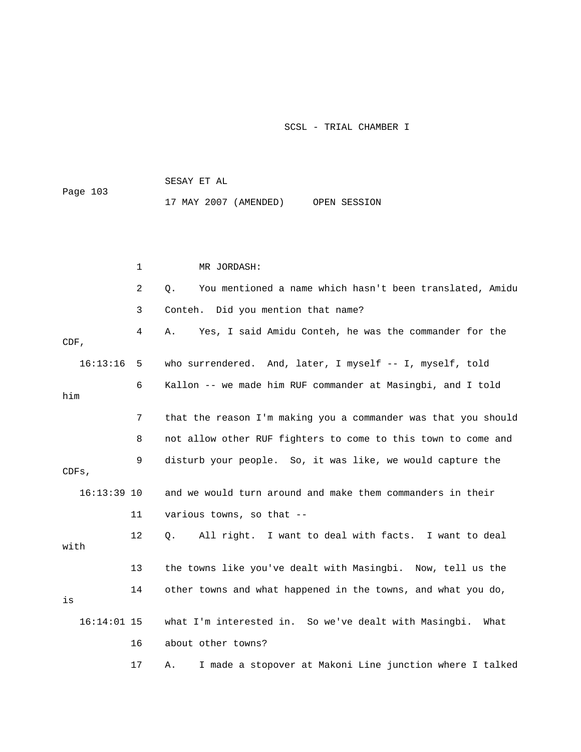MR JORDASH:

Q. You mentioned a name which hasn't been translated, Amidu Conteh. Did you mention that name?

A. Yes, I said Amidu Conteh, he was the commander for the CDF, who surrendered. And, later, I myself -- I, myself, told Kallon -- we made him RUF commander at Masingbi, and I told him that the reason I'm making you a commander was that you should not allow other RUF fighters to come to this town to come and disturb your people. So, it was like, we would capture the CDFs, and we would turn around and make them commanders in their various towns, so that --

Q. All right. I want to deal with facts. I want to deal with the towns like you've dealt with Masingbi. Now, tell us the other towns and what happened in the towns, and what you do, is what I'm interested in. So we've dealt with Masingbi. What about other towns?

A. I made a stopover at Makoni Line junction where I talked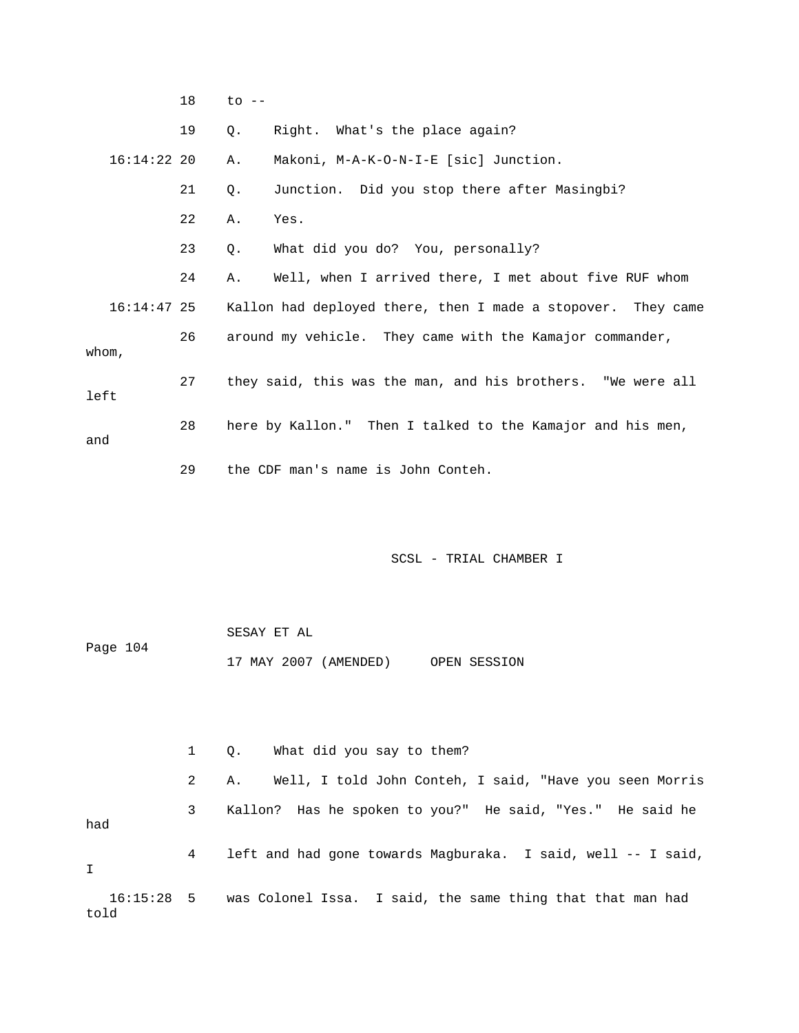18 to --

19 Q. Right. What's the place again?

16:14:22 20 A. Makoni, M-A-K-O-N-I-E [sic] Junction.

21 Q. Junction. Did you stop there after Masingbi?

22 A. Yes.

23 Q. What did you do? You, personally?

24 A. Well, when I arrived there, I met about five RUF whom

16:14:47 25 Kallon had deployed there, then I made a stopover. They came

26 around my vehicle. They came with the Kamajor commander, whom,

27 they said, this was the man, and his brothers. "We were all left

28 here by Kallon." Then I talked to the Kamajor and his men, and

29 the CDF man's name is John Conteh.

SCSL - TRIAL CHAMBER I

SESAY ET AL

17 MAY 2007 (AMENDED) OPEN SESSION

1 Q. What did you say to them?

2 A. Well, I told John Conteh, I said, "Have you seen Morris

3 Kallon? Has he spoken to you?" He said, "Yes." He said he had

4 left and had gone towards Magburaka. I said, well -- I said, I

16:15:28 5 was Colonel Issa. I said, the same thing that that man had told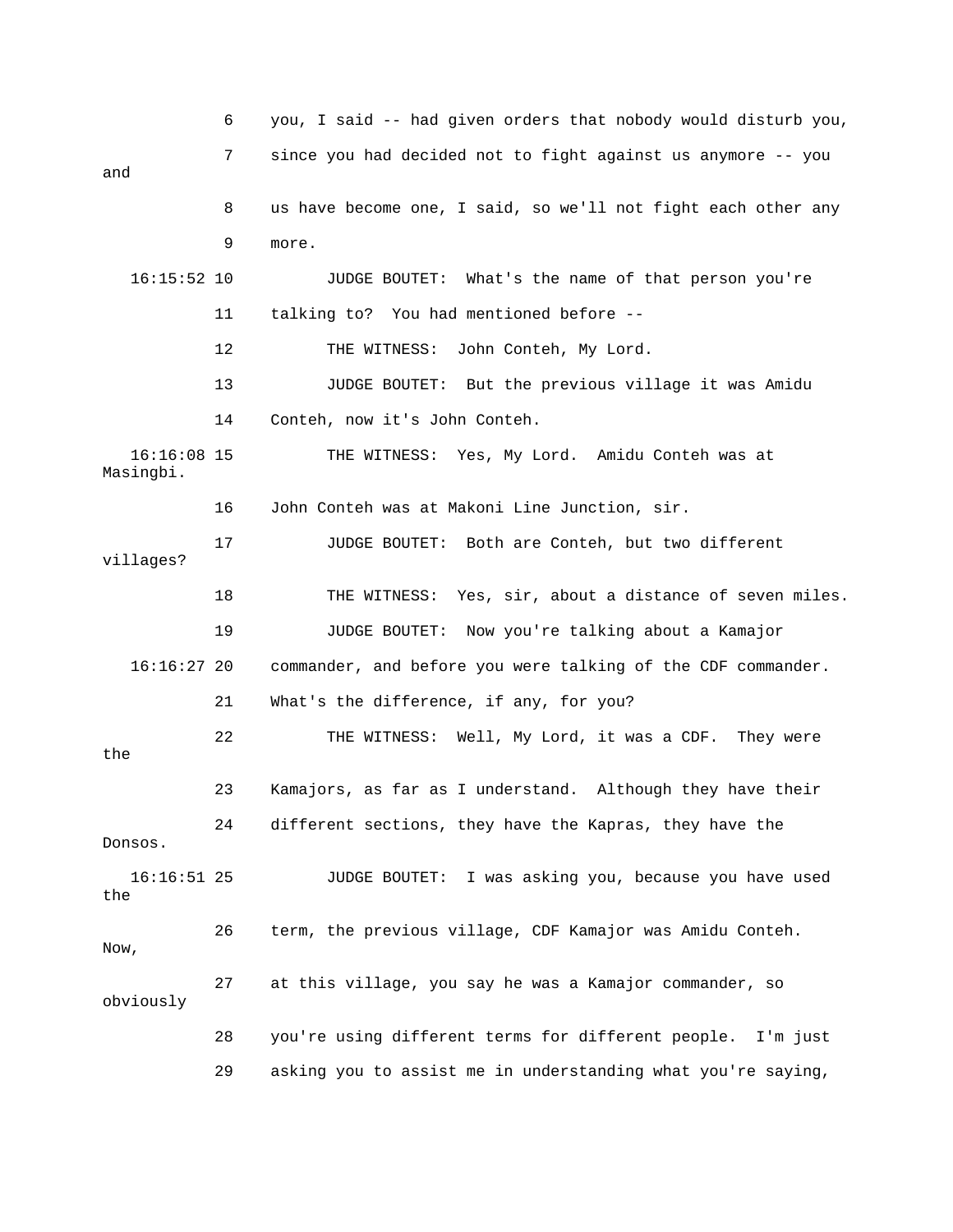6 you, I said -- had given orders that nobody would disturb you,

7 since you had decided not to fight against us anymore -- you and

8 us have become one, I said, so we'll not fight each other any

9 more.

16:15:52 10 JUDGE BOUTET: What's the name of that person you're

11 talking to? You had mentioned before --

12 THE WITNESS: John Conteh, My Lord.

13 JUDGE BOUTET: But the previous village it was Amidu

14 Conteh, now it's John Conteh.

16:16:08 15 THE WITNESS: Yes, My Lord. Amidu Conteh was at Masingbi.

16 John Conteh was at Makoni Line Junction, sir.

17 JUDGE BOUTET: Both are Conteh, but two different villages?

18 THE WITNESS: Yes, sir, about a distance of seven miles.

19 JUDGE BOUTET: Now you're talking about a Kamajor

16:16:27 20 commander, and before you were talking of the CDF commander.

21 What's the difference, if any, for you?

22 THE WITNESS: Well, My Lord, it was a CDF. They were the

23 Kamajors, as far as I understand. Although they have their

24 different sections, they have the Kapras, they have the Donsos.

16:16:51 25 JUDGE BOUTET: I was asking you, because you have used the

26 term, the previous village, CDF Kamajor was Amidu Conteh. Now,

27 at this village, you say he was a Kamajor commander, so obviously

28 you're using different terms for different people. I'm just

29 asking you to assist me in understanding what you're saying,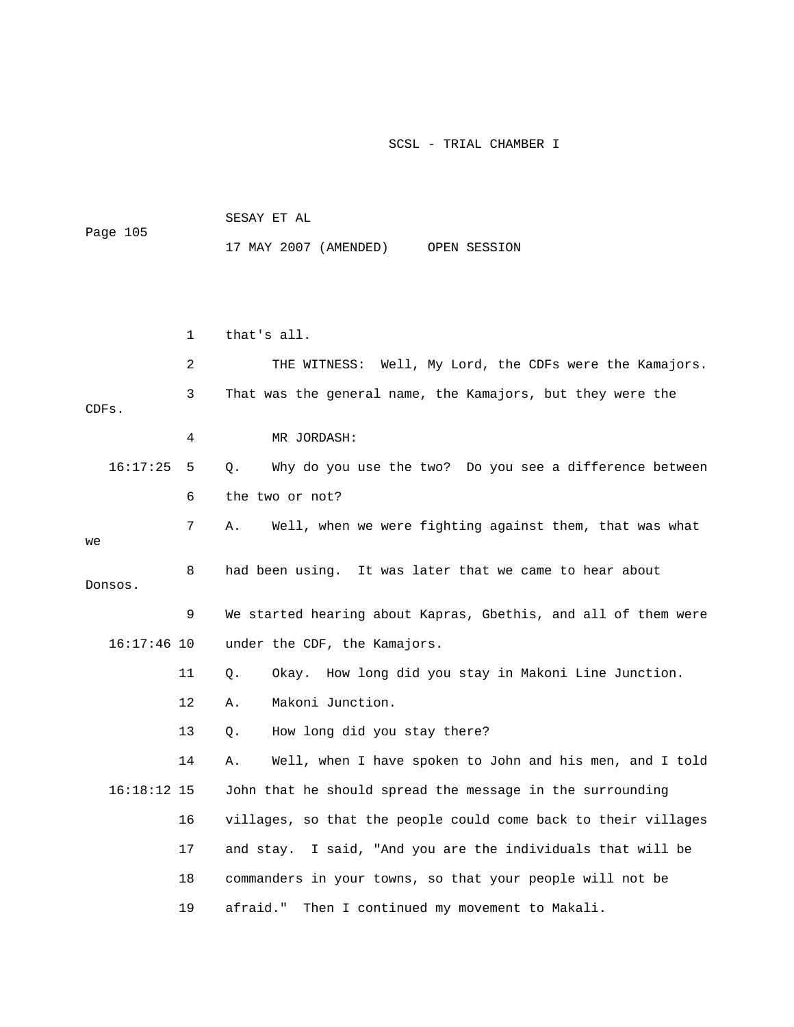that's all.

THE WITNESS: Well, My Lord, the CDFs were the Kamajors. That was the general name, the Kamajors, but they were the CDFs.

MR JORDASH:

Q. Why do you use the two? Do you see a difference between the two or not?

A. Well, when we were fighting against them, that was what we had been using. It was later that we came to hear about Donsos. We started hearing about Kapras, Gbethis, and all of them were under the CDF, the Kamajors.

Q. Okay. How long did you stay in Makoni Line Junction.

A. Makoni Junction.

Q. How long did you stay there?

A. Well, when I have spoken to John and his men, and I told John that he should spread the message in the surrounding villages, so that the people could come back to their villages and stay. I said, "And you are the individuals that will be commanders in your towns, so that your people will not be afraid." Then I continued my movement to Makali.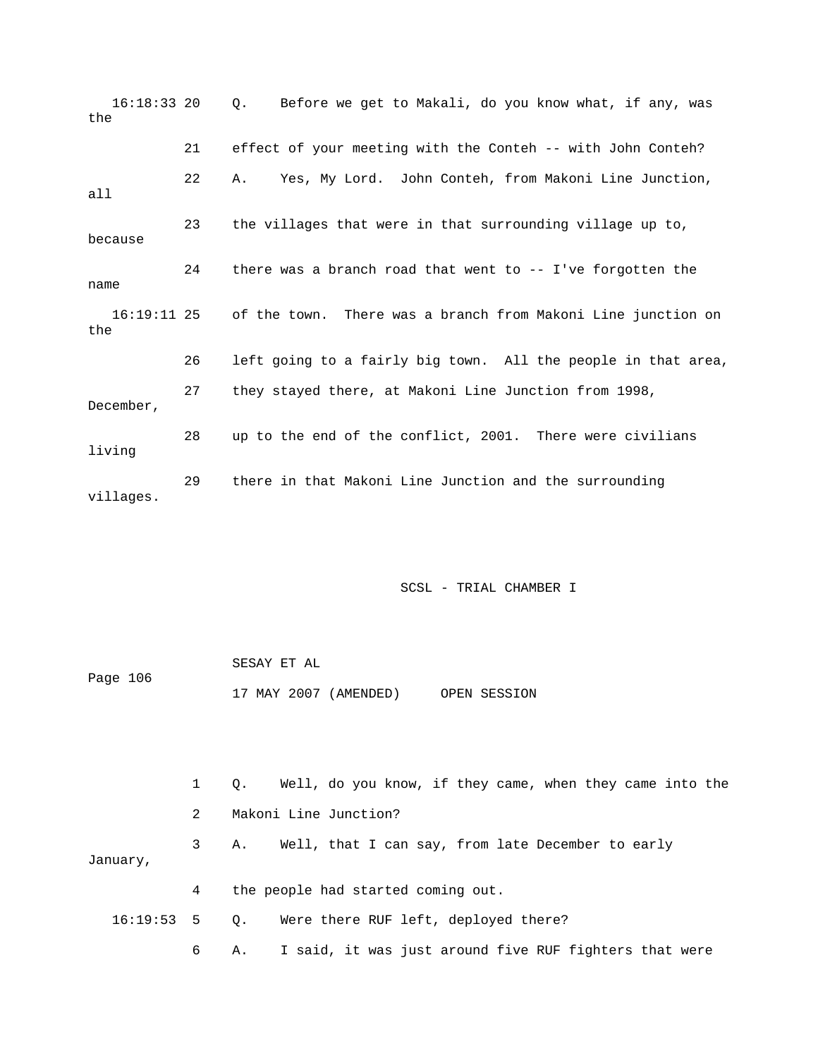16:18:33 20 Q. Before we get to Makali, do you know what, if any, was the

21 effect of your meeting with the Conteh -- with John Conteh?

22 A. Yes, My Lord. John Conteh, from Makoni Line Junction, all

23 the villages that were in that surrounding village up to, because

24 there was a branch road that went to -- I've forgotten the name

16:19:11 25 of the town. There was a branch from Makoni Line junction on the

26 left going to a fairly big town. All the people in that area,

27 they stayed there, at Makoni Line Junction from 1998, December,

28 up to the end of the conflict, 2001. There were civilians living

29 there in that Makoni Line Junction and the surrounding villages.

SCSL - TRIAL CHAMBER I

SESAY ET AL

17 MAY 2007 (AMENDED) OPEN SESSION

1 Q. Well, do you know, if they came, when they came into the

2 Makoni Line Junction?

3 A. Well, that I can say, from late December to early January,

4 the people had started coming out.

16:19:53 5 Q. Were there RUF left, deployed there?

6 A. I said, it was just around five RUF fighters that were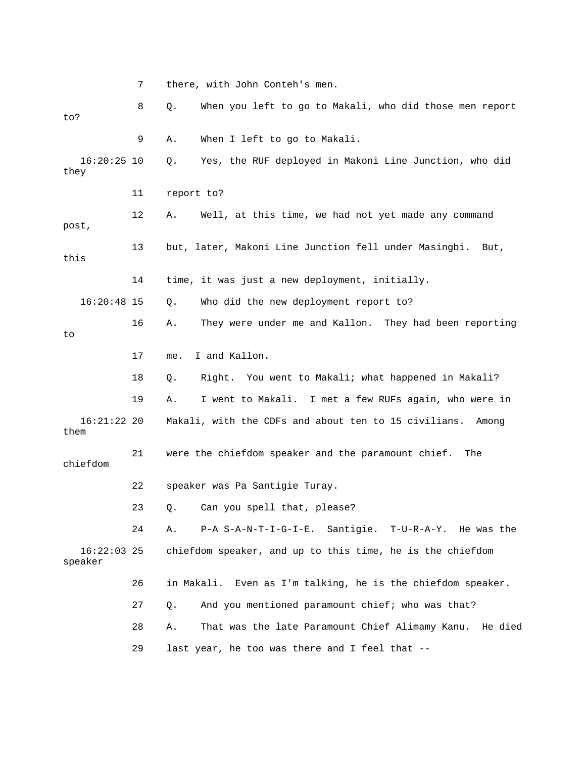7 there, with John Conteh's men.

8 Q. When you left to go to Makali, who did those men report to?

9 A. When I left to go to Makali.

16:20:25 10 Q. Yes, the RUF deployed in Makoni Line Junction, who did they

11 report to?

12 A. Well, at this time, we had not yet made any command post,

13 but, later, Makoni Line Junction fell under Masingbi. But, this

14 time, it was just a new deployment, initially.

16:20:48 15 Q. Who did the new deployment report to?

16 A. They were under me and Kallon. They had been reporting to

17 me. I and Kallon.

18 Q. Right. You went to Makali; what happened in Makali?

19 A. I went to Makali. I met a few RUFs again, who were in

16:21:22 20 Makali, with the CDFs and about ten to 15 civilians. Among them

21 were the chiefdom speaker and the paramount chief. The chiefdom

22 speaker was Pa Santigie Turay.

23 Q. Can you spell that, please?

24 A. P-A S-A-N-T-I-G-I-E. Santigie. T-U-R-A-Y. He was the

16:22:03 25 chiefdom speaker, and up to this time, he is the chiefdom speaker

26 in Makali. Even as I'm talking, he is the chiefdom speaker.

27 Q. And you mentioned paramount chief; who was that?

28 A. That was the late Paramount Chief Alimamy Kanu. He died

29 last year, he too was there and I feel that --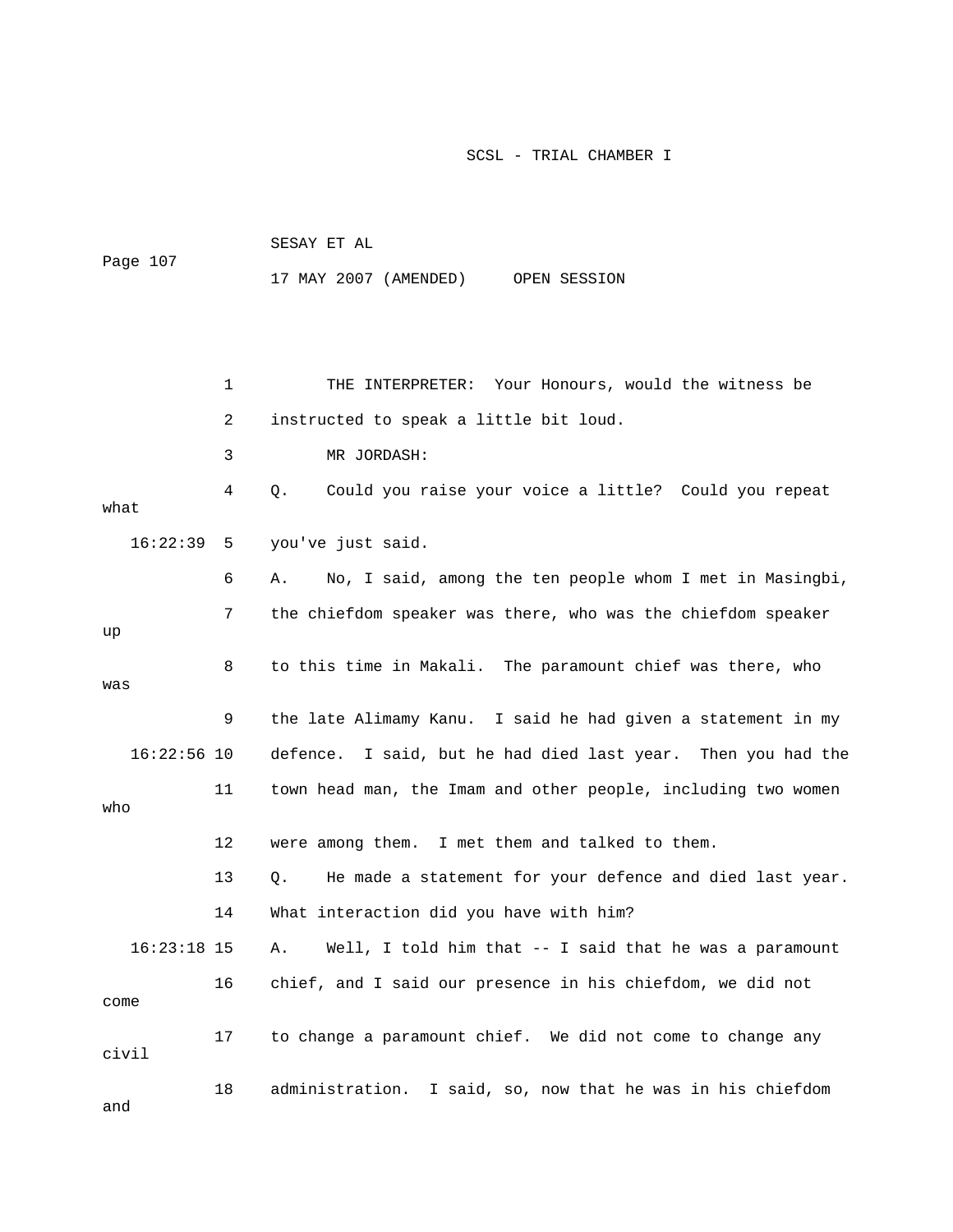THE INTERPRETER: Your Honours, would the witness be instructed to speak a little bit loud.

MR JORDASH:

Q. Could you raise your voice a little? Could you repeat what you've just said.

A. No, I said, among the ten people whom I met in Masingbi, the chiefdom speaker was there, who was the chiefdom speaker up to this time in Makali. The paramount chief was there, who was the late Alimamy Kanu. I said he had given a statement in my defence. I said, but he had died last year. Then you had the town head man, the Imam and other people, including two women who were among them. I met them and talked to them.

Q. He made a statement for your defence and died last year. What interaction did you have with him?

A. Well, I told him that -- I said that he was a paramount chief, and I said our presence in his chiefdom, we did not come to change a paramount chief. We did not come to change any civil administration. I said, so, now that he was in his chiefdom and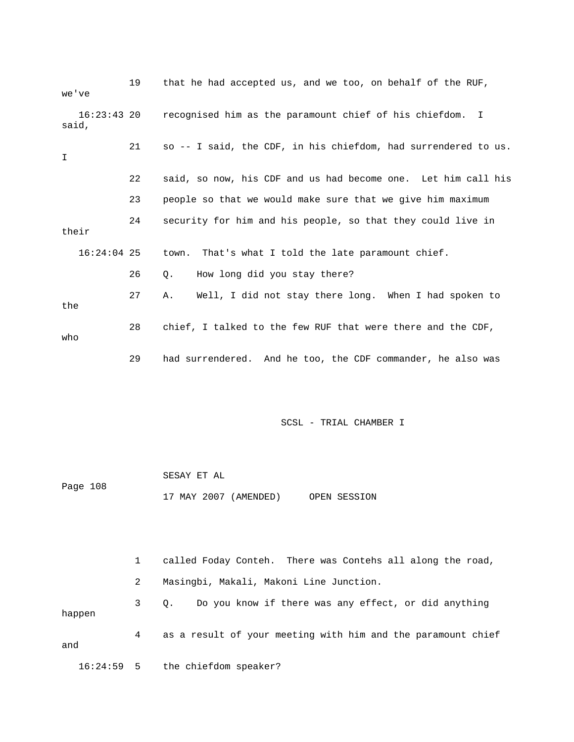19 that he had accepted us, and we too, on behalf of the RUF, we've

16:23:43 20 recognised him as the paramount chief of his chiefdom. I said,

21 so -- I said, the CDF, in his chiefdom, had surrendered to us. I

22 said, so now, his CDF and us had become one. Let him call his

23 people so that we would make sure that we give him maximum

24 security for him and his people, so that they could live in their

16:24:04 25 town. That's what I told the late paramount chief.

26 Q. How long did you stay there?

27 A. Well, I did not stay there long. When I had spoken to the

28 chief, I talked to the few RUF that were there and the CDF, who

29 had surrendered. And he too, the CDF commander, he also was

SCSL - TRIAL CHAMBER I

SESAY ET AL

Page 108

17 MAY 2007 (AMENDED) OPEN SESSION

1 called Foday Conteh. There was Contehs all along the road,

2 Masingbi, Makali, Makoni Line Junction.

3 Q. Do you know if there was any effect, or did anything happen

4 as a result of your meeting with him and the paramount chief and

16:24:59 5 the chiefdom speaker?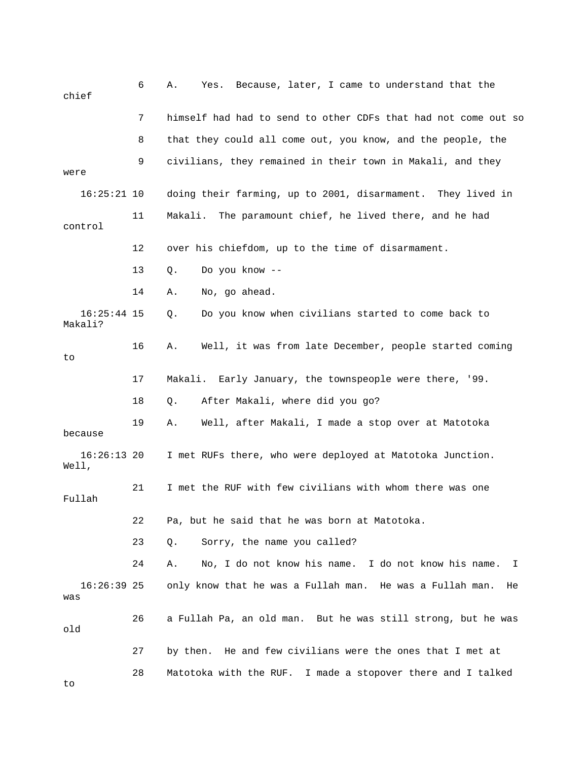6 A. Yes. Because, later, I came to understand that the chief

7 himself had had to send to other CDFs that had not come out so

8 that they could all come out, you know, and the people, the

9 civilians, they remained in their town in Makali, and they were

16:25:21 10 doing their farming, up to 2001, disarmament. They lived in

11 Makali. The paramount chief, he lived there, and he had control

12 over his chiefdom, up to the time of disarmament.

13 Q. Do you know --

14 A. No, go ahead.

16:25:44 15 Q. Do you know when civilians started to come back to Makali?

16 A. Well, it was from late December, people started coming to

17 Makali. Early January, the townspeople were there, '99.

18 Q. After Makali, where did you go?

19 A. Well, after Makali, I made a stop over at Matotoka because

16:26:13 20 I met RUFs there, who were deployed at Matotoka Junction. Well,

21 I met the RUF with few civilians with whom there was one Fullah

22 Pa, but he said that he was born at Matotoka.

23 Q. Sorry, the name you called?

24 A. No, I do not know his name. I do not know his name. I

16:26:39 25 only know that he was a Fullah man. He was a Fullah man. He was

26 a Fullah Pa, an old man. But he was still strong, but he was old

27 by then. He and few civilians were the ones that I met at

28 Matotoka with the RUF. I made a stopover there and I talked to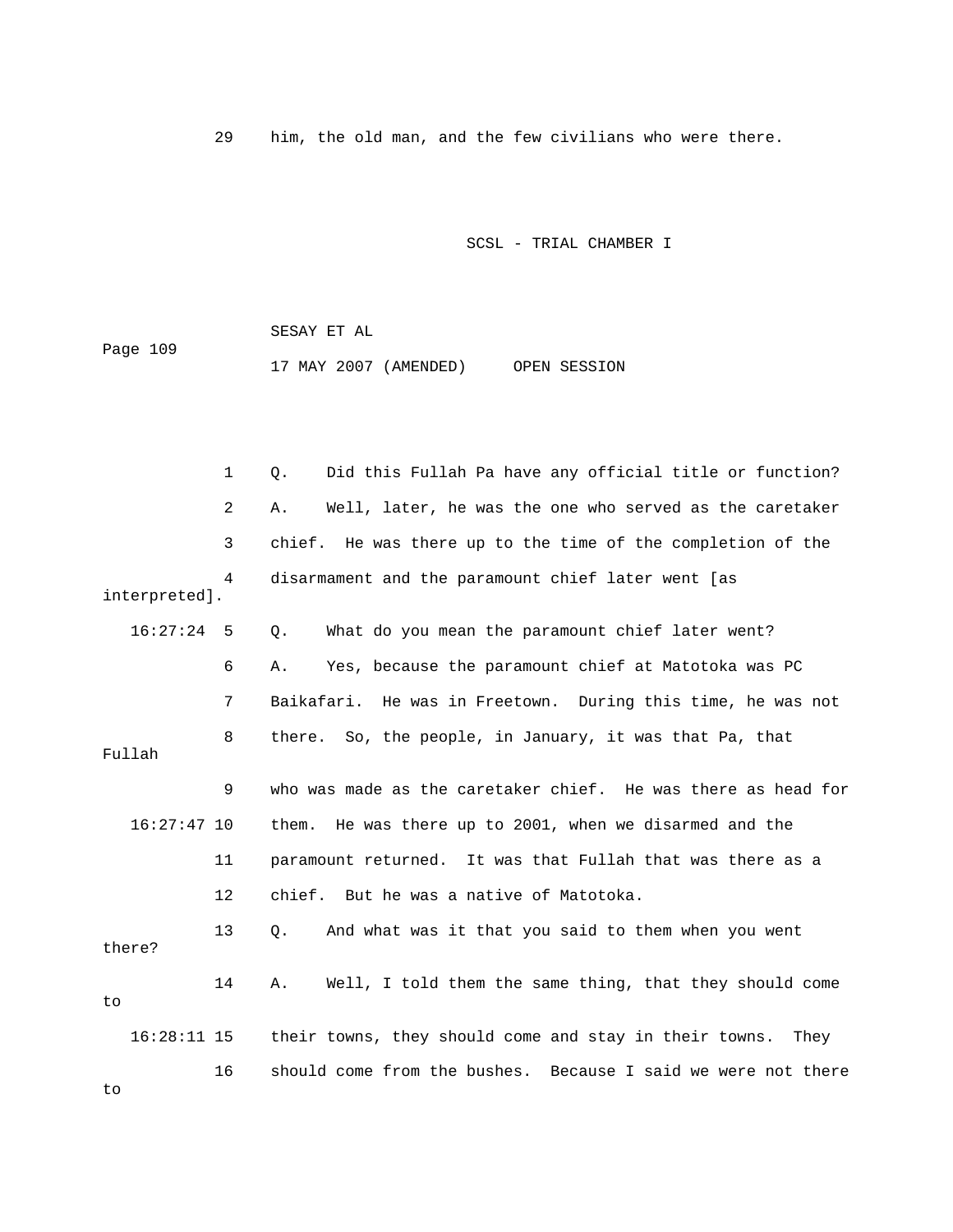29 him, the old man, and the few civilians who were there.

1 Q. Did this Fullah Pa have any official title or function?

2 A. Well, later, he was the one who served as the caretaker

3 chief. He was there up to the time of the completion of the

4 disarmament and the paramount chief later went [as interpreted].

16:27:24 5 Q. What do you mean the paramount chief later went?

6 A. Yes, because the paramount chief at Matotoka was PC

7 Baikafari. He was in Freetown. During this time, he was not

8 there. So, the people, in January, it was that Pa, that Fullah

9 who was made as the caretaker chief. He was there as head for

16:27:47 10 them. He was there up to 2001, when we disarmed and the

11 paramount returned. It was that Fullah that was there as a

12 chief. But he was a native of Matotoka.

13 Q. And what was it that you said to them when you went there?

14 A. Well, I told them the same thing, that they should come to

16:28:11 15 their towns, they should come and stay in their towns. They

16 should come from the bushes. Because I said we were not there to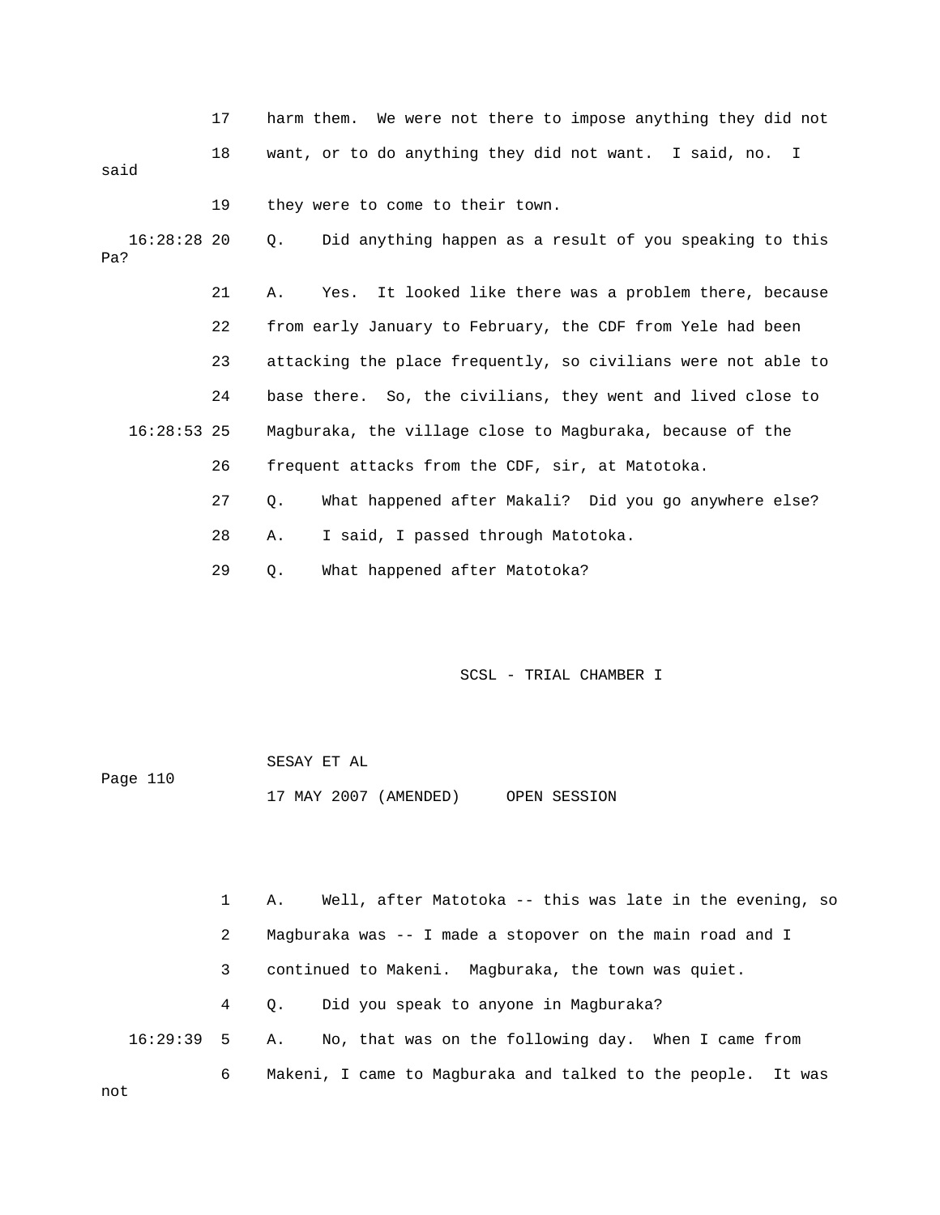17 harm them. We were not there to impose anything they did not

18 want, or to do anything they did not want. I said, no. I said

19 they were to come to their town.

16:28:28 20 Q. Did anything happen as a result of you speaking to this Pa?

21 A. Yes. It looked like there was a problem there, because

22 from early January to February, the CDF from Yele had been

23 attacking the place frequently, so civilians were not able to

24 base there. So, the civilians, they went and lived close to

16:28:53 25 Magburaka, the village close to Magburaka, because of the

26 frequent attacks from the CDF, sir, at Matotoka.

27 Q. What happened after Makali? Did you go anywhere else?

28 A. I said, I passed through Matotoka.

29 Q. What happened after Matotoka?

1 A. Well, after Matotoka -- this was late in the evening, so

2 Magburaka was -- I made a stopover on the main road and I

3 continued to Makeni. Magburaka, the town was quiet.

4 Q. Did you speak to anyone in Magburaka?

16:29:39 5 A. No, that was on the following day. When I came from

6 Makeni, I came to Magburaka and talked to the people. It was not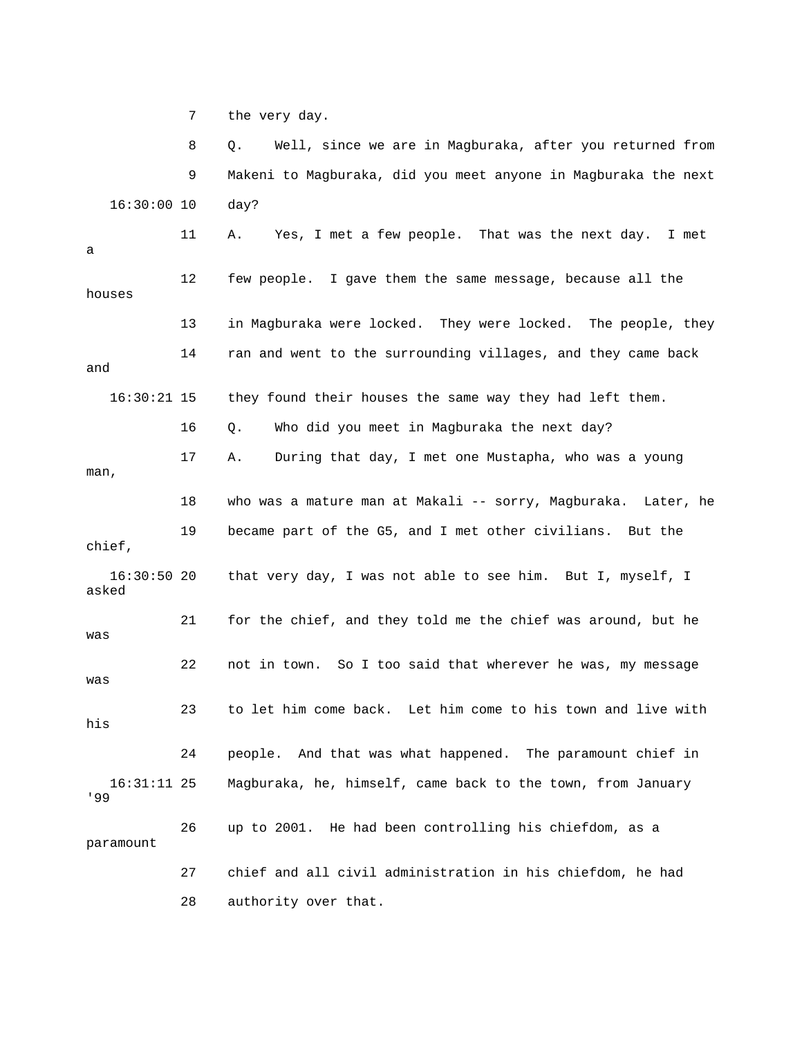7 the very day.

8 Q. Well, since we are in Magburaka, after you returned from

9 Makeni to Magburaka, did you meet anyone in Magburaka the next

16:30:00 10 day?

11 A. Yes, I met a few people. That was the next day. I met a

12 few people. I gave them the same message, because all the houses

13 in Magburaka were locked. They were locked. The people, they

14 ran and went to the surrounding villages, and they came back and

16:30:21 15 they found their houses the same way they had left them.

16 Q. Who did you meet in Magburaka the next day?

17 A. During that day, I met one Mustapha, who was a young man,

18 who was a mature man at Makali -- sorry, Magburaka. Later, he

19 became part of the G5, and I met other civilians. But the chief,

16:30:50 20 that very day, I was not able to see him. But I, myself, I asked

21 for the chief, and they told me the chief was around, but he was

22 not in town. So I too said that wherever he was, my message was

23 to let him come back. Let him come to his town and live with his

24 people. And that was what happened. The paramount chief in

16:31:11 25 Magburaka, he, himself, came back to the town, from January '99

26 up to 2001. He had been controlling his chiefdom, as a paramount

27 chief and all civil administration in his chiefdom, he had

28 authority over that.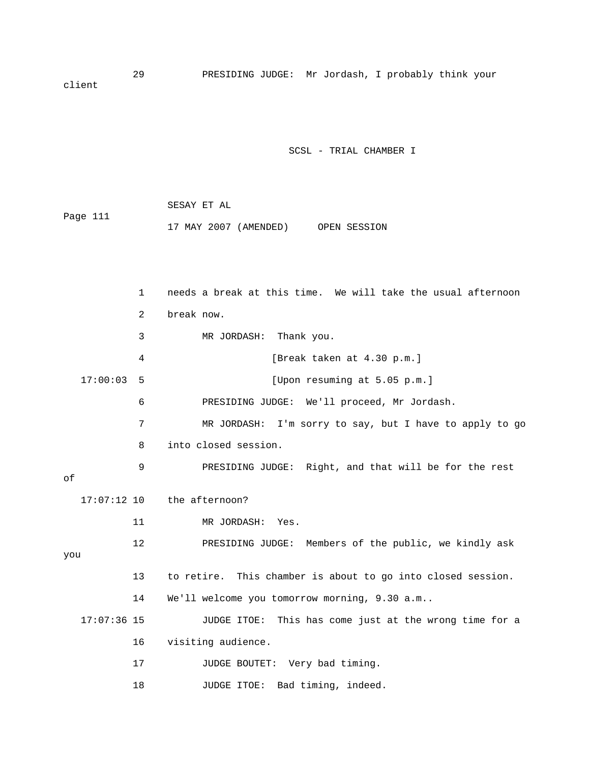29 PRESIDING JUDGE: Mr Jordash, I probably think your client

1 needs a break at this time. We will take the usual afternoon

2 break now.

3 MR JORDASH: Thank you.

4 [Break taken at 4.30 p.m.]

17:00:03 5 [Upon resuming at 5.05 p.m.]

6 PRESIDING JUDGE: We'll proceed, Mr Jordash.

7 MR JORDASH: I'm sorry to say, but I have to apply to go

8 into closed session.

9 PRESIDING JUDGE: Right, and that will be for the rest of

17:07:12 10 the afternoon?

11 MR JORDASH: Yes.

12 PRESIDING JUDGE: Members of the public, we kindly ask you

13 to retire. This chamber is about to go into closed session.

14 We'll welcome you tomorrow morning, 9.30 a.m..

17:07:36 15 JUDGE ITOE: This has come just at the wrong time for a

16 visiting audience.

17 JUDGE BOUTET: Very bad timing.

18 JUDGE ITOE: Bad timing, indeed.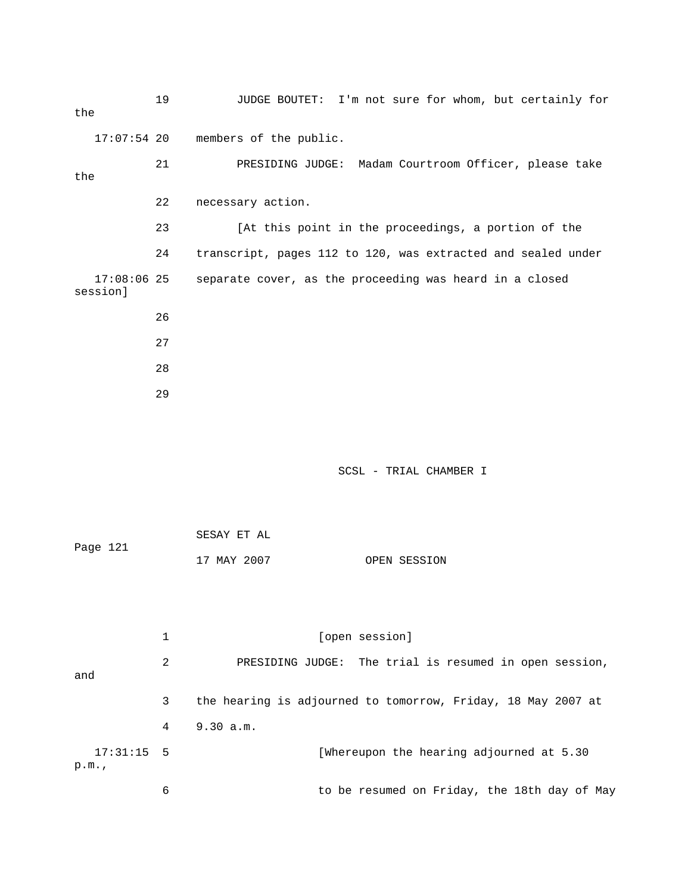19 JUDGE BOUTET: I'm not sure for whom, but certainly for the

17:07:54 20 members of the public.

21 PRESIDING JUDGE: Madam Courtroom Officer, please take the

22 necessary action.

23 [At this point in the proceedings, a portion of the

24 transcript, pages 112 to 120, was extracted and sealed under

17:08:06 25 separate cover, as the proceeding was heard in a closed session]

26

27

28

29

SESAY ET AL

Page 121

17 MAY 2007 OPEN SESSION

1 [open session]

2 PRESIDING JUDGE: The trial is resumed in open session, and

3 the hearing is adjourned to tomorrow, Friday, 18 May 2007 at

4 9.30 a.m.

17:31:15 5 [Whereupon the hearing adjourned at 5.30 p.m.,

6 to be resumed on Friday, the 18th day of May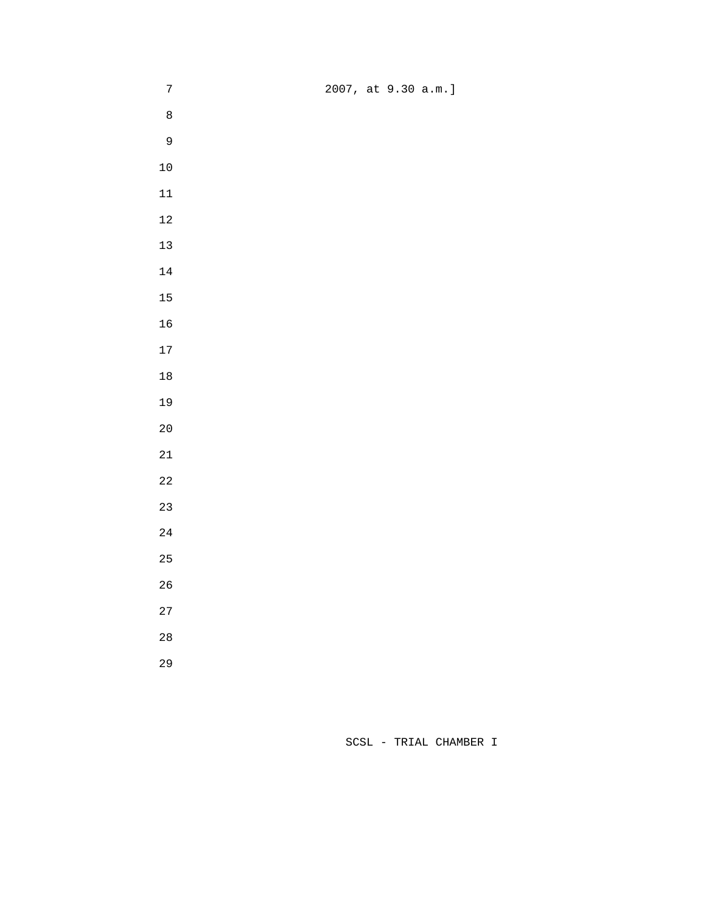2007, at 9.30 a.m.]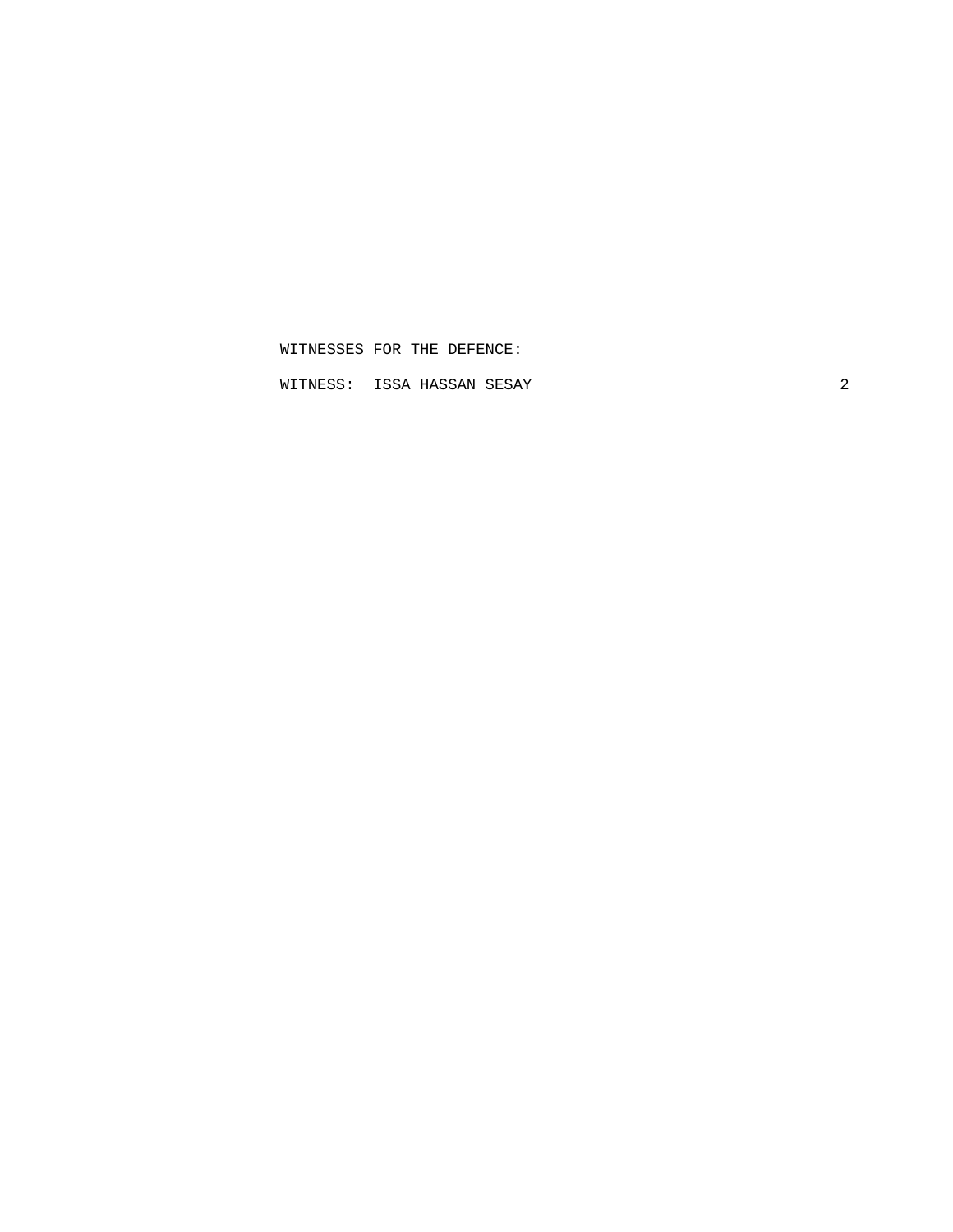WITNESSES FOR THE DEFENCE:

WITNESS: ISSA HASSAN SESAY 2